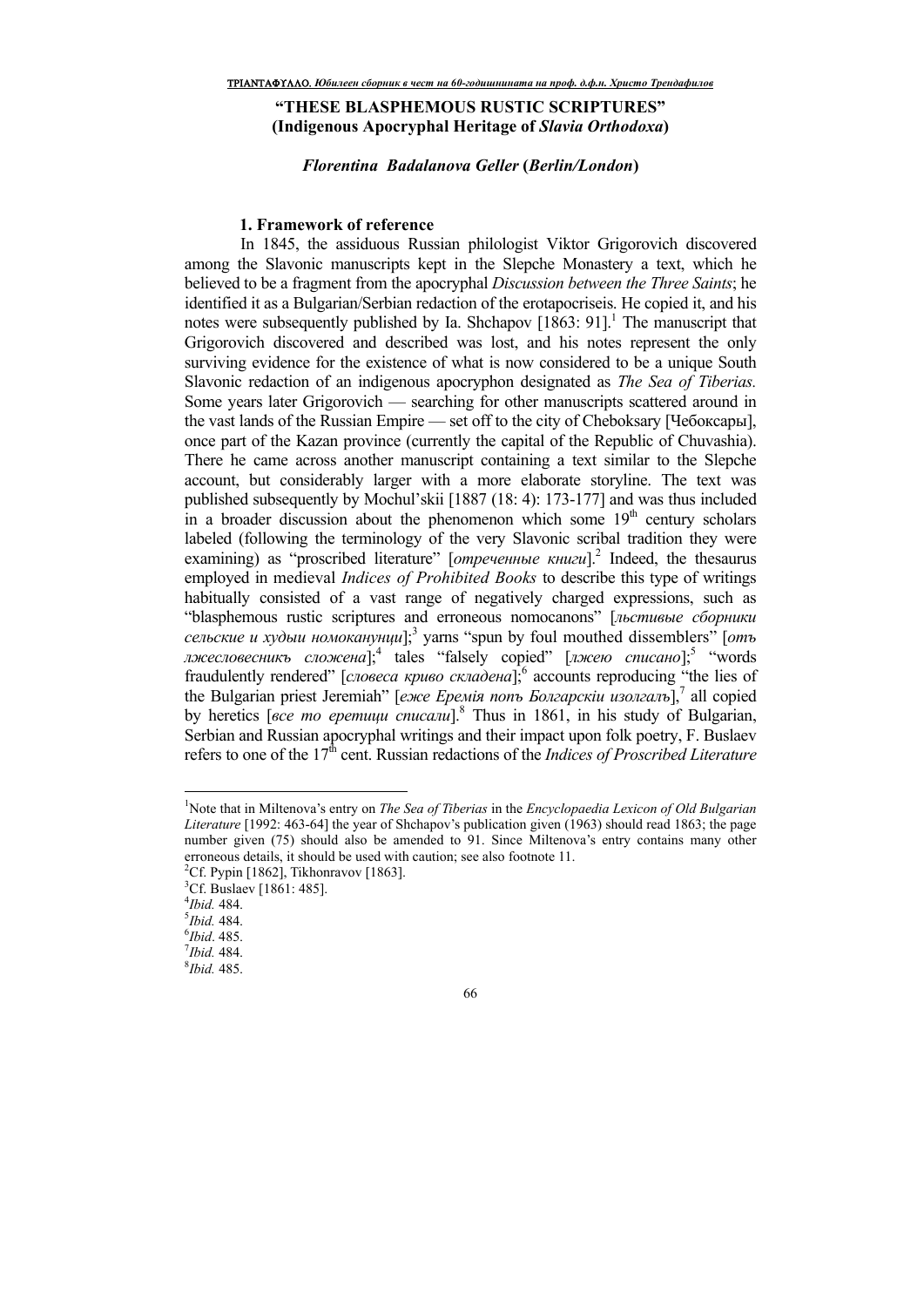# "THESE BLASPHEMOUS RUSTIC SCRIPTURES" (Indigenous Apocryphal Heritage of *Slavia Orthodoxa*)

***Florentina Badalanova Geller* (*Berlin/London*)**

## 1. Framework of reference

In 1845, the assiduous Russian philologist Viktor Grigorovich discovered among the Slavonic manuscripts kept in the Slepche Monastery a text, which he believed to be a fragment from the apocryphal *Discussion between the Three Saints*; he identified it as a Bulgarian/Serbian redaction of the erotapocriseis. He copied it, and his notes were subsequently published by Ia. Shchapov [1863: 91].[1] The manuscript that Grigorovich discovered and described was lost, and his notes represent the only surviving evidence for the existence of what is now considered to be a unique South Slavonic redaction of an indigenous apocryphon designated as *The Sea of Tiberias.* Some years later Grigorovich — searching for other manuscripts scattered around in the vast lands of the Russian Empire — set off to the city of Cheboksary [Чебоксары], once part of the Kazan province (currently the capital of the Republic of Chuvashia). There he came across another manuscript containing a text similar to the Slepche account, but considerably larger with a more elaborate storyline. The text was published subsequently by Mochul'skii [1887 (18: 4): 173-177] and was thus included in a broader discussion about the phenomenon which some 19th century scholars labeled (following the terminology of the very Slavonic scribal tradition they were examining) as "proscribed literature" [*отреченные книги*].[2] Indeed, the thesaurus employed in medieval *Indices of Prohibited Books* to describe this type of writings habitually consisted of a vast range of negatively charged expressions, such as "blasphemous rustic scriptures and erroneous nomocanons" [*льстивые сборники сельские и худыи номокануници*];[3] yarns "spun by foul mouthed dissemblers" [*отъ лжесловесникъ сложена*];[4] tales "falsely copied" [*лжею списано*];[5] "words fraudulently rendered" [*словеса криво складена*];[6] accounts reproducing "the lies of the Bulgarian priest Jeremiah" [*еже Еремія попъ Болгарскіи изолгалъ*],[7] all copied by heretics [*все то еретици списали*].[8] Thus in 1861, in his study of Bulgarian, Serbian and Russian apocryphal writings and their impact upon folk poetry, F. Buslaev refers to one of the 17th cent. Russian redactions of the *Indices of Proscribed Literature*

---

[1] Note that in Miltenova's entry on *The Sea of Tiberias* in the *Encyclopaedia Lexicon of Old Bulgarian Literature* [1992: 463-64] the year of Shchapov's publication given (1963) should read 1863; the page number given (75) should also be amended to 91. Since Miltenova's entry contains many other erroneous details, it should be used with caution; see also footnote 11.

[2] Cf. Pypin [1862], Tikhonravov [1863].

[3] Cf. Buslaev [1861: 485].

[4] *Ibid.* 484.

[5] *Ibid.* 484.

[6] *Ibid*. 485.

[7] *Ibid.* 484.

[8] *Ibid.* 485.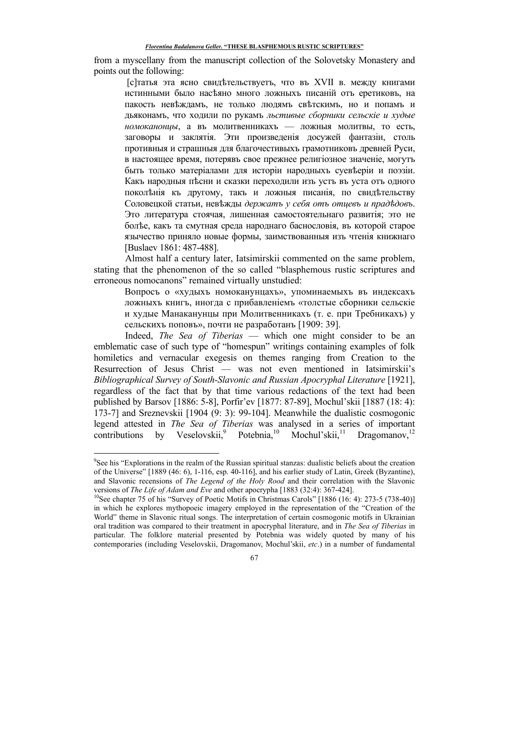from a myscellany from the manuscript collection of the Solovetsky Monastery and points out the following:

> [с]татья эта ясно свидѣтельствуетъ, что въ XVII в. между книгами истинными было насѣяно много ложныхъ писаній отъ еретиковъ, на пакость невѣждамъ, не только людямъ свѣтскимъ, но и попамъ и дьяконамъ, что ходили по рукамъ *льстивые сборники сельскіе и худые номоканоны*, а въ молитвенникахъ — ложныя молитвы, то есть, заговоры и заклятія. Эти произведенія досужей фантазіи, столь противныя и страшныя для благочестивыхъ грамотниковъ древней Руси, в настоящее время, потерявъ свое прежнее религіозное значеніе, могутъ быть только матеріалами для исторіи народныхъ суевѣріи и поэзіи. Какъ народныя пѣсни и сказки переходили изъ устъ въ уста отъ одного поколѣнія къ другому, такъ и ложныя писанія, по свидѣтельству Соловецкой статьи, невѣжды *держатъ у себя отъ отцевъ и прадѣдовъ*. Это литература стоячая, лишенная самостоятельнаго развитія; это не болѣе, какъ та смутная среда народнаго баснословія, въ которой старое язычество приняло новые формы, заимствованныя изъ чтенія книжнаго [Buslaev 1861: 487-488].

Almost half a century later, Iatsimirskii commented on the same problem, stating that the phenomenon of the so called "blasphemous rustic scriptures and erroneous nomocanons" remained virtually unstudied:

> Вопросъ о «худыхъ номоканунцахъ», упоминаемыхъ въ индексахъ ложныхъ книгъ, иногда с прибавленіемъ «толстые сборники сельскіе и худые Манаканунцы при Молитвенникахъ (т. е. при Требникахъ) у сельскихъ поповъ», почти не разработанъ [1909: 39].

Indeed, *The Sea of Tiberias* — which one might consider to be an emblematic case of such type of "homespun" writings containing examples of folk homiletics and vernacular exegesis on themes ranging from Creation to the Resurrection of Jesus Christ — was not even mentioned in Iatsimirskii's *Bibliographical Survey of South-Slavonic and Russian Apocryphal Literature* [1921], regardless of the fact that by that time various redactions of the text had been published by Barsov [1886: 5-8], Porfir'ev [1877: 87-89], Mochul'skii [1887 (18: 4): 173-7] and Sreznevskii [1904 (9: 3): 99-104]. Meanwhile the dualistic cosmogonic legend attested in *The Sea of Tiberias* was analysed in a series of important contributions by Veselovskii,[9] Potebnia,[10] Mochul'skii,[11] Dragomanov,[12]

---

[9] See his "Explorations in the realm of the Russian spiritual stanzas: dualistic beliefs about the creation of the Universe" [1889 (46: 6), 1-116, esp. 40-116], and his earlier study of Latin, Greek (Byzantine), and Slavonic recensions of *The Legend of the Holy Rood* and their correlation with the Slavonic versions of *The Life of Adam and Eve* and other apocrypha [1883 (32:4): 367-424].

[10] See chapter 75 of his "Survey of Poetic Motifs in Christmas Carols" [1886 (16: 4): 273-5 (738-40)] in which he explores mythopoeic imagery employed in the representation of the "Creation of the World" theme in Slavonic ritual songs. The interpretation of certain cosmogonic motifs in Ukrainian oral tradition was compared to their treatment in apocryphal literature, and in *The Sea of Tiberias* in particular. The folklore material presented by Potebnia was widely quoted by many of his contemporaries (including Veselovskii, Dragomanov, Mochul'skii, *etc*.) in a number of fundamental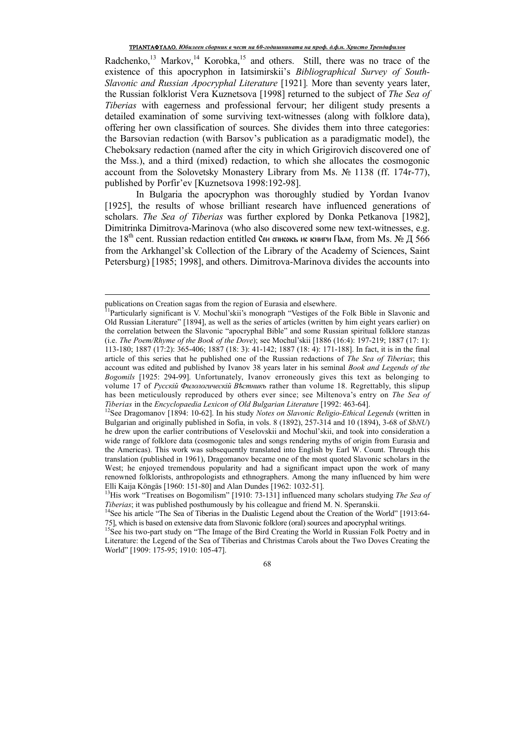Radchenko,[13] Markov,[14] Korobka,[15] and others. Still, there was no trace of the existence of this apocryphon in Iatsimirskii's *Bibliographical Survey of South-Slavonic and Russian Apocryphal Literature* [1921]. More than seventy years later, the Russian folklorist Vera Kuznetsova [1998] returned to the subject of *The Sea of Tiberias* with eagerness and professional fervour; her diligent study presents a detailed examination of some surviving text-witnesses (along with folklore data), offering her own classification of sources. She divides them into three categories: the Barsovian redaction (with Barsov's publication as a paradigmatic model), the Cheboksary redaction (named after the city in which Grigirovich discovered one of the Mss.), and a third (mixed) redaction, to which she allocates the cosmogonic account from the Solovetsky Monastery Library from Ms. № 1138 (ff. 174r-77), published by Porfir'ev [Kuznetsova 1998:192-98].

In Bulgaria the apocryphon was thoroughly studied by Yordan Ivanov [1925], the results of whose brilliant research have influenced generations of scholars. *The Sea of Tiberias* was further explored by Donka Petkanova [1982], Dimitrinka Dimitrova-Marinova (who also discovered some new text-witnesses, e.g. the 18th cent. Russian redaction entitled Сеи списокъ ис книги Пале, from Ms. № Д 566 from the Arkhangel'sk Collection of the Library of the Academy of Sciences, Saint Petersburg) [1985; 1998], and others. Dimitrova-Marinova divides the accounts into

---

publications on Creation sagas from the region of Eurasia and elsewhere.

[11] Particularly significant is V. Mochul'skii's monograph "Vestiges of the Folk Bible in Slavonic and Old Russian Literature" [1894], as well as the series of articles (written by him eight years earlier) on the correlation between the Slavonic "apocryphal Bible" and some Russian spiritual folklore stanzas (i.e. *The Poem/Rhyme of the Book of the Dove*); see Mochul'skii [1886 (16:4): 197-219; 1887 (17: 1): 113-180; 1887 (17:2): 365-406; 1887 (18: 3): 41-142; 1887 (18: 4): 171-188]. In fact, it is in the final article of this series that he published one of the Russian redactions of *The Sea of Tiberias*; this account was edited and published by Ivanov 38 years later in his seminal *Book and Legends of the Bogomils* [1925: 294-99]. Unfortunately, Ivanov erroneously gives this text as belonging to volume 17 of *Русскій Филологическій Вѣстникъ* rather than volume 18. Regrettably, this slipup has been meticulously reproduced by others ever since; see Miltenova's entry on *The Sea of Tiberias* in the *Encyclopaedia Lexicon of Old Bulgarian Literature* [1992: 463-64].

[12] See Dragomanov [1894: 10-62]. In his study *Notes on Slavonic Religio-Ethical Legends* (written in Bulgarian and originally published in Sofia, in vols. 8 (1892), 257-314 and 10 (1894), 3-68 of *SbNU*) he drew upon the earlier contributions of Veselovskii and Mochul'skii, and took into consideration a wide range of folklore data (cosmogonic tales and songs rendering myths of origin from Eurasia and the Americas). This work was subsequently translated into English by Earl W. Count. Through this translation (published in 1961), Dragomanov became one of the most quoted Slavonic scholars in the West; he enjoyed tremendous popularity and had a significant impact upon the work of many renowned folklorists, anthropologists and ethnographers. Among the many influenced by him were Elli Kaija Köngäs [1960: 151-80] and Alan Dundes [1962: 1032-51].

[13] His work "Treatises on Bogomilism" [1910: 73-131] influenced many scholars studying *The Sea of Tiberias*; it was published posthumously by his colleague and friend M. N. Speranskii.

[14] See his article "The Sea of Tiberias in the Dualistic Legend about the Creation of the World" [1913:64-75], which is based on extensive data from Slavonic folklore (oral) sources and apocryphal writings.

[15] See his two-part study on "The Image of the Bird Creating the World in Russian Folk Poetry and in Literature: the Legend of the Sea of Tiberias and Christmas Carols about the Two Doves Creating the World" [1909: 175-95; 1910: 105-47].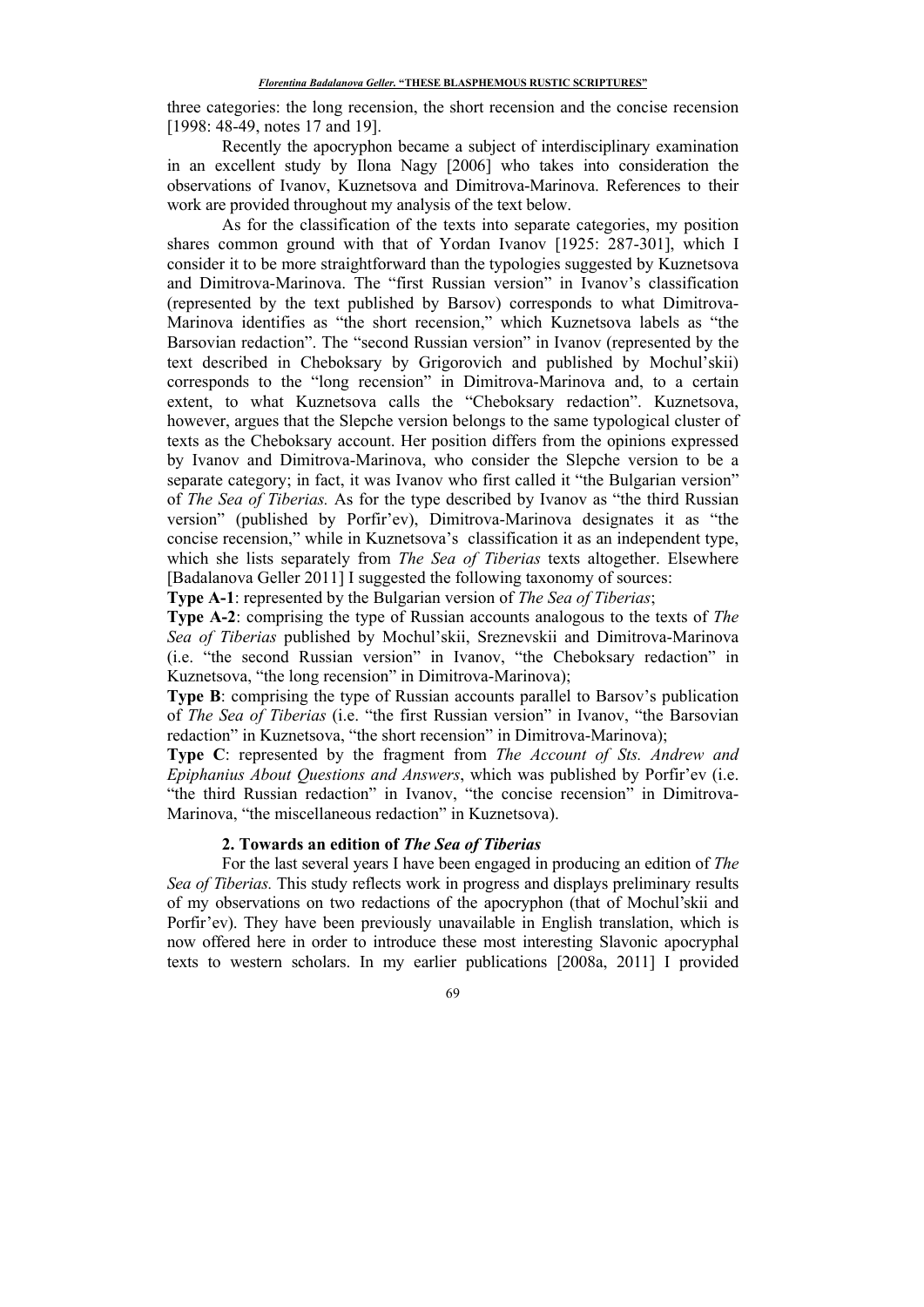three categories: the long recension, the short recension and the concise recension [1998: 48-49, notes 17 and 19].

Recently the apocryphon became a subject of interdisciplinary examination in an excellent study by Ilona Nagy [2006] who takes into consideration the observations of Ivanov, Kuznetsova and Dimitrova-Marinova. References to their work are provided throughout my analysis of the text below.

As for the classification of the texts into separate categories, my position shares common ground with that of Yordan Ivanov [1925: 287-301], which I consider it to be more straightforward than the typologies suggested by Kuznetsova and Dimitrova-Marinova. The "first Russian version" in Ivanov's classification (represented by the text published by Barsov) corresponds to what Dimitrova-Marinova identifies as "the short recension," which Kuznetsova labels as "the Barsovian redaction". The "second Russian version" in Ivanov (represented by the text described in Cheboksary by Grigorovich and published by Mochul'skii) corresponds to the "long recension" in Dimitrova-Marinova and, to a certain extent, to what Kuznetsova calls the "Cheboksary redaction". Kuznetsova, however, argues that the Slepche version belongs to the same typological cluster of texts as the Cheboksary account. Her position differs from the opinions expressed by Ivanov and Dimitrova-Marinova, who consider the Slepche version to be a separate category; in fact, it was Ivanov who first called it "the Bulgarian version" of *The Sea of Tiberias.* As for the type described by Ivanov as "the third Russian version" (published by Porfir'ev), Dimitrova-Marinova designates it as "the concise recension," while in Kuznetsova's classification it as an independent type, which she lists separately from *The Sea of Tiberias* texts altogether. Elsewhere [Badalanova Geller 2011] I suggested the following taxonomy of sources:

**Type A-1**: represented by the Bulgarian version of *The Sea of Tiberias*;

**Type A-2**: comprising the type of Russian accounts analogous to the texts of *The Sea of Tiberias* published by Mochul'skii, Sreznevskii and Dimitrova-Marinova (i.e. "the second Russian version" in Ivanov, "the Cheboksary redaction" in Kuznetsova, "the long recension" in Dimitrova-Marinova);

**Type B**: comprising the type of Russian accounts parallel to Barsov's publication of *The Sea of Tiberias* (i.e. "the first Russian version" in Ivanov, "the Barsovian redaction" in Kuznetsova, "the short recension" in Dimitrova-Marinova);

**Type C**: represented by the fragment from *The Account of Sts. Andrew and Epiphanius About Questions and Answers*, which was published by Porfir'ev (i.e. "the third Russian redaction" in Ivanov, "the concise recension" in Dimitrova-Marinova, "the miscellaneous redaction" in Kuznetsova).

## 2. Towards an edition of *The Sea of Tiberias*

For the last several years I have been engaged in producing an edition of *The Sea of Tiberias.* This study reflects work in progress and displays preliminary results of my observations on two redactions of the apocryphon (that of Mochul'skii and Porfir'ev). They have been previously unavailable in English translation, which is now offered here in order to introduce these most interesting Slavonic apocryphal texts to western scholars. In my earlier publications [2008a, 2011] I provided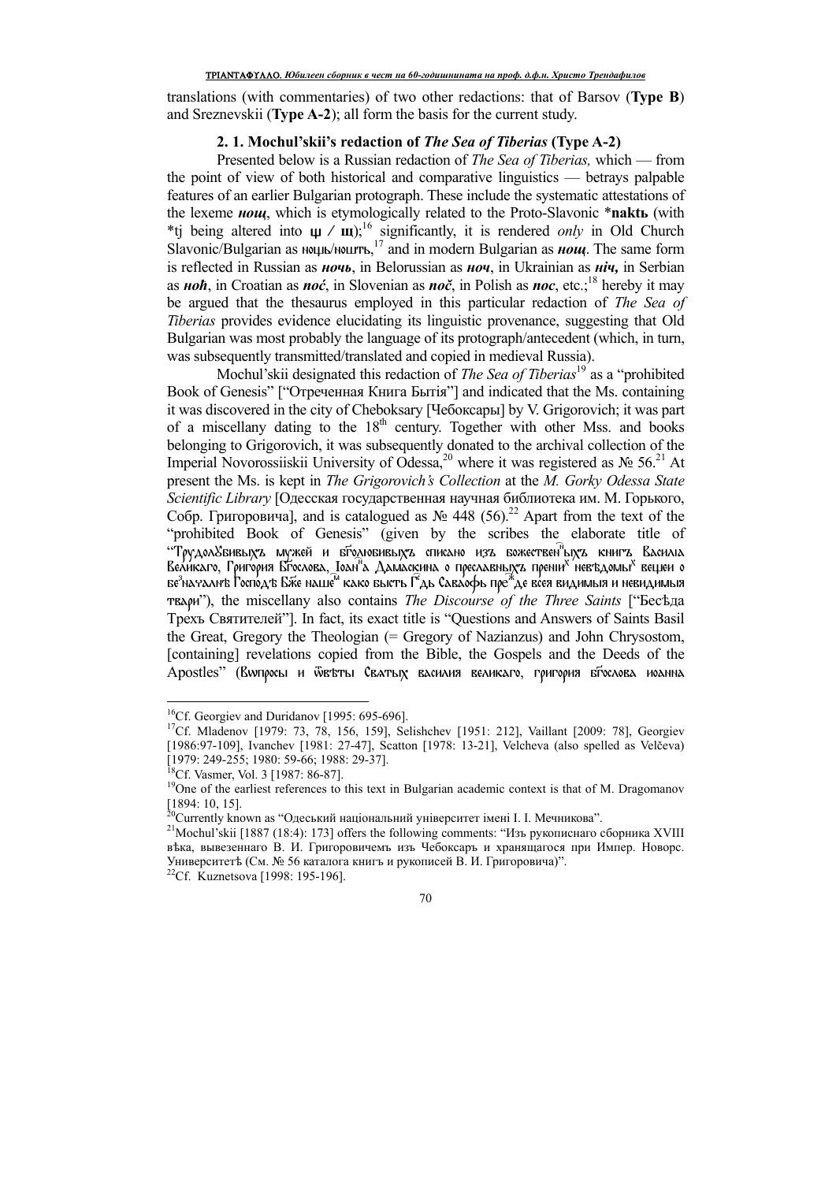translations (with commentaries) of two other redactions: that of Barsov (**Type B**) and Sreznevskii (**Type A-2**); all form the basis for the current study.

### 2. 1. Mochul'skii's redaction of *The Sea of Tiberias* (Type A-2)

Presented below is a Russian redaction of *The Sea of Tiberias,* which — from the point of view of both historical and comparative linguistics — betrays palpable features of an earlier Bulgarian protograph. These include the systematic attestations of the lexeme ***нощ***, which is etymologically related to the Proto-Slavonic ***naktь** (with *tj being altered into **щ / щ**);[16] significantly, it is rendered *only* in Old Church Slavonic/Bulgarian as нощь/нощть,[17] and in modern Bulgarian as ***нощ***. The same form is reflected in Russian as ***ночь***, in Belorussian as ***ноч***, in Ukrainian as ***ніч,*** in Serbian as ***ноћ***, in Croatian as ***noć***, in Slovenian as ***noč***, in Polish as ***noc***, etc.;[18] hereby it may be argued that the thesaurus employed in this particular redaction of *The Sea of Tiberias* provides evidence elucidating its linguistic provenance, suggesting that Old Bulgarian was most probably the language of its protograph/antecedent (which, in turn, was subsequently transmitted/translated and copied in medieval Russia).

Mochul'skii designated this redaction of *The Sea of Tiberias*[19] as a "prohibited Book of Genesis" ["Отреченная Книга Бытія"] and indicated that the Ms. containing it was discovered in the city of Cheboksary [Чебоксары] by V. Grigorovich; it was part of a miscellany dating to the 18th century. Together with other Mss. and books belonging to Grigorovich, it was subsequently donated to the archival collection of the Imperial Novorossiiskii University of Odessa,[20] where it was registered as № 56.[21] At present the Ms. is kept in *The Grigorovich's Collection* at the *M. Gorky Odessa State Scientific Library* [Одесская государственная научная библиотека им. М. Горького, Собр. Григоровича], and is catalogued as № 448 (56).[22] Apart from the text of the "prohibited Book of Genesis" (given by the scribes the elaborate title of "Трудолю̂бивыхъ мужей и бг҃олюбивыхъ списано изъ божествен҃ныхъ книгъ Василиа Великаго, Григориа Бг҃ослова, Іоан҃на Дамаскина о преславныхъ прении҄ невѣдомы҄ вещеи о бе҄началнѣ Господѣ Бж҃е наше҄ како бысть Г҃дь Саваофь пре҄де всея видимыя и невидимыя твари"), the miscellany also contains *The Discourse of the Three Saints* ["Бесѣда Трехъ Святителей"]. In fact, its exact title is "Questions and Answers of Saints Basil the Great, Gregory the Theologian (= Gregory of Nazianzus) and John Chrysostom, [containing] revelations copied from the Bible, the Gospels and the Deeds of the Apostles" (Вопросы и ѿвѣты Сватых василия великаго, григория бг҃слова иоанна

---

[16] Cf. Georgiev and Duridanov [1995: 695-696].

[17] Cf. Mladenov [1979: 73, 78, 156, 159], Selishchev [1951: 212], Vaillant [2009: 78], Georgiev [1986:97-109], Ivanchev [1981: 27-47], Scatton [1978: 13-21], Velcheva (also spelled as Velčeva) [1979: 249-255; 1980: 59-66; 1988: 29-37].

[18] Cf. Vasmer, Vol. 3 [1987: 86-87].

[19] One of the earliest references to this text in Bulgarian academic context is that of M. Dragomanov [1894: 10, 15].

[20] Currently known as "Одеський національний університет імені І. І. Мечникова".

[21] Mochul'skii [1887 (18:4): 173] offers the following comments: "Изъ рукописнаго сборника XVIII вѣка, вывезеннаго В. И. Григоровичемъ изъ Чебоксаръ и хранящагося при Импер. Новорс. Университетѣ (См. № 56 каталога книгъ и рукописей В. И. Григоровича)".

[22] Cf. Kuznetsova [1998: 195-196].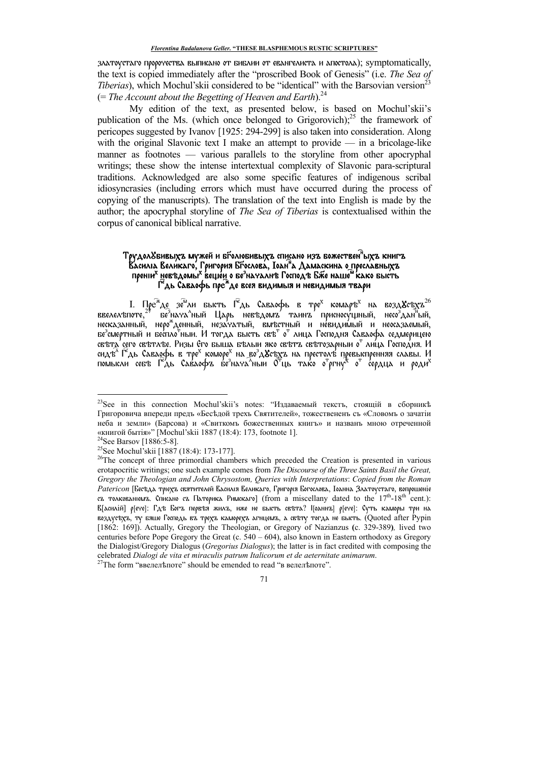златоустаго пророчества выписано от библии от евангелиста и апостола); symptomatically, the text is copied immediately after the "proscribed Book of Genesis" (i.e. *The Sea of Tiberias*), which Mochul'skii considered to be "identical" with the Barsovian version[23] (= *The Account about the Begetting of Heaven and Earth*).[24]

My edition of the text, as presented below, is based on Mochul'skii's publication of the Ms. (which once belonged to Grigorovich);[25] the framework of pericopes suggested by Ivanov [1925: 294-299] is also taken into consideration. Along with the original Slavonic text I make an attempt to provide — in a bricolage-like manner as footnotes — various parallels to the storyline from other apocryphal writings; these show the intense intertextual complexity of Slavonic para-scriptural traditions. Acknowledged are also some specific features of indigenous scribal idiosyncrasies (including errors which must have occurred during the process of copying of the manuscripts). The translation of the text into English is made by the author; the apocryphal storyline of *The Sea of Tiberias* is contextualised within the corpus of canonical biblical narrative.

### Трудолюбивыхъ мужей и боголюбивыхъ списано изъ божественныхъ книгъ Василиа Великаго, Григория Богослова, Иоанна Дамаскина о преславныхъ прениих невѣдомыих вещеи о безначалнѣ Господѣ Бже нашем како бысть Гдь Саваофь прежде всея видимыя и невидимыя твари

I. Прежде землии бысть Гдь Саваофь в трех комарѣх на воздусѣхъ[26]ввелелѣпоте,[27] безначалный Царь невѣдомъ таинъ присносущный, несозданный, несказанный, нерожденный, незачатый, вмѣстный и невидимый и неосязаемый, безсмертный и бесплотныи. И тогда бысть свѣт от лица Господня Саваофа седмерицею свѣта сего свѣтлѣе. Ризы Его быша бѣлыи яко свѣтъ свѣтозарныи от лица Господня. И сидѣл Гдь Саваофь в трех коморех на воздусѣхъ на престолѣ превыспренняя славы. И помысли себѣ Гдь Саваофъ безначалныи Отць тако отргнух от сердца и родих

---

[23]See in this connection Mochul'skii's notes: "Издаваемый текстъ, стоящій в сборникѣ Григоровича впереди предъ «Бесѣдой трехъ Святителей», тожественenъ съ «Словомъ о зачатіи неба и земли» (Барсова) и «Свиткомъ божественных книгъ» и названъ мною отреченной «книгой бытія»" [Mochul'skii 1887 (18:4): 173, footnote 1].

[24]See Barsov [1886:5-8].

[25]See Mochul'skii [1887 (18:4): 173-177].

[26]The concept of three primordial chambers which preceded the Creation is presented in various erotapocritic writings; one such example comes from *The Discourse of the Three Saints Basil the Great, Gregory the Theologian and John Chrysostom, Queries with Interpretations*: *Copied from the Roman Patericon* [Бесѣда трiехъ святителей Василия Великаго, Григорія Богослова, Іоанна Златоустаго, вопрошеніе съ толкованиемъ. Списано съ Патерика Римскаго] (from a miscellany dated to the 17th-18th cent.): В[асилій] р[ече]: Гдѣ Богъ первѣя жилъ, иже не бысть свѣта? І[оаннъ] р[ече]: Суть каморы три на воздусѣхъ, ту бяше Господь въ трехъ каморехъ агнцемъ, а свѣту тогда не бысть. (Quoted after Pypin [1862: 169]). Actually, Gregory the Theologian, or Gregory of Nazianzus (c. 329-389), lived two centuries before Pope Gregory the Great (c. 540 – 604), also known in Eastern orthodoxy as Gregory the Dialogist/Gregory Dialogus (*Gregorius Dialogus*); the latter is in fact credited with composing the celebrated *Dialogi de vita et miraculis patrum Italicorum et de aeternitate animarum*.

[27]The form "ввелелѣпоте" should be emended to read "в велелѣпоте".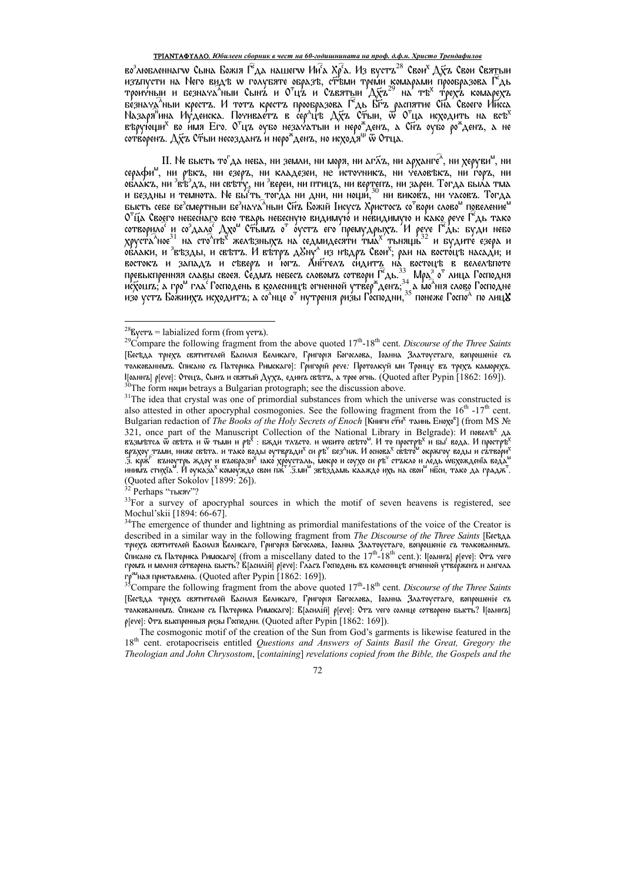во[з]любленнагѡ Сына Божия Г[с]да нашегѡ И[и]с[у]а Хр[ист]а. Из вустъ[28] Свои[х] Д[у]хъ Свои Святыи изъпусти на Него видѣ ѡ голубяте образѣ, с[вя]т[ы]ми треми комарами прообразова Г[с]дь троичныи и безнача[л]ныи Сынъ и О[т]цъ и Съвятыи Д[у]хъ[29] на тѣ[х] трехъ комарехъ безнача[л]ныи крестъ. И тотъ крестъ прообразова Г[с]дь Б[ог]ъ распятие С[ы]на Своего И[и]сса Назаря[н]ина Иудеиска. Почиваетъ в сер[д]цѣ Д[у]хъ С[вя]тыи, ѿ О[т]ца исходить на всѣ[х] вѣрующи[х] во имя Его. О[т]цъ оубо незачатыи и неро[ж]денъ, а С[ы]нъ оубо ро[ж]денъ, а не сотворенъ. Д[у]хъ С[вя]тыи несозданъ и неро[ж]денъ, но исходя[щ] ѿ Отца.

II. Не бысть то[г]да неба, ни земли, ни моря, ни аг[ге]лъ, ни арханге[л], ни херуви[м], ни серафи[м], ни рѣкъ, ни езеръ, ни кладезеи, не источникъ, ни человѣкъ, ни горъ, ни облакъ, ни [з]вѣ[з]дъ, ни свѣту, ни [з]вереи, ни птицъ, ни вертепъ, ни зареи. Тогда была тма и бездны и темнота. Не бы[с]ть тогда ни дни, ни нощи,[30] ни виковъ, ни часовъ. Тогда бысть себе бе[з]смертныи бе[з]нача[л]ныи С[ы]нъ Божий Iисусъ Христосъ со[т]вори слово[м] повеление[м] О[т]ц[а] Своего небеснаго всю тварь небесную видимую и невидимую и како рече Г[с]дь тако сотворило[с] и со[з]дало[с] Дхо[м] С[вя]тымъ о[т] оустъ его премудрыхъ. И рече Г[с]дь: буди небо хруста[л]ное[31] на сто[л]пѣ[х] желѣзныхъ на седмидесяти тма[х] тьнящь[32] и будите езера и облаки, и [з]вѣзды, и свѣтъ. И вѣтръ д[у]ну[л] из нѣдръ Свои[х]; раи на востоцѣ насади; и востокъ и западъ и сѣверъ и югъ. А[н]г[е]лъ сидитъ на востоцѣ в велелѣпоте превыспренняя славы своея. Седмъ небесъ словомъ сотвори Г[с]дь.[33] Мра[з] о[т] лица Господня исходить; а гро[м] гла[с] Господень в колесницѣ огненной утвер[ж]денъ;[34] а мо[л]нія слово Господне изо устъ Божиихъ исходитъ; а со[л]нце о[т] нутрения ризы Господни,[35] понеже Госпо[д] по лицу

---

[28]Вустъ = labialized form (from устъ).

[29]Compare the following fragment from the above quoted 17th-18th cent. *Discourse of the Three Saints* [Бесѣда трiехъ святителей Василiя Великаго, Григорiя Богослова, Iоанна Златоустаго, вопрошенiе съ толкованiемъ. Списано съ Патерика Римскаго]: Григорiй рече: Протолкуй ми Троицу въ трехъ каморехъ. I[оаннъ] р[ече]: Отецъ, Сынъ и святый Духъ, единъ свѣтъ, а трое огнь. (Quoted after Pypin [1862: 169]).

[30]The form нощи betrays a Bulgarian protograph; see the discussion above.

[31]The idea that crystal was one of primordial substances from which the universe was constructed is also attested in other apocryphal cosmogonies. See the following fragment from the 16th -17th cent. Bulgarian redaction of *The Books of the Holy Secrets of Enoch* [Книги с[вя]ти[х] таинь Енохо[в]] (from MS № 321, once part of the Manuscript Collection of the National Library in Belgrade): И повелѣ[х] да възмѣтса ѿ свѣта и ѿ тьмы и рѣ[х]: бѫди тлъсто. и ѡбито свѣто[м]. И то простръ[х] и бы[с] вода. И простръ[х] връхоу тъми, ниже свѣта. и тако воды оутвръди[х] си рѣ[х] без[д]нѫ. И основа[х] свѣто[м] окрѫгоу воды и сътвори[х] .з. крѫ[г] вънoутрь ждоу и възобрази[х] іако хроусталь, мокро и соухо си рѣ[х] стъкло и ледь ѡбхожденiа вода[м] иним[ъ] стихiа[м]. И оуказа[х] комоуждо свои пѫ[т] .з.ми[м] звѣздамь кааждо ихъ на свои[м] н[е]б[е]си, тако да градѫ[т]. (Quoted after Sokolov [1899: 26]).

[32] Perhaps "тысяч"?

[33]For a survey of apocryphal sources in which the motif of seven heavens is registered, see Mochul'skii [1894: 66-67].

[34]The emergence of thunder and lightning as primordial manifestations of the voice of the Creator is described in a similar way in the following fragment from *The Discourse of the Three Saints* [Бесѣда трiехъ святителей Василiя Великаго, Григорiя Богослова, Iоанна Златоустаго, вопрошенiе съ толкованiемъ. Списано съ Патерика Римскаго] (from a miscellany dated to the 17th-18th cent.): I[оаннъ] р[рече]: Отъ чего громъ и молнiя сотворена бысть? В[асилiй] р[рече]: Гласъ Господень въ колесницѣ огненной утверженъ и ангела гро[м]ная приставлена. (Quoted after Pypin [1862: 169]).

[35]Compare the following fragment from the above quoted 17th-18th cent. *Discourse of the Three Saints* [Бесѣда трiехъ святителей Василiя Великаго, Григорiя Богослова, Iоанна Златоустаго, вопрошенiе съ толкованiемъ. Списано съ Патерика Римскаго]: В[асилiй] р[рече]: Отъ чего солнце сотворено бысть? I[оаннъ] р[рече]: Отъ выспренныя ризы Господни. (Quoted after Pypin [1862: 169]).

The cosmogonic motif of the creation of the Sun from God's garments is likewise featured in the 18th cent. erotapocriseis entitled *Questions and Answers of Saints Basil the Great, Gregory the Theologian and John Chrysostom*, [*containing*] *revelations copied from the Bible, the Gospels and the*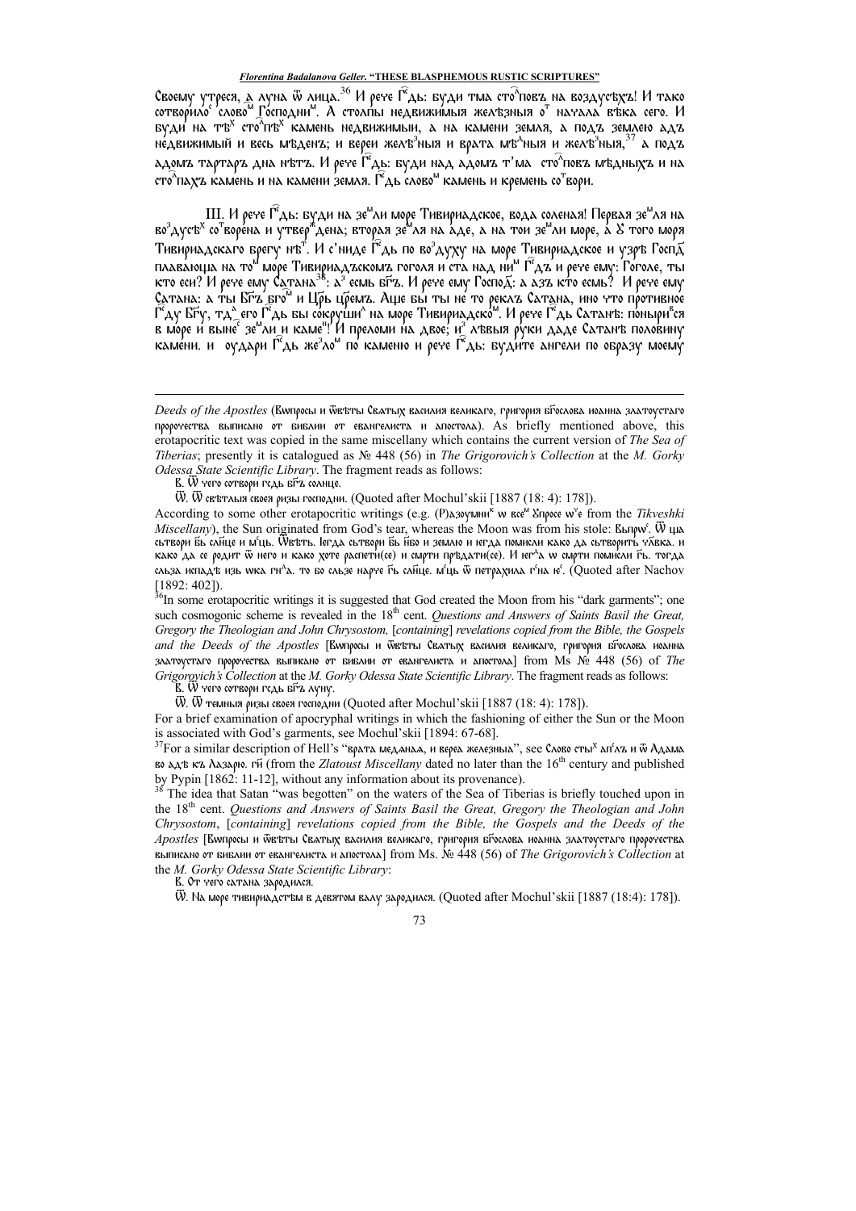Своему утреся, а луна ѿ лица.[36] И рече Гдь: буди тма сто^повъ на воздусѣхъ! И тако сотворилос словом Господним. А столпы недвижимыя желѣзныя от начала вѣка сего. И буди на тѣх стоп^ѣх камень недвижимыи, а на камени земля, а подъ землею адъ недвижимый и весь мѣденъ; и вереи желѣзныя и врата мѣдныя и желѣзныя,[37] а подъ адомъ тартаръ дна нѣтъ. И рече Гдь: буди над адомъ т'ма сто^повъ мѣдныхъ и на сто^пахъ камень и на камени земля. Гдь словом камень и кремень сотвори.

III. И рече Гдь: буди на земли море Тивириадское, вода соленая! Первая земля на воздусѣх сотворена и утвержена; вторая земля на аде, а на тои земли море, а у того моря Тивириадскаго брегу нѣт. И с'ниде Гдь по воздуху на море Тивириадское и узрѣ Господ плавающа на том море Тивириадъскомъ гоголя и ста над ним Гдъ и рече ему: Гоголе, ты кто еси? И рече ему Сатана[38]: аз есмь Бгъ. И рече ему Господ: а азъ кто есмь? И рече ему Сатана: а ты Бгъ бгом и Црь црем. Аще бы ты не то реклъ Сатана, ино что противное Гду Бгу, тда его Гдь вы сокруши на море Тивириадском. И рече Гдь Сатанѣ: понырився в море и выне землии камен! И преломи на двое; из лѣвыя руки даде Сатанѣ половину камени. и оудари Гдь жезлом по камению и рече Гдь: будите ангели по образу моему

---

*Deeds of the Apostles* (Вопросы и ѿвѣты Святых василия великаго, григория бгослова иоанна златоустаго пророчества выписано от библии от евангелиста и апостола). As briefly mentioned above, this erotapocritic text was copied in the same miscellany which contains the current version of *The Sea of Tiberias*; presently it is catalogued as № 448 (56) in *The Grigorovich's Collection* at the *M. Gorky Odessa State Scientific Library*. The fragment reads as follows:

В. Ѿ чего сотвори гсдь бгъ солнце.

Ѿ. Ѿ свѣтлыя своея ризы господни. (Quoted after Mochul'skii [1887 (18: 4): 178]).

According to some other erotapocritic writings (e.g. (Р)азоумник w всем Зпросе wче from the *Tikveshki Miscellany*), the Sun originated from God's tear, whereas the Moon was from his stole: Вьпрос. Ѿ ща сьтвори бь слнце и мсць. Ѿвѣть. Іегда сьтвори бь нбо и землю и кгда помисли како да сьтворить члвка. и како да се родит ѿ него и како хоте распети(се) и смрти прѣдати(се). И кгда w смрти помисли гь. тогда сльза ипадѣ изь wка гнда. то бо сльзе нарче гь слнце. мсць ѿ петрахила гна к. (Quoted after Nachov [1892: 402]).

[36] In some erotapocritic writings it is suggested that God created the Moon from his "dark garments"; one such cosmogonic scheme is revealed in the 18th cent. *Questions and Answers of Saints Basil the Great, Gregory the Theologian and John Chrysostom,* [*containing*] *revelations copied from the Bible, the Gospels and the Deeds of the Apostles* [Вопросы и ѿвѣты Святых василия великаго, григория бгослова иоанна златоустаго пророчества выписано от библии от евангелиста и апостола] from Ms № 448 (56) of *The Grigorovich's Collection* at the *M. Gorky Odessa State Scientific Library*. The fragment reads as follows:

В. Ѿ чего сотвори гсдь бгъ луну.

Ѿ. Ѿ темныя ризы своея гсподни (Quoted after Mochul'skii [1887 (18: 4): 178]).

For a brief examination of apocryphal writings in which the fashioning of either the Sun or the Moon is associated with God's garments, see Mochul'skii [1894: 67-68].

[37] For a similar description of Hell's "врата медяная, и вереа железныа", see Слово стых аплъ и ѿ Адама во адѣ къ Лазарю. гй (from the *Zlatoust Miscellany* dated no later than the 16th century and published by Pypin [1862: 11-12], without any information about its provenance).

[38] The idea that Satan "was begotten" on the waters of the Sea of Tiberias is briefly touched upon in the 18th cent. *Questions and Answers of Saints Basil the Great, Gregory the Theologian and John Chrysostom*, [*containing*] *revelations copied from the Bible, the Gospels and the Deeds of the Apostles* [Вопросы и ѿвѣты Святых василия великаго, григория бгослова иоанна златоустаго пророчества выписано от библии от евангелиста и апостола] from Ms. № 448 (56) of *The Grigorovich's Collection* at the *M. Gorky Odessa State Scientific Library*:

В. От чего сатана зародился.

Ѿ. На море тивириадстѣм в девятом валу зародился. (Quoted after Mochul'skii [1887 (18:4): 178]).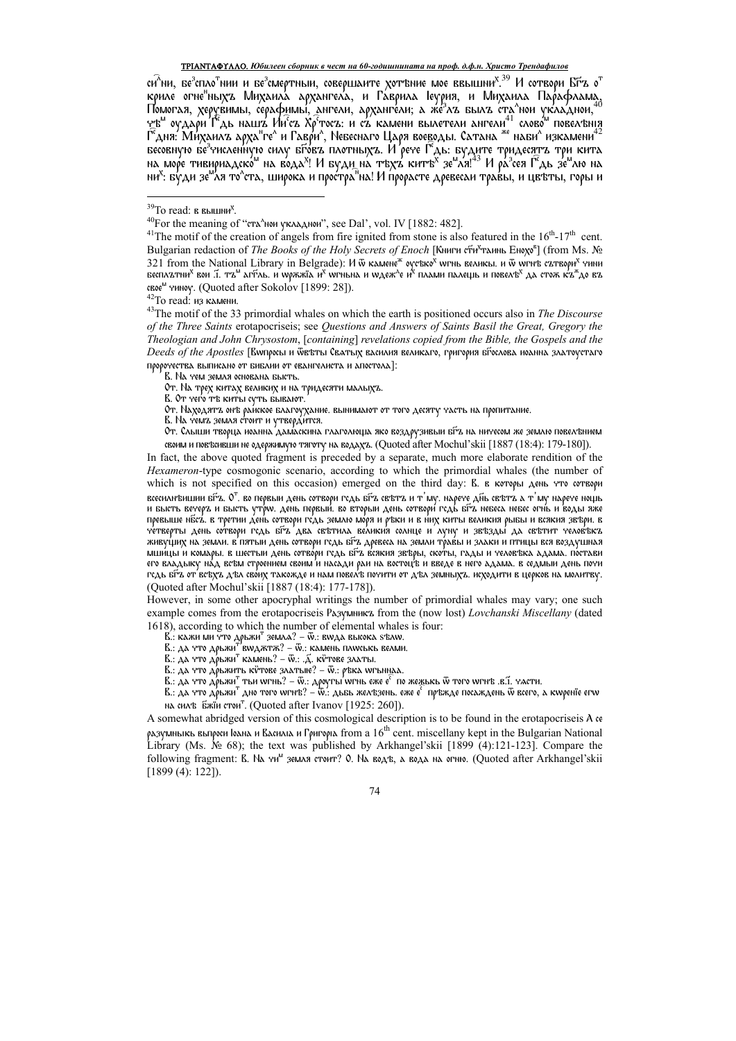сиⷧни, беⷥплоⷮнии и беⷥсмертныи, совершаите хотѣние мое ввышниⷯ.[39] И сотвори Бг҃ъ оⷮ криле огнеⷩныхъ Михаила архангела, и Гаврила Іеурия, и Михаила Парафлама, Помогая, херувимы, серафимы, ангели, архангели; а жеⷥлъ былъ стаⷧнои укладнои,[40] чѣⷨ оудари Гⷭ҇дь нашъ Иⷭ҇съ Хрⷭ҇тосъ: и съ камени вылетели ангели[41] словоⷨ повелѣнія Гⷭ҇дня: Михаилъ архаⷩгеⷧ и Гавриⷧ, Небеснаго Царя воеводы. Сатана ⷤ҇ навиⷧ изкамени[42] бесовную беⷥчисленную силу бг҃овъ плотныхъ. И рече Гⷭ҇дь: будите тридесятъ три кита на море тивириадскоⷨ на водаⷯ! И буди на тѣхъ китѣⷯ зеⷨля![43] И раⷥсея Гⷭ҇дь зеⷨлю на ниⷯ: буди зеⷨля тоⷧста, широка и простраⷩна! И прорасте древесаи травы, и цвѣты, горы и

---

[39] To read: в вышниⷯ.

[40] For the meaning of "стаⷧнои укладнои", see Dal', vol. IV [1882: 482].

[41] The motif of the creation of angels from fire ignited from stone is also featured in the 16th-17th cent. Bulgarian redaction of *The Books of the Holy Secrets of Enoch* [Книги сⷮ҇иⷯтаинь Енохоⷡ] (from Ms. № 321 from the National Library in Belgrade): И ѿ камене ⷤ҇ оусѣкоⷯ wгнь великы. и ѿ wгнѣ сътвориⷯ чинни беспльтниⷯ вои .і҃. тъⷨ агг҃ль. и wржіа иⷯ wгнына и wдежⷣе иⷯ плами палещь и повелѣⷯ да стож къⷤдо въ своеⷨ чиноу. (Quoted after Sokolov [1899: 28]).

[42] To read: из камени.

[43] The motif of the 33 primordial whales on which the earth is positioned occurs also in *The Discourse of the Three Saints* erotapocriseis; see *Questions and Answers of Saints Basil the Great, Gregory the Theologian and John Chrysostom*, [*containing*] *revelations copied from the Bible, the Gospels and the Deeds of the Apostles* [Вwпросы и ѿвѣты Святыхъ василия великаго, григория бг҃ослова иоанна златоустаго пророчества выписано от библии от евангелиста и апостола]:

> В. На чем земля основана бысть.
> От. На трех китах великих и на тридесяти малыхъ.
> В. От чего тѣ киты суть бывают.
> От. Находятъ онѣ раиское благоухание. вынимают от того десяту часть на пропитание.
> В. На чемъ земля стоит и утвердится.
> От. Слыши творца иоанна дамаскина глаголюща яко воздрузивыи бг҃ъ на ничесом же землю повелѣнием своим и повѣсивши не одержимую тяготу на водахъ. (Quoted after Mochul'skii [1887 (18:4): 179-180]).

In fact, the above quoted fragment is preceded by a separate, much more elaborate rendition of the *Hexameron*-type cosmogonic scenario, according to which the primordial whales (the number of which is not specified on this occasion) emerged on the third day: В. в которы день что сотвори вседержитель бг҃ъ. Оⷮ. во первыи день сотвори гсдь бг҃ъ свѣтъ и т҆му. нарече дн҃ь свѣтъ а т҆му нарече нощь и бысть вечеръ и бысть утрw. день первыи. во вторыи день сотвори гсдь бг҃ъ небеса небес огнь и воды яже превыше нб҃съ. в третии день сотвори гсдь землю моря и рѣки и в них киты великия рыбы и всякия звѣри. в четверты день сотвори гсдь бг҃ъ два свѣтила великия солнце и луну и звѣзды да свѣтит человѣкъ живущих на земли. в пятыи день сотвори гсдь бг҃ъ древеса на земли травы и злаки и птицы вся воздушная мшицы и комары. в шестыи день сотвори гсдь бг҃ъ всякия звѣры, скоты, гады и человѣка адама. постави его владыку над всѣм строением своим и насади раи на востоцѣ и введе в него адама. в седмыи день почи гсдь бг҃ъ от всѣхъ дѣл своих такожде и нам повелѣ почити от дѣл земныхъ. исходити в церков на молитву. (Quoted after Mochul'skii [1887 (18:4): 177-178]).

However, in some other apocryphal writings the number of primordial whales may vary; one such example comes from the erotapocriseis Разумникъ from the (now lost) *Lovchanski Miscellany* (dated 1618), according to which the number of elemental whales is four:

> В.: кажи ми что дрьжиⷮ земла? – ѿ.: вwда высока ѕѣлw.
> В.: да что дрьжиⷮ вwджтж? – ѿ.: камень плwськь велми.
> В.: да что дрьжиⷮ камень? – ѿ.: .д҃. кїтове златы.
> В.: да что дрьжить кїтове златые? – ѿ.: рѣка wгнилаа.
> В.: да что дрьжиⷮ тьи wгнь? – ѿ.: дроугы wгнь еже еⷭ҇ по жежькь ѿ того wгнѣ .в҃і. части.
> В.: да что дрьжиⷮ дно того wгнѣ? – ѿ.: дѫбь желѣзень. еже еⷭ҇ прѣжде посаждень ѿ всего, а кwренїе егw на силѣ б҃жїи стоиⷮ. (Quoted after Ivanov [1925: 260]).

A somewhat abridged version of this cosmological description is to be found in the erotapocriseis А се разумныкь выпроси Ioана и Васила и Григорiа from a 16th cent. miscellany kept in the Bulgarian National Library (Ms. № 68); the text was published by Arkhangel'skii [1899 (4):121-123]. Compare the following fragment: В. На чиⷨ земля стоит? О. На водѣ, а вода на огню. (Quoted after Arkhangel'skii [1899 (4): 122]).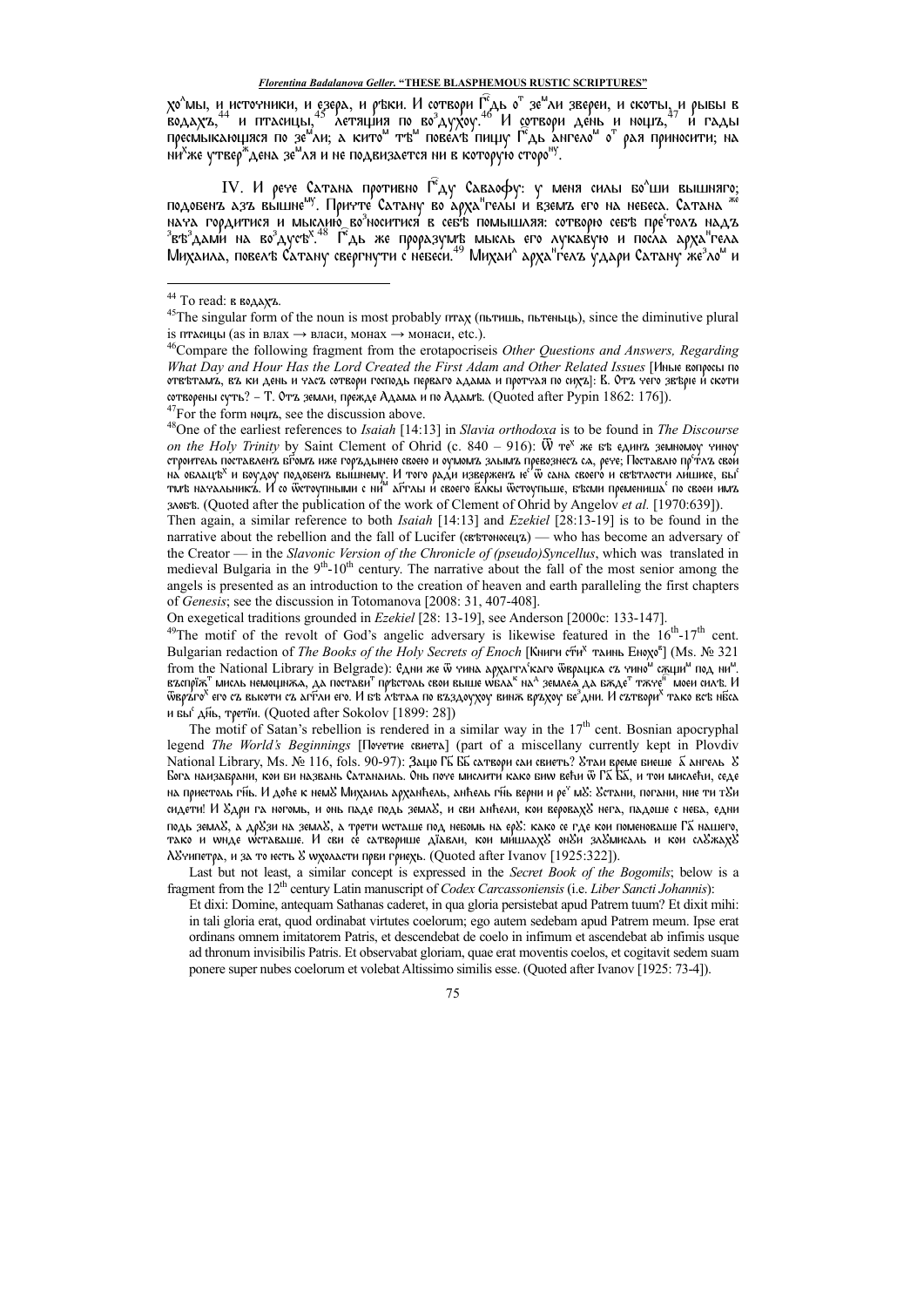хо^мы, и источники, и езера, и рѣки. И сотвори Гдь о^т зе^мли звереи, и скоты, и рыбы в водахъ,[44] и птасицы,[45] летяция по во^здуху.[46] И сотвори день и нощь,[47] и гады пресмыкающяся по зе^мли; а кито^м тѣ^м повелѣ пищу Гдь ангело^м о^т рая приносити; на ни^хже утвер^ждена зе^мля и не подвизается ни в которую сторо^ну.

IV. И рече Сатана противно Гду Саваофу: у меня силы бо^лши вышняго; подобенъ азъ вышне^му. Прияте Сатану во арха^нгелы и вземъ его на небеса. Сатана ^же нача гордитися и мыслию во^зноситися в себѣ помышляя: сотворю себѣ пре^столъ надъ ^звѣ^здами на во^здусѣ^х.[48] Гдь же проразумѣ мысль его лукавую и посла арха^нгела Михаила, повелѣ Сатану свергнути с небеси.[49] Михаи^л арха^нгелъ удари Сатану же^зло^м и

---

[44] To read: в водахъ.

[45] The singular form of the noun is most probably птах (пьтишь, пьтеньць), since the diminutive plural is птасицы (as in влах → власи, монах → монаси, etc.).

[46] Compare the following fragment from the erotapocriseis *Other Questions and Answers, Regarding What Day and Hour Has the Lord Created the First Adam and Other Related Issues* [Иные вопросы по отвѣтамъ, въ ки день и часъ сотвори господь перваго адама и протчая по сихъ]: В. Отъ чего звѣріе и скоти сотворены суть? – Т. Отъ земли, прежде Адама и по Адамѣ. (Quoted after Pypin 1862: 176]).

[47] For the form нощь, see the discussion above.

[48] One of the earliest references to *Isaiah* [14:13] in *Slavia orthodoxa* is to be found in *The Discourse on the Holy Trinity* by Saint Clement of Ohrid (c. 840 – 916): Ѿ те^х же бѣ единъ земномоу чиноу строитель поставленъ Бгомъ иже гордынею своею и оумомъ злымъ превознесъ са, рече; Поставлю пр^столъ свои на облацѣ^х и боудоу подобенъ вышнемоу. И того ради извերженъ ^е ѿ сана своего и свѣтлости лишисе, бы^с тьмѣ начальникъ. И со ѿстоупными с ни^м аггли и своего блакы ѿстоупьше, бѣсми пременишա^с по своеи имъ злобѣ. (Quoted after the publication of the work of Clement of Ohrid by Angelov *et al.* [1970:639]).

Then again, a similar reference to both *Isaiah* [14:13] and *Ezekiel* [28:13-19] is to be found in the narrative about the rebellion and the fall of Lucifer (свѣтоносецъ) — who has become an adversary of the Creator — in the *Slavonic Version of the Chronicle of (pseudo)Syncellus*, which was translated in medieval Bulgaria in the 9th-10th century. The narrative about the fall of the most senior among the angels is presented as an introduction to the creation of heaven and earth paralleling the first chapters of *Genesis*; see the discussion in Totomanova [2008: 31, 407-408].

On exegetical traditions grounded in *Ezekiel* [28: 13-19], see Anderson [2000c: 133-147].

[49] The motif of the revolt of God's angelic adversary is likewise featured in the 16th-17th cent. Bulgarian redaction of *The Books of the Holy Secrets of Enoch* [Книги сти^х таинь Енохо^в] (Ms. № 321 from the National Library in Belgrade): Єдни же ѿ чина архаггл^скаго ѿвраціса съ чино^м сѫщи^м под ни^м. въспріѧ^т мисль немощнѫа, да постави^т прѣстоль свои выше ѡбла^к на^д землеѫ да бѫде^т тѫче^н моеи силѣ. И ѿвръго^х его съ высоти съ агг^ли его. И бѣ лѣтаа по въздоухоу винѫ връхоу бе^здни. И сътвори^х тако вѣ нбса и бы^с днь, третіи. (Quoted after Sokolov [1899: 28])

The motif of Satan's rebellion is rendered in a similar way in the 17th cent. Bosnian apocryphal legend *The World's Beginnings* [Початие свиета] (part of a miscellany currently kept in Plovdiv National Library, Ms. № 116, fols. 90-97): Зашо Гъ Бъ сатвори сли свиеть? Ѹтаи време биеше ѿ ангель Ѹ Бога наизабрани, кои би названь Сатанаиль. Онь поче мислити како биш већи ѿ Га Ба, и тои мислећи, седе на приестоль гнь. И дође к немѹ Михаиль арханћель, анћель гнь верни и ре^ч мѹ: Ѹстани, погани, ние ти тѹи сидети! И Ѹдри га ногомь, и онь паде подь землѹ, и сви анћели, кои веровахѹ нега, падоше с неба, едни подь землѹ, а дрѹзи на землѹ, а трети ωсташе под небомь на ерѹ: како се где кои поменоваше Гъ нашего, тако и ωнде ωсташе. И сви се сатворише діавли, кои мишлахѹ онѹи злѹмисаль и кои слѹжахѹ Лѹчипетра, и за то иесть ѹ ωхоласти први гриехь. (Quoted after Ivanov [1925:322]).

Last but not least, a similar concept is expressed in the *Secret Book of the Bogomils*; below is a fragment from the 12th century Latin manuscript of *Codex Carcassoniensis* (i.e. *Liber Sancti Johannis*):

Et dixi: Domine, antequam Sathanas caderet, in qua gloria persistebat apud Patrem tuum? Et dixit mihi: in tali gloria erat, quod ordinabat virtutes coelorum; ego autem sedebam apud Patrem meum. Ipse erat ordinans omnem imitatorem Patris, et descendebat de coelo in infimum et ascendebat ab infimis usque ad thronum invisibilis Patris. Et observabat gloriam, quae erat moventis coelos, et cogitavit sedem suam ponere super nubes coelorum et volebat Altissimo similis esse. (Quoted after Ivanov [1925: 73-4]).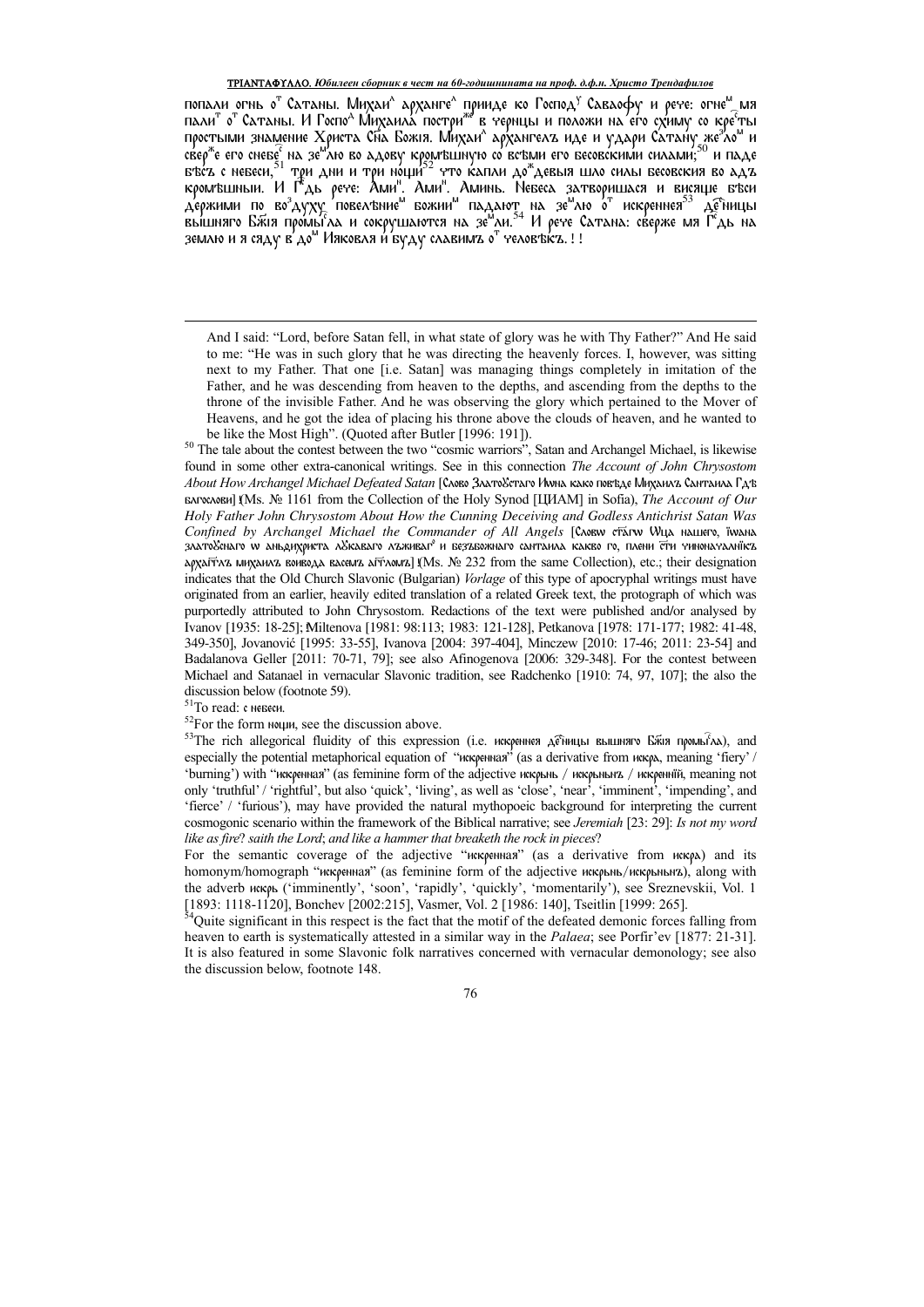попали огнь о^т^ Сатаны. Михаи^л^ архангe^л^ прииде ко Господ^у^ Савaофу и рече: огне^м^ мя пали^т^ о^т^ Сатаны. И Госпо^д^ Михаила постри^же^ в черницы и положи на его схиму со кре^с^ты простыми знамение Христа С҃на Божія. Михаи^л^ архангелъ иде и удари Сатану же^з^ло^м^ и сверже его снебе^с^ на зе^м^лю во адову кромѣшную со всѣми его бесовскими силами;[50] и паде бѣсъ с небеси,[51] три дни и три нощи[52] что капли до^ж^девыя шло силы бесовския во адъ кромѣшныи. И Г҃дь рече: Ами^н^. Ами^н^. Аминь. Небеса затворишася и висяще бѣси держими по во^з^духу повелѣние^м^ божии^м^ падают на зе^м^лю о^т^ искренне́я[53] де^с^ницы вышняго Б҃жія промы^с^ла и сокрушаются на зе^м^ли.[54] И рече Сатана: сверже мя Г҃дь на землю и я сяду в до^м^ Иаковля и буду славимъ о^т^ человѣкъ. ! !

---

And I said: "Lord, before Satan fell, in what state of glory was he with Thy Father?" And He said to me: "He was in such glory that he was directing the heavenly forces. I, however, was sitting next to my Father. That one [i.e. Satan] was managing things completely in imitation of the Father, and he was descending from heaven to the depths, and ascending from the depths to the throne of the invisible Father. And he was observing the glory which pertained to the Mover of Heavens, and he got the idea of placing his throne above the clouds of heaven, and he wanted to be like the Most High". (Quoted after Butler [1996: 191]).

[50] The tale about the contest between the two "cosmic warriors", Satan and Archangel Michael, is likewise found in some other extra-canonical writings. See in this connection *The Account of John Chrysostom About How Archangel Michael Defeated Satan* [Слово Златоустаго Иwана како побѣде Михаилъ Сантаила Гд҃ѣ благослови] (Ms. № 1161 from the Collection of the Holy Synod [ЦИАМ] in Sofia), *The Account of Our Holy Father John Chrysostom About How the Cunning Deceiving and Godless Antichrist Satan Was Confined by Archangel Michael the Commander of All Angels* [Словw ст҃агw Wца нашего, їwана златоустаго w аньдихриста лꙋкаваго лъживаго и безбожнаго сантаила какво го, плени ст҃и чиноначалникъ архаг҃лъ михаилъ воивода всѣмъ аг҃гломъ] (Ms. № 232 from the same Collection), etc.; their designation indicates that the Old Church Slavonic (Bulgarian) *Vorlage* of this type of apocryphal writings must have originated from an earlier, heavily edited translation of a related Greek text, the protograph of which was purportedly attributed to John Chrysostom. Redactions of the text were published and/or analysed by Ivanov [1935: 18-25]; Miltenova [1981: 98:113; 1983: 121-128], Petkanova [1978: 171-177; 1982: 41-48, 349-350], Jovanović [1995: 33-55], Ivanova [2004: 397-404], Minczew [2010: 17-46; 2011: 23-54] and Badalanova Geller [2011: 70-71, 79]; see also Afinogenova [2006: 329-348]. For the contest between Michael and Satanael in vernacular Slavonic tradition, see Radchenko [1910: 74, 97, 107]; the also the discussion below (footnote 59).

[51] To read: с небеси.

[52] For the form нощи, see the discussion above.

[53] The rich allegorical fluidity of this expression (i.e. искренне́я де^с^ницы вышняго Б҃жія промы^с^ла), and especially the potential metaphorical equation of "искренная" (as a derivative from искра, meaning 'fiery' / 'burning') with "искренная" (as feminine form of the adjective искрьнь / искрьнынъ / искреннїй, meaning not only 'truthful' / 'rightful', but also 'quick', 'living', as well as 'close', 'near', 'imminent', 'impending', and 'fierce' / 'furious'), may have provided the natural mythopoeic background for interpreting the current cosmogonic scenario within the framework of the Biblical narrative; see *Jeremiah* [23: 29]: *Is not my word like as fire? saith the Lord; and like a hammer that breaketh the rock in pieces?*

For the semantic coverage of the adjective "искренная" (as a derivative from искра) and its homonym/homograph "искренная" (as feminine form of the adjective искрьнь/искрьнынъ), along with the adverb искрь ('imminently', 'soon', 'rapidly', 'quickly', 'momentarily'), see Sreznevskii, Vol. 1 [1893: 1118-1120], Bonchev [2002:215], Vasmer, Vol. 2 [1986: 140], Tseitlin [1999: 265].

[54] Quite significant in this respect is the fact that the motif of the defeated demonic forces falling from heaven to earth is systematically attested in a similar way in the *Palaea*; see Porfir'ev [1877: 21-31]. It is also featured in some Slavonic folk narratives concerned with vernacular demonology; see also the discussion below, footnote 148.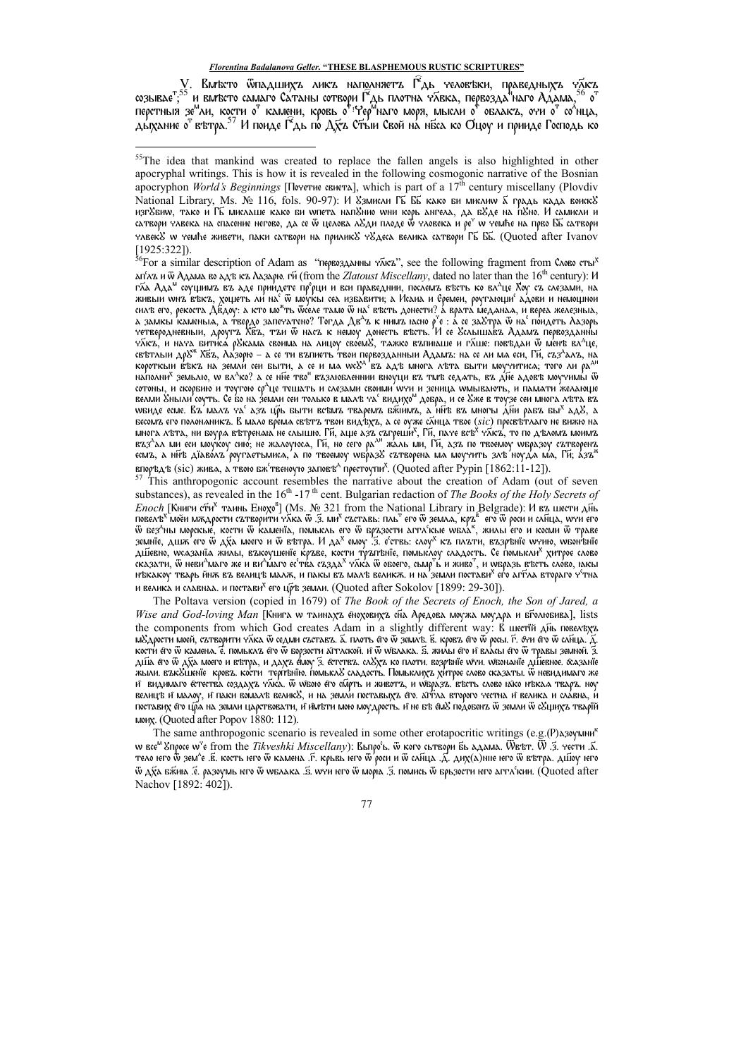V. Вмѣсто ѿпадшихъ ликъ наполняетъ Г҃дь человѣки, праведныхъ ч҃лкъ созывает;[55] и вмѣсто самаго Сатаны сотвори Г҃дь плотна ч҃лвка, первозданнаго Адама,[56] от перстныя земли, кости от камени, кровь от Чермнаго моря, мысли от облакъ, очи от со҃лнца, дыхание от вѣтра.[57] И поиде Г҃дь по Д҃сѣ С҃тыи Свой на нб҃са ко Oцоу и прииде Господь ко

[55] The idea that mankind was created to replace the fallen angels is also highlighted in other apocryphal writings. This is how it is revealed in the following cosmogonic narrative of the Bosnian apocryphon *World's Beginnings* [Почетие свиета], which is part of a 17th century miscellany (Plovdiv National Library, Ms. № 116, fols. 90-97): И ѹзмисли Г҃ъ Б҃ъ како би мислиш а҃ градь када воискѹ изгѹбиш, тако и Г҃ъ мислаше како би wпета напѹнио wни корь ангела, да бѹде на пѹно. И самисли и сатвори чавека на спасение негово, да се ѿ целова лѹди плоде ѿ човека и реч ѿ чемће на прво Б҃Б сатвори чавекѹ w чемће живети, паки сатвори на приликѹ чѹдеса велика сатвори Г҃Б Б҃Б. (Quoted after Ivanov [1925:322]).

[56] For a similar description of Adam as "первозданны ч҃лкъ", see the following fragment from Слово с҃тых аг҃лъ и ѿ Адама во адѣ къ Лазарю. г҃и (from the *Zlatoust Miscellany*, dated no later than the 16th century): И г҃ла Адам соущимъ въ аде приидете пр҃рци и вси праведнии, послемъ вѣсть ко вл҃це Х҃оу съ слезами, на живыи wнъ вѣкъ, хоцють ли на҃ ѿ моукы сея избавити; а Исаиа и Еремеи, роугающи адови и немощнои силѣ его, рекоста Д҃вдоу: а кто может ѿселе тамо ѿ на вѣсть донести? а врата меданаа, и верея железныа, а замкы каменыа, а твердо запечатено? Тогда Д҃въ к нимъ ясно рече : а се заѹтра ѿ на пойдеть Лазорь четверодневныи, дроугъ Х҃въ, тъи ѿ насъ к немоу донесть вѣсть. И се ѹслышавъ Адамъ первозданны ч҃лкъ, и нача битиса рѹкама своима на лицоу своемѹ, тажко възпиаше и г҃лше: повѣдаи ѿ менѣ вл҃це, свѣтлыи дрѹж Х҃въ, Лазорю – а се ти възпиеть твои первозданныи Адамъ: на се ли мя еси, Г҃и, създалъ, на короткыи вѣкъ на земли сеи быти, а се и мя wсѹд въ адѣ многа лѣта быти моучитися; того ли ради наполних земьлю, w вл҃ко? а се нн҃е твои възлюбленнии вноуци въ тмѣ седать, въ д҃не адовѣ моучимы ѿ сотоны, и скорбию и тоугою ср҃це тешать и слезами своими wчи и зеница wмывають, и памяти желающе велми ѹныли соуть. Се бо на земли сеи только в малѣ ча видих добра, а се ѹже в тоузе сеи многа лѣта въ wбиде есме. Въ малъ ча азъ ц҃рь быти всѣмъ тваремъ б҃жиимъ, а нн҃ѣ въ многы д҃ни рабъ бых адѣ, а бесомъ его полонаникъ. В мало время свѣтъ твои видѣхъ, а се оуже с҃лнца твое (*sic*) пресвѣтлаго не вижю на многа лѣта, ни боура вѣтреныа не слышю. Г҃и, аще азъ съгрешихъ, паче всѣх ч҃лкъ, то по дѣломъ моимъ възд҃ал ми еси моукоу сию; не жалоуюса, Г҃и, но сего ради жаль ми, Г҃и, азъ по твоемоу wбразоу сътворенъ есмь, а нн҃ѣ д҃іаволъ роугаетьмиса, а по твоемоу wбразѹ сътворена ма моучить злѣ поуда ма, Г҃и; азъж вторѣдѣ (sic) жива, а твою бж҃ственоую заповѣд преступих. (Quoted after Pypin [1862:11-12]).

[57] This anthropogonic account resembles the narrative about the creation of Adam (out of seven substances), as revealed in the 16th -17th cent. Bulgarian redaction of *The Books of the Holy Secrets of Enoch* [Книги с҃тих таинь Енохов] (Ms. № 321 from the National Library in Belgrade): И въ шести д҃нь повелѣх моеи мѫдрости сътворити ч҃лка ѿ .з҃. мих съставь: пль его ѿ земла, кръв его ѿ роси и с҃лнца, wчи его ѿ без д҃ны морские, кости ѿ каменїа, помысль его ѿ бръзости агг҃лские wбла҃к, жилы его и косми ѿ траве земнїе, дшж его ѿ д҃ха моего и ѿ вѣтра. И дах емоу .з҃. е҃ствь: слоух къ плъти, възрѣнїе wчию, wбонѣнїе дш҃евно, wсазанїа жилы, въкоушенїе кръве, кости тръпѣнїе, помыслоу сладость. Се помыслих хитрое слово сказати, ѿ неви҃маго же и ви҃маго е҃тва създах ч҃лка ѿ обоего, сьмр҃ть и живо҃т, и wбразь вѣсть слово, гакы нѣкакоу тварь ннж въ велицѣ малж, и пакы въ малѣ великж. и на земли постави его агг҃ла втораго ч҃тна и велика и славнаа. и поставих его ц҃рѣ земли. (Quoted after Sokolov [1899: 29-30]).

The Poltava version (copied in 1679) of *The Book of the Secrets of Enoch, the Son of Jared, a Wise and God-loving Man* [Книга w таинахъ єноховихъ с҃на Аредова моужа моудра и б҃голюбива], lists the components from which God creates Adam in a slightly different way: В шестїй д҃нь повелѣхъ мѹдрости моей, сътворити ч҃лка ѿ седми съставъ. а҃. плоть єго ѿ землѣ. в҃. кровь єго ѿ росы. г҃. очи єго ѿ с҃лнца. д҃. кости єго ѿ камена. є҃. помыслъ єго ѿ борзости а҃гглской. и ѿ wблака. ѕ҃. жилы єго и власы єго ѿ травы земной. з҃. д҃ша єго ѿ д҃ха моего и вѣтра, и дахъ ємоу з҃. єстествъ. слѹхъ ко плоти. возрѣнїе wчи. wбонанїе д҃шевное. wсазанїе жылы. вкѹшенїе кровъ. кости терпѣнїю. помыслѹ сладость. Помыслихъ хитрое слово сказаты. ѿ невидимаго же и видимаго єстества создахъ ч҃лка. ѿ wбою єго с҃мрть и животъ, и wбразъ. вѣсть слово гако нѣкаа тварь. ноу велицѣ и малоу, и паки вомалѣ великѹ, и на земли поставихъ єго. а҃гг҃ла второго честна и велика и славна, и поставих єго ц҃ра на земли царствовати, и имѣти мою моудрость. и не бѣ ємѹ подобенъ ѿ земли ѿ сѹщихъ тварїй моих. (Quoted after Popov 1880: 112).

The same anthropogonic scenario is revealed in some other erotapocritic writings (e.g.(Р)азоумник w всем Entrose w че from the *Tikveshki Miscellany*): Выпро҃ь. ѿ кого сьтвори б҃ь адама. Ѿвѣт. Ѿ .з҃. чести .а҃. тело юго ѿ зем҃е .в҃. кость юго ѿ камена .г҃. крьвь юго ѿ роси и ѿ с҃лнца .д҃. дих(а)ние юго ѿ вѣтра. д҃шоу юго ѿ д҃ха б҃жиа .є҃. разоумь юго ѿ wблака .ѕ҃. wчи юго ѿ мориа .з҃. помись ѿ брьзости юго агг҃кии. (Quoted after Nachov [1892: 402]).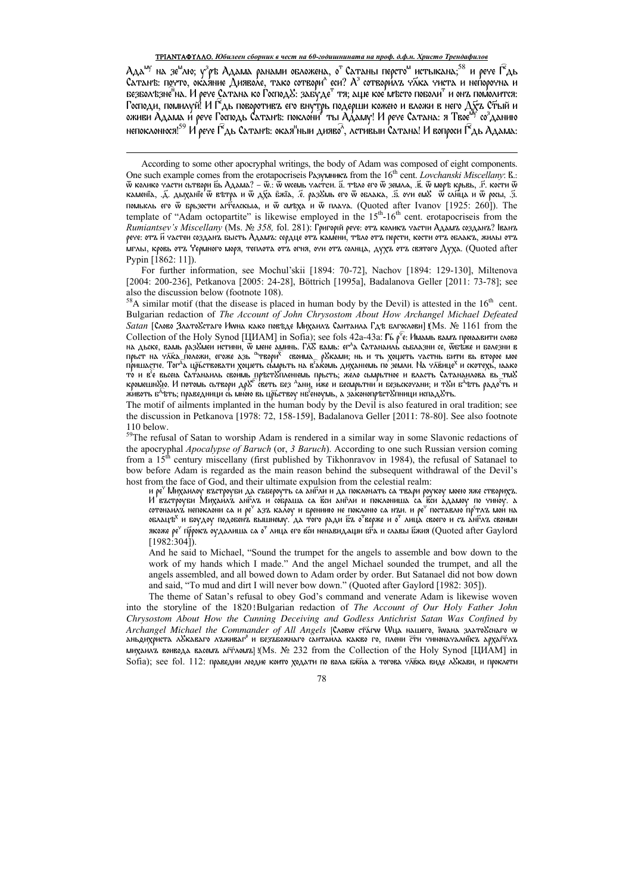Адаму на землю; узрѣ Адама ранами обложена, от Сатаны перстом истыкана;[58] и рече Гдь Сатанѣ: почто, окаяние Дияволе, тако сотворил еси? Аз сотворилъ члка чиста и непорочна и безболѣзненна. И рече Сатана ко Господу: забудет тя; аще кое мѣсто поболит и онъ помолится: Господи, помилуй! И Гдь поворотивъ его внутрь подерши кожею и вложи в него Дхъ Стый и оживи Адама и рече Господь Сатанѣ: поклонися ты Адаму! И рече Сатана: я Твоему созданию непоклонюся![59] И рече Гдь Сатанѣ: окаянныи дияволъ, лстивыи Сатана! И вопроси Гдь Адама:

According to some other apocryphal writings, the body of Adam was composed of eight components. One such example comes from the erotapocriseis Разумникъ from the 16th cent. *Lovchanski Miscellany*: В.: ѿ колико части сьтвори Бь Адама? – ѿ.: ѿ wсемь частен. а҃. тѣло его ѿ земла, .в҃. ѿ морѣ крьвь, .г҃. кости ѿ каменіа, .д҃. дыханіе ѿ вѣтра и ѿ дха бжіа, .е҃. разѹмь его ѿ облака, .ѕ҃. очи емѹ ѿ слнца и ѿ росы, .з҃. помысль его ѿ брьзости агглескыа, и ѿ смѣха и ѿ плача. (Quoted after Ivanov [1925: 260]). The template of "Adam octopartite" is likewise employed in the 15th-16th cent. erotapocriseis from the *Rumiantsev's Miscellany* (Ms. № *358,* fol. 281): Григорій рече: отъ колика части Адамъ созданъ? Іванъ рече: отъ и҃ частей созданъ бысть Адамъ: сердце отъ камени, тѣло отъ перьсти, кости отъ облакъ, жилы отъ мглы, кровь отъ Чермного моря, теплота отъ огня, очи отъ солнца, духъ отъ святого Духа. (Quoted after Pypin [1862: 11]).

For further information, see Mochul'skii [1894: 70-72], Nachov [1894: 129-130], Miltenova [2004: 200-236], Petkanova [2005: 24-28], Böttrich [1995a], Badalanova Geller [2011: 73-78]; see also the discussion below (footnote 108).

[58]A similar motif (that the disease is placed in human body by the Devil) is attested in the 16th cent. Bulgarian redaction of *The Account of John Chrysostom About How Archangel Michael Defeated Satan* [Слово Златоѹстаго Иwна како повѣде Михаилъ Сантаила Гдѣ благослови] (Ms. № 1161 from the Collection of the Holy Synod [ЦИАМ] in Sofia); see fols 42a-43a: Гь рече: Имамь вамъ проіавити слово на дьске, вамь разѹмеи истини, ѿ мене аминь. Глю вамь: егда Сатанаиль сьблазни се, ѿвѣже и болезни в прьст на члка положи, егоже азь сътворих своима рѹками; нь и ть хоцеть частнь бити вь второе мое пришастіе. Тогда црьствовати хоцеть сьмрьть на всакомь дихнаниемь по земли. На члвицех и скотехь, іако то и все вьсеа Сатанаиль своимь прѣстѹпленіемь прьсть; жело сьмрьтное и власть Сатанаилова вь тмѹ кромешнѹю. И потомь сьтвори дрѹг свѣть без даний, иже и весмьртни и безьскочани; и тѹи бѹдеть радость и животь бѹдеть; праведници сь мною вь црьствоу небесноумь, а законопрѣстѹпници испадѹть.

The motif of ailments implanted in the human body by the Devil is also featured in oral tradition; see the discussion in Petkanova [1978: 72, 158-159], Badalanova Geller [2011: 78-80]. See also footnote 110 below.

[59]The refusal of Satan to worship Adam is rendered in a similar way in some Slavonic redactions of the apocryphal *Apocalypse of Baruch* (or, *3 Baruch*). According to one such Russian version coming from a 15th century miscellany (first published by Tikhonravov in 1984), the refusal of Satanael to bow before Adam is regarded as the main reason behind the subsequent withdrawal of the Devil's host from the face of God, and their ultimate expulsion from the celestial realm:

> и реч Михаилоу въстроуби да съберѹть са аньгли и да поклонать са твари роукоу моею яже створихъ. И въстроуби Михаилъ англъ и собраша са вси аньгли и поклониша са вси адамоу по чиноу. а сотонаилъ непоклони са и реч азъ калоу и брениию не поклоню са нъи. и реч поставлю пртлъ мои на облацѣх и боудоу подобенъ вышнему. да того ради бгъ отверже и от лица своего и съ англъ своими якоже реч пророкъ оудалиша са от лица его вси ненавидащи бга и славы бжия (Quoted after Gaylord [1982:304]).
>
> And he said to Michael, "Sound the trumpet for the angels to assemble and bow down to the work of my hands which I made." And the angel Michael sounded the trumpet, and all the angels assembled, and all bowed down to Adam order by order. But Satanael did not bow down and said, "To mud and dirt I will never bow down." (Quoted after Gaylord [1982: 305]).

The theme of Satan's refusal to obey God's command and venerate Adam is likewise woven into the storyline of the 1820 Bulgarian redaction of *The Account of Our Holy Father John Chrysostom About How the Cunning Deceiving and Godless Antichrist Satan Was Confined by Archangel Michael the Commander of All Angels* [Слово стаго Wца нашего, їwана златоѹстаго w аньдихриста лѹкаваго лъживаго и безъбожнаго сантаила какво го, плени сти чиноначалнікъ архагглъ михаилъ воивода васемъ агглом] (Ms. № 232 from the Collection of the Holy Synod [ЦИАМ] in Sofia); see fol. 112: праведни людие които ходати по вола бжїа а тогова члвка виде лѹкави, и проклети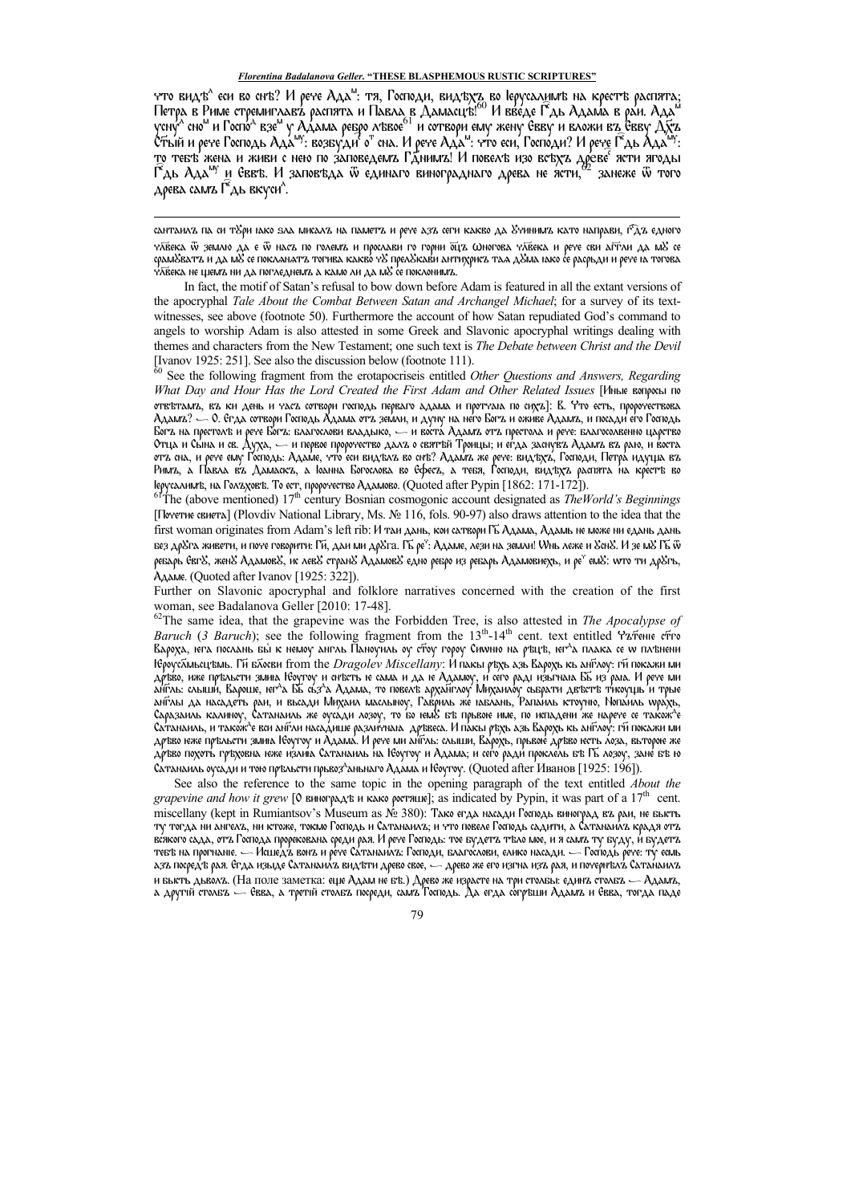что видѣ^л^ еси во снѣ? И рече Ада^м^: тя, Господи, видѣхъ во Іерусалимѣ на крестѣ распята; Петра в Риме стремиглавъ распята и Павла в Дамасцѣ![60] И введе Г^с^дь Адама в раи. Ада^м^ усну^л^ сно^м^ и Госпо^д^ взе^м^ у Адама ребро лѣвое[61] и сотвори ему жену Евву и вложи въ Евву Д^х^ъ С^т^ый и рече Господь Ада^му^: возбуди^т^ о^т^ сна. И рече Ада^м^: что еси, Господи? И рече Г^с^дь Ада^му^: то тебѣ жена и живи с нею по заповедемъ Г^с^днимъ! И повелѣ изо всѣхъ древе^с^ ясти ягоды Г^с^дь Ада^му^ и Еввѣ. И заповѣда ѿ единаго винограднаго древа не ясти,[62] занеже ѿ того древа самъ Г^с^дь вкуси^л^.

---

сантаилъ па си тѫри іако ѕла мисалъ на паметъ и рече азъ сеги какво да ѹчинимъ като направи, г^с^дъ едного ч^л^ѣка ѿ землю да е ѿ насъ по големъ и прослави го горни ѻ^ц^ъ ѡногова ч^л^ѣка и рече сви а^г^гли да мѹ се срамѹватъ и да мѹ се покланатъ тогива какво чѹ преѧѹкави антихристъ таа дѹма іако се расрьди и рече іа тогова ч^л^ѣка не щемъ ни да погледнемъ а камо ли да мѹ се поклонимъ.

In fact, the motif of Satan's refusal to bow down before Adam is featured in all the extant versions of the apocryphal *Tale About the Combat Between Satan and Archangel Michael*; for a survey of its text-witnesses, see above (footnote 50). Furthermore the account of how Satan repudiated God's command to angels to worship Adam is also attested in some Greek and Slavonic apocryphal writings dealing with themes and characters from the New Testament; one such text is *The Debate between Christ and the Devil* [Ivanov 1925: 251]. See also the discussion below (footnote 111).

[60] See the following fragment from the erotapocriseis entitled *Other Questions and Answers, Regarding What Day and Hour Has the Lord Created the First Adam and Other Related Issues* [Иные вопросы по отвѣтамъ, въ ки день и часъ сотвори господь перваго адама и протчаіа по сихъ]: В. Что есть, пророчествова Адамъ? — О. Егда сотвори Господь Адама отъ земли, и дуну на него Богъ и оживе Адамъ, и посади его Господь Богъ на престолѣ и рече Богъ: благослови владыко, — и воста Адамъ отъ престола и рече: благословенно царство Отца и Сына и св. Духа, — и первое пророчество далъ о святѣй Троицы; и егда заснувъ Адамъ въ раю, и воста отъ сна, и рече ему Господь: Адаме, что еси видѣлъ во снѣ? Адамъ же рече: видѣхъ, Господи, Петра идуща въ Римъ, а Павла въ Дамаскъ, а Іоанна Богослова во Ефесъ, а тебя, Господи, видѣхъ распята на крестѣ во Іерусалимѣ, на Голъховѣ. То есть, пророчество Адамово. (Quoted after Pypin [1862: 171-172]).

[61] The (above mentioned) 17th century Bosnian cosmogonic account designated as *The World's Beginnings* [Почетие свиета] (Plovdiv National Library, Ms. № 116, fols. 90-97) also draws attention to the idea that the first woman originates from Adam's left rib: И таи дань, кои сатвори Г^с^ь Адама, Адамь не може ни едань дань без дрѹга живети, и поче говорити: Г^с^и, даи ми дрѹга. Г^с^ь ре^ч^: Адаме, лези на земли! Ѡнь леже и ѹснѹ. И зе мѹ Г^с^ь ѿ ребарь Евгѹ, женѹ Адамовѹ, не левѹ странѹ Адамовѹ едно ребро из ребарь Адамовиехь, и ре^ч^ емѹ: ѡто ти дрѹгь, Адаме. (Quoted after Ivanov [1925: 322]).

Further on Slavonic apocryphal and folklore narratives concerned with the creation of the first woman, see Badalanova Geller [2010: 17-48].

[62] The same idea, that the grapevine was the Forbidden Tree, is also attested in *The Apocalypse of Baruch* (*3 Baruch*); see the following fragment from the 13th-14th cent. text entitled Ѹ^з^рѣние с^т^го Вароха, іега посланъ бы к немоу ангель Паноуилъ оу с^т^оу горѹ Сиωню на рѣцѣ, іег^д^а плака се ω плѣнени Іероус^л^мьсцѣмь. Г^с^и б^л^госви from the *Dragolev Miscellany*: И пакы рѣхь азь Варохь кь а^г^глоу: г^с^и покажи ми дрѣво, иже прѣльсти змиıа Іеоугоу и скѣсть іе сама и да іе Адамоу, и сего ради изгнаıа Б^с^ из раıа. И рече ми а^г^гль: слыши, Вароше, іег^д^а Б^с^ съз^д^а Адама, то повелѣ архаглоу Михаилоу сьбрати двѣстѣ тисоущь и трые а^г^глы да насадеть раи, и въсади Михаиль масьлиноу, Гаврииль іабланъ, Рапаиль ктоуню, Ноɣаиль ωрахь, Саразаиль калиноу, Сатанаиль же оусади лозоу, то бо юмѹ бѣ прьвое име, по испадени же нарече се також^д^е Сатанаиль, и також^д^е вси а^г^гли насадише разиличнаıа дрѣвеса. И пакы рѣхь азь Варохь кь а^г^глоу: г^с^и покажи ми дрѣво іеже прѣльсти змиıа Іеоугоу и Адама. И рече ми а^г^гль: слыши, Варохь, прьвое дрѣво іесть лоза, вьторое же дрѣво похоть грѣховна іеже излиıа Сатанаиль на Іеоугоу и Адама; и сего ради прокле ль бѣ Г^с^ь лозоу, зане бѣ ю Сатанаиль оусади и тою прѣльсти прьвоз^д^анынаго Адама и Іеоугоу. (Quoted after Иванов [1925: 196]).

See also the reference to the same topic in the opening paragraph of the text entitled *About the grapevine and how it grew* [О виноградѣ и како ростяше]; as indicated by Pypin, it was part of a 17th cent. miscellany (kept in Rumiantsov's Museum as № 380): Тако егда насади Господь виноград въ раи, не бысть ту тогда ни ангелъ, ни ктоже, токмо Господь и Сатанаилъ; и что повеле Господь садити, а Сатанаилъ крадя отъ всякого сада, отъ Господа пророкована среди рая. И рече Господь: тое будетъ тѣло мое, и я самъ ту буду, и будетъ тебѣ на прогнание. — Исшедъ вонъ и рече Сатанаилъ: Господи, благослови, елико насади. — Господь рече: ту есмь азъ посредѣ рая. Егда изыде Сатанаилъ видѣти древо свое, — древо же его изгна изъ рая, и почернѣлъ Сатанаилъ и бысть дьяволъ. (На поле заметка: еще Адам не бѣ.) Древо же израсте на три столбы: единъ столбъ — Адамъ, а другій столбъ — Евва, а третій столбъ посреди, самъ Господь. Да егда согрѣши Адамъ и Евва, тогда паде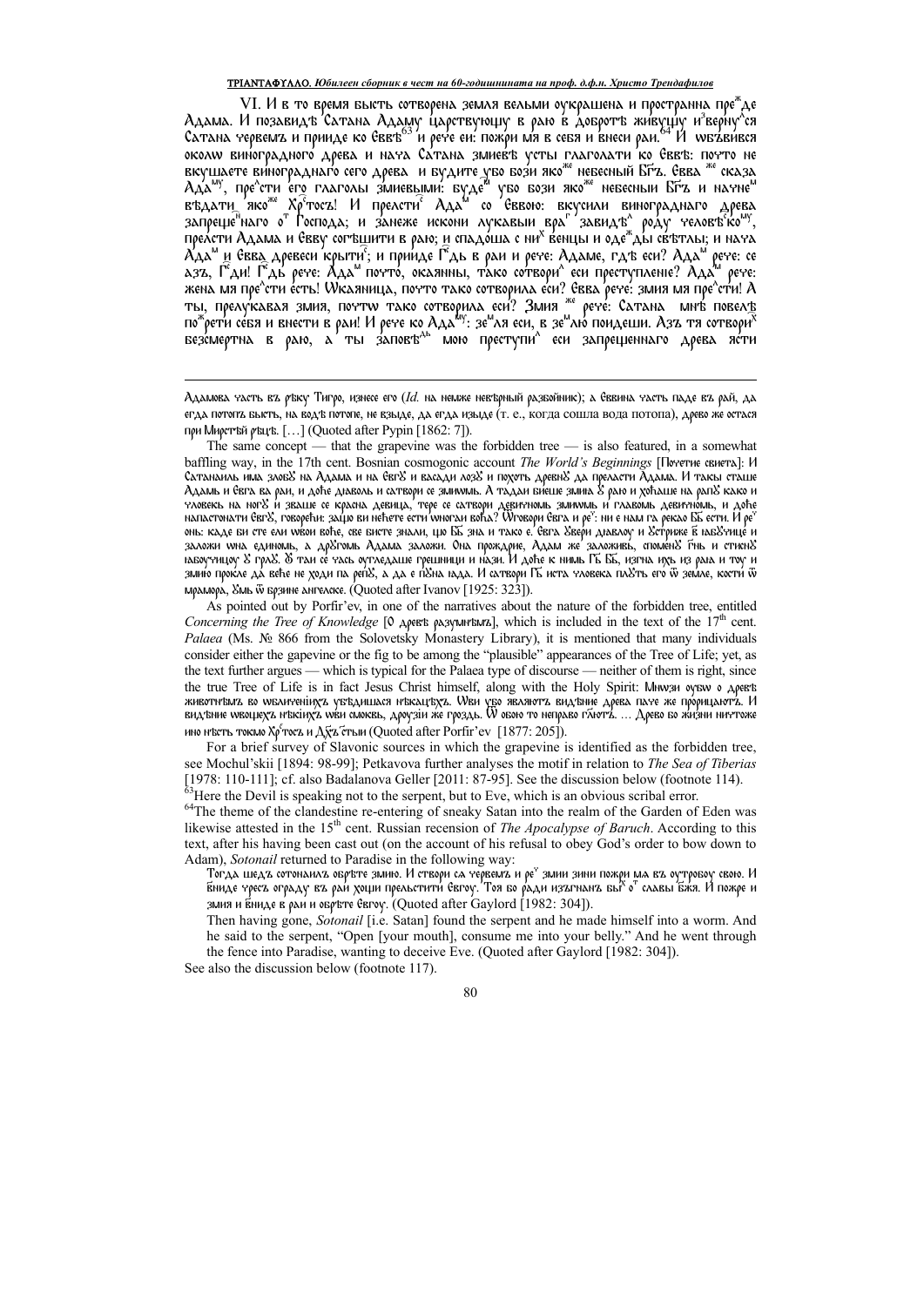VI. И в то время бысть сотворена земля вельми оукрашена и пространна преждe Адама. И позавидѣ Сатана Адаму царствующу в раю в добротѣ живущу и́зверну́ся Сатана червемъ и прииде ко Еввѣ[63] и рече ей: пожри мя в себя и внеси раи.[64] И объвився околω винограднoго древа и нача Сатана змиевѣ усты глаголати ко Еввѣ: почто не вкушаете винограднаго сего древа и будите убо бози якоже небесный Б҃гъ. Евва же сказа Адаму, пре́сти его глаголы змиевыми: будем убо бози якоже небесныи Б҃гъ и начнем вѣдати якоже Хр҃тосъ! И прелсти Адам со Еввою: вкусили винограднаго древа запрещеннаго от Господа; и занеже искони лукавыи враг завидѣл роду человѣкому, прелсти Адама и Евву согрѣшити в раю; и спадоша с них венцы и одежды свѣтлы; и нача Адам и Евва древеси крытис; и прииде Г҃дь в раи и рече: Адаме, гдѣ еси? Адам рече: се азъ, Г҃ди! Г҃дь рече: Адам почто, окаянны, тако сотворил еси преступление? Адам рече: жена мя пре́сти есть! Окаяница, почто тако сотворила еси? Евва рече: змия мя пре́сти! А ты, прелукавая змия, почтω тако сотворила еси? Змия же рече: Сатана мнѣ повелѣ пожрети себя и внести в раи! И рече ко Адаму: земля еси, в землю поидеши. Азъ тя сотворих безсмертна в раю, а ты заповѣдь мою преступил еси запрещеннаго древа ясти

Адамова часть въ рѣку Тигро, изнесе его (*Id.* на немже невѣрный разбойник); а Еввина часть паде въ рай, да егда потопъ бысть, на водѣ потопе, не взыде, да егда изыде (т. е., когда сошла вода потопа), древо же остася при Мирстѣй рѣцѣ. […] (Quoted after Pypin [1862: 7]).

The same concept — that the grapevine was the forbidden tree — is also featured, in a somewhat baffling way, in the 17th cent. Bosnian cosmogonic account *The World's Beginnings* [Почетие свиета]: И Сатанаиль има злобу на Адама и на Евгу и васади лозу и похоть древну да прелasti Адама. И такы сташе Адамь и Евга ва раи, и дође диаволь и сатвори се змимомь. А тадаи биеше змиа у раю и хођаше на ногу како и чловекь на ногу и зваше се красна девица, тере се сатвори девичномь змимомь и главомь девичномь, и дође напастонати Евгу, говорећи: зацо ви нећете ести многаи вођа? Отговори Евга и рече: ни е нам га рекао Б҃Б ести. И рече онь: каде би сте ели wboи вође, све бисте знали, цю Б҃Б зна и тако е. Евга узери диаволу и устриже е іабучице и заложи wна единомь, а другомь Адама заложи. Она прождрие, Адам же заложивь, спомену Г҃нь и стиену іабоучицоу у грлу. у таи се часъ угледаше грешници и нази. И дође к нимь Г҃Ь Б҃Б, изгна ихь из раіа и тоу и змию прокле да веће не ходи па рену, а да е пуна іада. И сатвори Г҃Ь иста чловека пакуть его ω земле, кости ω мрамора, уми ω брзине ангелске. (Quoted after Ivanov [1925: 323]).

As pointed out by Porfir'ev, in one of the narratives about the nature of the forbidden tree, entitled *Concerning the Tree of Knowledge* [О древѣ разумнѣмъ], which is included in the text of the 17[th] cent. *Palaea* (Ms. № 866 from the Solovetsky Monastery Library), it is mentioned that many individuals consider either the gapevine or the fig to be among the "plausible" appearances of the Tree of Life; yet, as the text further argues — which is typical for the Palaea type of discourse — neither of them is right, since the true Tree of Life is in fact Jesus Christ himself, along with the Holy Spirit: Мнωзи оубω о древѣ животнѣмъ во ωбличенiихъ увѣдишася нѣкацѣхъ. Ωви убо являютъ видѣние древа паче же пророцаютъ. И видѣние ωвоцехъ нѣкiихъ ωви смоквь, другiи же гроздь. Ѡ обою то неправо г҃лютъ. … Древо бо жизни ничтоже ино нѣсть токмо Хр҃тосъ и Д҃хъ с҃тыи (Quoted after Porfir'ev [1877: 205]).

For a brief survey of Slavonic sources in which the grapevine is identified as the forbidden tree, see Mochul'skii [1894: 98-99]; Petkavova further analyses the motif in relation to *The Sea of Tiberias* [1978: 110-111]; cf. also Badalanova Geller [2011: 87-95]. See the discussion below (footnote 114).

[63] Here the Devil is speaking not to the serpent, but to Eve, which is an obvious scribal error.

[64] The theme of the clandestine re-entering of sneaky Satan into the realm of the Garden of Eden was likewise attested in the 15[th] cent. Russian recension of *The Apocalypse of Baruch*. According to this text, after his having been cast out (on the account of his refusal to obey God's order to bow down to Adam), *Sotonail* returned to Paradise in the following way:

Тогда шедъ сотонаилъ обрѣте змию. И створи са червемъ и рече змии зини пожри ма въ оутробоу свою. И вниде чресъ ограду въ раи хоцни прельстити Евгоу. Тоя бо ради изъгнанъ бы от славы б҃жа. И пожре и змия и вниде в раи и обрѣте Евгоу. (Quoted after Gaylord [1982: 304]).

Then having gone, *Sotonail* [i.e. Satan] found the serpent and he made himself into a worm. And he said to the serpent, "Open [your mouth], consume me into your belly." And he went through the fence into Paradise, wanting to deceive Eve. (Quoted after Gaylord [1982: 304]).

See also the discussion below (footnote 117).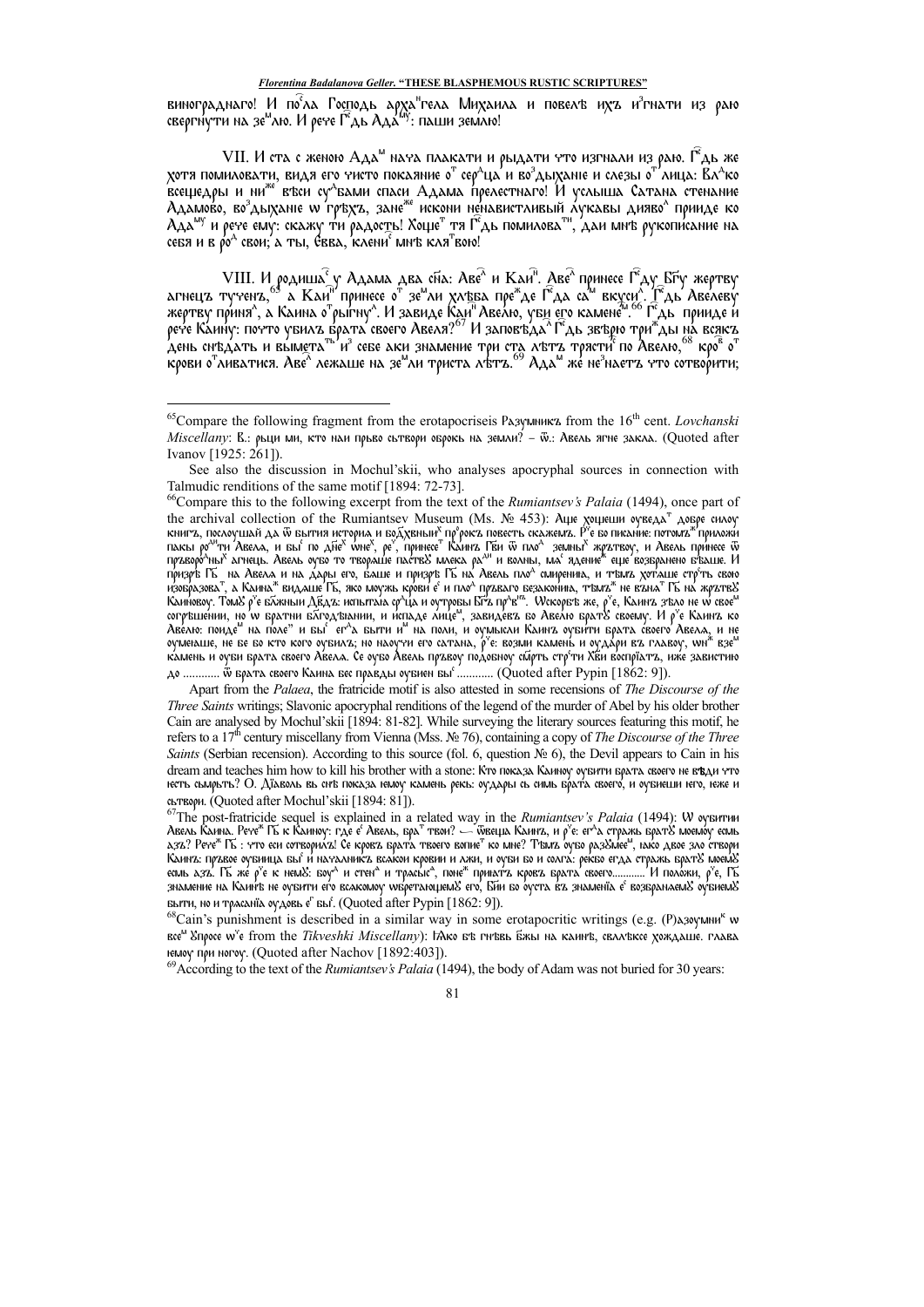виноградонаго! И по͡сла Господь арха͡нгела Михаила и повелѣ ихъ и͡згнати из раю свергнўти на зе͡млю. И рече Г͡дь Ада͡му: паши землю!

VII. И ста с женою Ада͡м начаа плакати и рыдати что изгнали из раю. Г͡дь же хотя помиловати, видя его чисто покаяние о͡т сер͡дца и во͡здыхание и слезы о͡т лица: Вл͡ко всещедры и ни͡же вѣси су͡дьбами спаси Адама прелестнаго! И услыша Сатана стенание Адамово, во͡здыхание ч грѣхъ, зане͡же искони ненавистливый лукавы дияво͡л приидe ко Ада͡му и рече ему: скажу ти радость! Хоще͡т тя Г͡дь помилова͡ти, даи мнѣ рукописание на себя и в ро͡д свои; а ты, Євва, клени͡с мнѣ кля͡твою!

VIII. И родиша͡с у Адама два с͡на: Аве͡л и Каи͡н. Аве͡л принесе Г͡ду Б͡гу жертву агнецъ тученъ,[65] а Каи͡н принесе о͡т зе͡мли хлѣба пре͡д Г͡да са͡м вкуси͡л. Г͡дь Авелеву жертву приня͡л, а Каина о͡трыгну͡л. И завиде Каи͡н Авелю, уби его камене͡м.[66] Г͡дь приидe и рече Каину: почто убилъ брата своего Авеля?[67] И заповѣда͡л Г͡дь звѣрю три͡жды на всякъ день снѣдать и вымета͡ть и͡з себе аки знамение три ста лѣтъ трясти͡с по Авелю,[68] кро͡в о͡т крови о͡тливатися. Аве͡л лежаше на зе͡мли триста лѣтъ.[69] Ада͡м же не͡знаетъ что сотворити;

---

[65] Compare the following fragment from the erotapocriseis Разумникъ from the 16[th] cent. *Lovchanski Miscellany*: В.: рьци ми, кто наи прьво сътвори оброкь на земли? – О͡т.: Авель ягне закла. (Quoted after Ivanov [1925: 261]).

See also the discussion in Mochul'skii, who analyses apocryphal sources in connection with Talmudic renditions of the same motif [1894: 72-73].

[66] Compare this to the following excerpt from the text of the *Rumiantsev's Palaia* (1494), once part of the archival collection of the Rumiantsev Museum (Ms. № 453): Аще хощеши оувѣда͡т добре силоу книгъ, послоушай да о͡т бытия история и бо͡жественых͡ пр͡рокъ повесть скажемъ. Р͡е бо писание: потомъ͡ приложи пакы ро͡дити Авела, и бы͡с по дн͡ех͡ онех͡, ре͡ч, принесе͡т Каинъ Г͡ви о͡т пло͡д земных͡ жрътвоу, и Авель принесе о͡т пръворо͡дных͡ агнецъ. Авель оубо то творяше пастве͡у млека ра͡ди и волны, ма͡с ядение͡ еще возбранено б͡ваше. И призрѣ Г͡ь на Авела и на дары его, баше и призрѣ Г͡ь на Авель пло͡д смирениа, и тѣмъ хоташе стр͡ть свою изобразова͡т, а Каина͡ж видаше Г͡ь, яко моужь крови е͡ и пло͡д пръваго безаконина, тѣмъ͡ж не взна͡т Г͡ь на жрътв͡у Каиновоу. Том͡у р͡е бл͡жныи Д͡в͡дъ: испытаіа ср͡ца и оутробы Б͡гъ пр͡в͡нъ. Ѡскорбѣ же, р͡е, Каинъ з͡ѣло не ѡ свое͡м согрѣшении, но ѡ братни бл͡год͡ѣании, и испаде лице͡м, завидевъ бо Авелю брат͡у своему. И р͡е Каинъ ко Авелю: поиде͡м на поле" и бы͡с егд͡а быти и͡м на поли, и оумысли Каинъ оубити брата своего Авела, и не оумеаше, не бе бо кто кого оубилъ; но наоу͡чи его сатана, р͡е: возми камень и оудари въ главоу, он͡ же взе͡м камень и оуби брата своего Авела. Се оубо Авель пръвоу подобноу съ͡рть стр͡ти Х͡ви восприатъ, иже завистию до ............ о͡т брата своего Каина бес правды оубиен бы͡с ............ (Quoted after Pypin [1862: 9]).

Apart from the *Palaea*, the fratricide motif is also attested in some recensions of *The Discourse of the Three Saints* writings; Slavonic apocryphal renditions of the legend of the murder of Abel by his older brother Cain are analysed by Mochul'skii [1894: 81-82]. While surveying the literary sources featuring this motif, he refers to a 17[th] century miscellany from Vienna (Mss. № 76), containing a copy of *The Discourse of the Three Saints* (Serbian recension). According to this source (fol. 6, question № 6), the Devil appears to Cain in his dream and teaches him how to kill his brother with a stone: Кто показа Каиноу оубити брата своего не вѣдй что есть сьмрьть? О. Діаволь вь снѣ показа нему камень рекь: оудары сь нимь брата своего, и оубиеши нєго, неже и сьтвори. (Quoted after Mochul'skii [1894: 81]).

[67] The post-fratricide sequel is explained in a related way in the *Rumiantsev's Palaia* (1494): Ѡ оубитии Авель Каина. Рече͡ж Г͡ь к Каиноу: где е͡ Авель, бра͡т твои? — о͡твеща Каинъ, и р͡е: ег͡да стражь брат͡у моемоу есмь азъ? Рече͡ж Г͡ь: что еси сотворилъ! Се кровь брата твоего вопие͡т ко мне? Тѣмъ оубо раз͡умее͡м, іако двое зло створи Каинъ: пръвое оубиица бы͡с и началникъ всакои кровии и лжи, и оуби бо и солга: рекбо егда стражь брат͡у моем͡у есмь азъ. Г͡ь же р͡е к нем͡у: воу͡д и сте͡н и трасы͡с, поне͡ж прилатъ кровь брата своего........... И положи, р͡е, Г͡ь знамение на Каинѣ не оубити его всакомоу ѡбретающем͡у его, Б͡ии бо оуста въ знамен͡іа е͡ возбранаем͡у оубием͡у быти, но и трасан͡іа оудовь е͡ бы͡. (Quoted after Pypin [1862: 9]).

[68] Cain's punishment is described in a similar way in some erotapocritic writings (e.g. (Р)азоумни͡к ѡ все͡м ꙋпросе ѡ͡ч from the *Tikveshki Miscellany*): Іако бѣ гнѣвь б͡жы на каинѣ, свлаѣксе хождаше. глава немоу при ногоу. (Quoted after Nachov [1892:403]).

[69] According to the text of the *Rumiantsev's Palaia* (1494), the body of Adam was not buried for 30 years: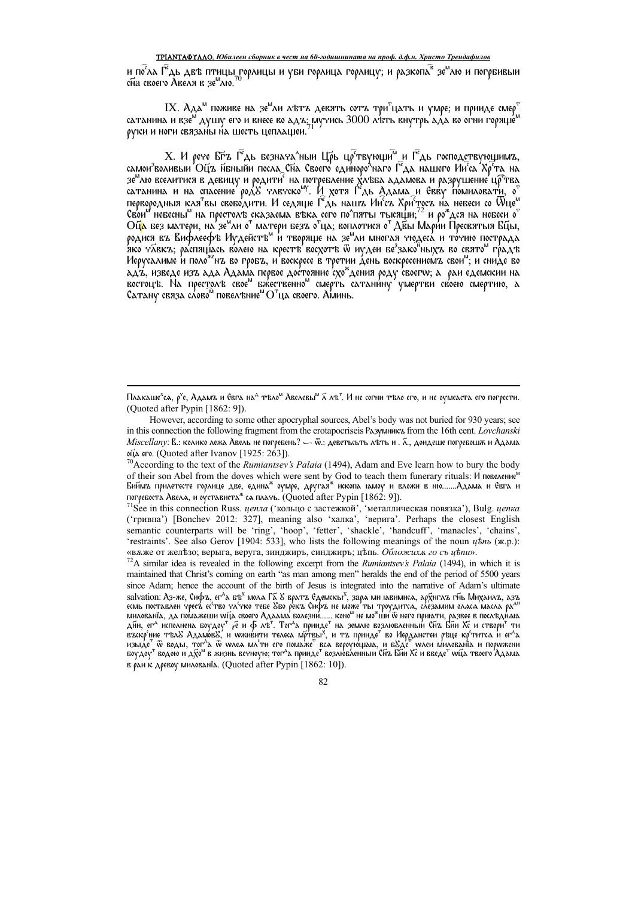и по҇ла Гд҇ь двѣ птицы горлицы и уби горлица горлицу; и разкопа҇в зе҇млю и погрѣбиьи с҇на своего Авеля в зе҇млю.[70]

IX. Ада҇м поживе на зе҇мли лѣтъ девять сотъ три҇тцать и умре; и прииде смер҇т сатанина и взе҇м душу его и внесе во адъ; мучись 3000 лѣть внутрь ада во огни горяще҇м руки и ноги связаны на шесть цеплацеи.[71]

X. И рече Бг҇ъ Гд҇ь безнача҇лныи Цр҇ь цр҇твующи҇м и Гд҇ь господствующимъ, самоизволивыи О҇цъ н҇бныйи посла С҇на Своего единоро҇днаго Гд҇а нашего Ии҇са Хр҇та на зе҇млю вселитися в девицу и родити҇ на потребление хлѣба адамова и разрушение цр҇тва сатанина и на спасение роду чл҇вческо҇му. И хотя Гд҇ь Адама и Евву помиловати, о҇т первородныя кля҇твы свободити. И седяще Гд҇ь нашъ Ии҇съ Хри҇тосъ на небеси со О҇тце҇м Свои҇м небесны҇м на престолѣ сказаема вѣка сего по҇пяты тысящи;[72] и ро҇дся на небеси о҇т О҇ца без матери, на зе҇мли о҇т матери безъ о҇тца; воплотися о҇т Д҇вы Марии Пресвятыя Б҇цы, родися въ Вифлеефѣ Иудейстѣ҇м и творяще на зе҇мли многая чюдеса и точию пострада яко ч҇лвкъ; распяшась волею на крестѣ восхотѣ о҇т иудеи бе҇законныхъ во свято҇м градѣ Иерусалиме и поло҇женъ во гробъ, и воскресе в третии день воскресениемъ свои҇м; и сниде во адъ, изведе изъ ада Адама первое достояние схо҇ждения роду своегѡ; а раи едемскии на востоцѣ. На престолѣ свое҇м бжественно҇м смерть сатанину умертви своею смертию, а Сатану связа слово҇м повелѣние҇м О҇тца своего. Аминь.

---

Плакаше҇хса, р҇че, Адамъ и Евга на҇д тѣло҇м Авелевы҇м л҇ лѣ҇т. И не согни тѣло его, и не оумеаста его погрести. (Quoted after Pypin [1862: 9]).

However, according to some other apocryphal sources, Abel's body was not buried for 930 years; see in this connection the following fragment from the erotapocriseis Разумникъ from the 16th cent. *Lovchanski Miscellany*: В.: колико лежа Авель не погребень? — о҇.: деветьсьть лѣть и . л҇., доидеше погребошж и Адама о҇ца его. (Quoted after Ivanov [1925: 263]).

[70]According to the text of the *Rumiantsev's Palaia* (1494), Adam and Eve learn how to bury the body of their son Abel from the doves which were sent by God to teach them funerary rituals: И повелѣние҇м Би҇мъ прилетесте горлице две, едина҇ж оумре, другая҇ж ископа iамоу и вложи в ню.......Адама и Евга и погребоста Авела, и оустависта҇ж са плачь. (Quoted after Pypin [1862: 9]).

[71]See in this connection Russ. *цепла* ('кольцо с застежкой', 'металлическая повязка'), Bulg. *цепка* ('гривна') [Bonchev 2012: 327], meaning also 'халка', 'верига'. Perhaps the closest English semantic counterparts will be 'ring', 'hoop', 'fetter', 'shackle', 'handcuff', 'manacles', 'chains', 'restraints'. See also Gerov [1904: 533], who lists the following meanings of the noun *цѣпь* (ж.р.): «вжже от желѣзо; верыга, веруга, зинджиръ, синджиръ; цѣпь. *Обложихж го съ цѣпи*».

[72]A similar idea is revealed in the following excerpt from the *Rumiantsev's Palaia* (1494), in which it is maintained that Christ's coming on earth "as man among men" heralds the end of the period of 5500 years since Adam; hence the account of the birth of Jesus is integrated into the narrative of Adam's ultimate salvation: Аз-же, Сифъ, ег҇да бѣ҇х мола Гд҇ оу вратъ Едемскы҇х, зара ми iавимиса, арх҇нглъ г҇нь Михаилъ, азъ есмь поставлен чресъ ес҇тво чл҇чко тебе Оубо рекъ Сифъ не може ты троудитса, слезамим оласа масла ра҇ди милованiа, да помажеши ѡ҇ца своего Адама болезни...... коно҇м не мо҇жши ѡ него приiати, развее в послѣднаiа д҇ни, ег҇да исполнена боудоу҇т е҇е и ф҇ лѣ҇т. Тог҇да прииде҇т на землю возлюбленныи С҇нъ Б҇ии Х҇с и створи҇т ти въскр҇ние тѣлоу Адамовоу, и ѡживити телеса м҇ртвы҇х, и тъ прииде҇т во Иердан҇ски рѣце кр҇титса и ег҇да изыде҇т ѡ воды, тог҇да ѡ wлеа ма҇сти его помаже҇т вса вероуюцiаiа, и бу҇де҇т wлеи милованiа и порожени боудоу҇т водою и д҇хо҇м в жизнь вечноую; тог҇да прииде҇т возлюбленныи С҇нъ Б҇ии Х҇с и введе҇т ѡ҇ца твоего Адама в раи к древоу милованiа. (Quoted after Pypin [1862: 10]).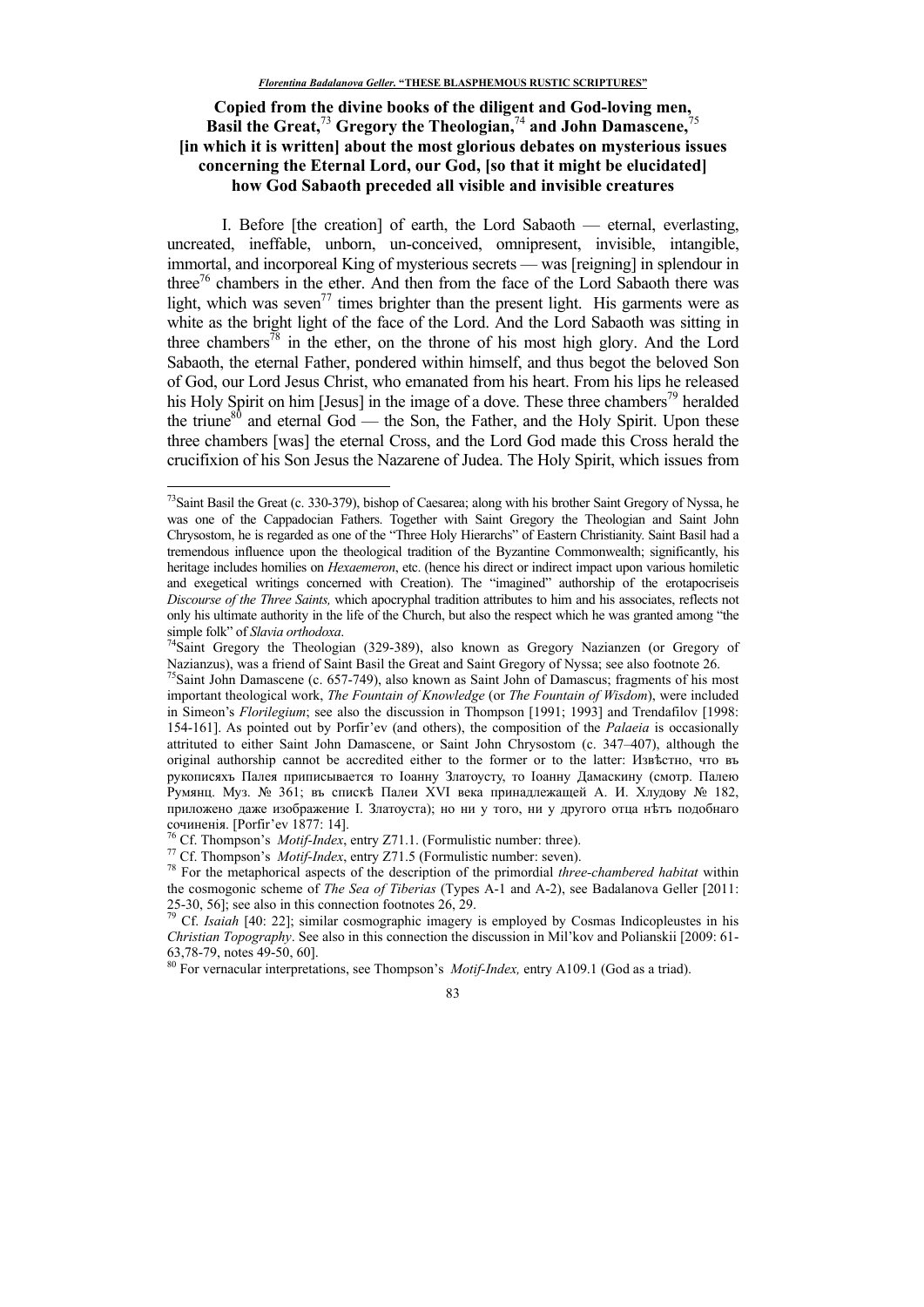**Copied from the divine books of the diligent and God-loving men, Basil the Great,[73] Gregory the Theologian,[74] and John Damascene,[75] [in which it is written] about the most glorious debates on mysterious issues concerning the Eternal Lord, our God, [so that it might be elucidated] how God Sabaoth preceded all visible and invisible creatures**

I. Before [the creation] of earth, the Lord Sabaoth — eternal, everlasting, uncreated, ineffable, unborn, un-conceived, omnipresent, invisible, intangible, immortal, and incorporeal King of mysterious secrets — was [reigning] in splendour in three[76] chambers in the ether. And then from the face of the Lord Sabaoth there was light, which was seven[77] times brighter than the present light. His garments were as white as the bright light of the face of the Lord. And the Lord Sabaoth was sitting in three chambers[78] in the ether, on the throne of his most high glory. And the Lord Sabaoth, the eternal Father, pondered within himself, and thus begot the beloved Son of God, our Lord Jesus Christ, who emanated from his heart. From his lips he released his Holy Spirit on him [Jesus] in the image of a dove. These three chambers[79] heralded the triune[80] and eternal God — the Son, the Father, and the Holy Spirit. Upon these three chambers [was] the eternal Cross, and the Lord God made this Cross herald the crucifixion of his Son Jesus the Nazarene of Judea. The Holy Spirit, which issues from

---

[73] Saint Basil the Great (c. 330-379), bishop of Caesarea; along with his brother Saint Gregory of Nyssa, he was one of the Cappadocian Fathers. Together with Saint Gregory the Theologian and Saint John Chrysostom, he is regarded as one of the "Three Holy Hierarchs" of Eastern Christianity. Saint Basil had a tremendous influence upon the theological tradition of the Byzantine Commonwealth; significantly, his heritage includes homilies on *Hexaemeron*, etc. (hence his direct or indirect impact upon various homiletic and exegetical writings concerned with Creation). The "imagined" authorship of the erotapocriseis *Discourse of the Three Saints,* which apocryphal tradition attributes to him and his associates, reflects not only his ultimate authority in the life of the Church, but also the respect which he was granted among "the simple folk" of *Slavia orthodoxa*.

[74] Saint Gregory the Theologian (329-389), also known as Gregory Nazianzen (or Gregory of Nazianzus), was a friend of Saint Basil the Great and Saint Gregory of Nyssa; see also footnote 26.

[75] Saint John Damascene (c. 657-749), also known as Saint John of Damascus; fragments of his most important theological work, *The Fountain of Knowledge* (or *The Fountain of Wisdom*), were included in Simeon's *Florilegium*; see also the discussion in Thompson [1991; 1993] and Trendafilov [1998: 154-161]. As pointed out by Porfir'ev (and others), the composition of the *Palaeia* is occasionally attrituted to either Saint John Damascene, or Saint John Chrysostom (c. 347–407), although the original authorship cannot be accredited either to the former or to the latter: Извѣстно, что въ рукописяхъ Палея приписывается то Іоанну Златоусту, то Іоанну Дамаскину (смотр. Палею Румянц. Муз. № 361; въ спискѣ Палеи XVI века принадлежащей А. И. Хлудову № 182, приложено даже изображение І. Златоуста); но ни у того, ни у другого отца нѣтъ подобнаго сочиненія. [Porfir'ev 1877: 14].

[76] Cf. Thompson's *Motif-Index*, entry Z71.1. (Formulistic number: three).

[77] Cf. Thompson's *Motif-Index*, entry Z71.5 (Formulistic number: seven).

[78] For the metaphorical aspects of the description of the primordial *three-chambered habitat* within the cosmogonic scheme of *The Sea of Tiberias* (Types A-1 and A-2), see Badalanova Geller [2011: 25-30, 56]; see also in this connection footnotes 26, 29.

[79] Cf. *Isaiah* [40: 22]; similar cosmographic imagery is employed by Cosmas Indicopleustes in his *Christian Topography*. See also in this connection the discussion in Mil'kov and Polianskii [2009: 61-63,78-79, notes 49-50, 60].

[80] For vernacular interpretations, see Thompson's *Motif-Index,* entry A109.1 (God as a triad).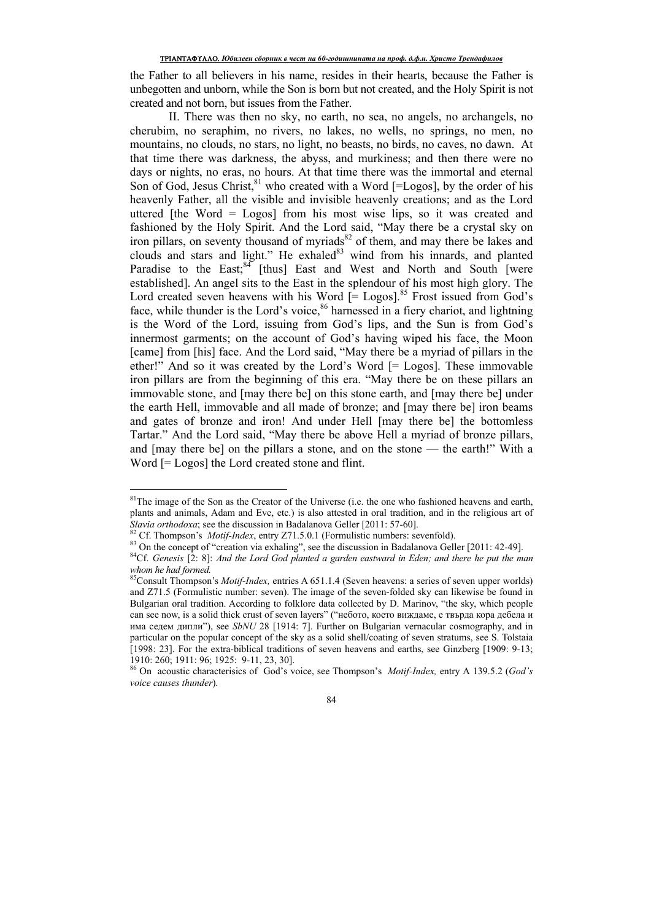the Father to all believers in his name, resides in their hearts, because the Father is unbegotten and unborn, while the Son is born but not created, and the Holy Spirit is not created and not born, but issues from the Father.

II. There was then no sky, no earth, no sea, no angels, no archangels, no cherubim, no seraphim, no rivers, no lakes, no wells, no springs, no men, no mountains, no clouds, no stars, no light, no beasts, no birds, no caves, no dawn. At that time there was darkness, the abyss, and murkiness; and then there were no days or nights, no eras, no hours. At that time there was the immortal and eternal Son of God, Jesus Christ,[81] who created with a Word [=Logos], by the order of his heavenly Father, all the visible and invisible heavenly creations; and as the Lord uttered [the Word = Logos] from his most wise lips, so it was created and fashioned by the Holy Spirit. And the Lord said, "May there be a crystal sky on iron pillars, on seventy thousand of myriads[82] of them, and may there be lakes and clouds and stars and light." He exhaled[83] wind from his innards, and planted Paradise to the East;[84] [thus] East and West and North and South [were established]. An angel sits to the East in the splendour of his most high glory. The Lord created seven heavens with his Word [= Logos].[85] Frost issued from God's face, while thunder is the Lord's voice,[86] harnessed in a fiery chariot, and lightning is the Word of the Lord, issuing from God's lips, and the Sun is from God's innermost garments; on the account of God's having wiped his face, the Moon [came] from [his] face. And the Lord said, "May there be a myriad of pillars in the ether!" And so it was created by the Lord's Word [= Logos]. These immovable iron pillars are from the beginning of this era. "May there be on these pillars an immovable stone, and [may there be] on this stone earth, and [may there be] under the earth Hell, immovable and all made of bronze; and [may there be] iron beams and gates of bronze and iron! And under Hell [may there be] the bottomless Tartar." And the Lord said, "May there be above Hell a myriad of bronze pillars, and [may there be] on the pillars a stone, and on the stone — the earth!" With a Word [= Logos] the Lord created stone and flint.

---

[81] The image of the Son as the Creator of the Universe (i.e. the one who fashioned heavens and earth, plants and animals, Adam and Eve, etc.) is also attested in oral tradition, and in the religious art of *Slavia orthodoxa*; see the discussion in Badalanova Geller [2011: 57-60].

[82] Cf. Thompson's *Motif-Index*, entry Z71.5.0.1 (Formulistic numbers: sevenfold).

[83] On the concept of "creation via exhaling", see the discussion in Badalanova Geller [2011: 42-49].

[84] Cf. *Genesis* [2: 8]: *And the Lord God planted a garden eastward in Eden; and there he put the man whom he had formed.*

[85] Consult Thompson's *Motif-Index,* entries A 651.1.4 (Seven heavens: a series of seven upper worlds) and Z71.5 (Formulistic number: seven). The image of the seven-folded sky can likewise be found in Bulgarian oral tradition. According to folklore data collected by D. Marinov, "the sky, which people can see now, is a solid thick crust of seven layers" ("небото, което виждаме, е твърда кора дебела и има седем дипли"), see *SbNU* 28 [1914: 7]. Further on Bulgarian vernacular cosmography, and in particular on the popular concept of the sky as a solid shell/coating of seven stratums, see S. Tolstaia [1998: 23]. For the extra-biblical traditions of seven heavens and earths, see Ginzberg [1909: 9-13; 1910: 260; 1911: 96; 1925: 9-11, 23, 30].

[86] On acoustic characterisics of God's voice, see Thompson's *Motif-Index,* entry A 139.5.2 (*God's voice causes thunder*).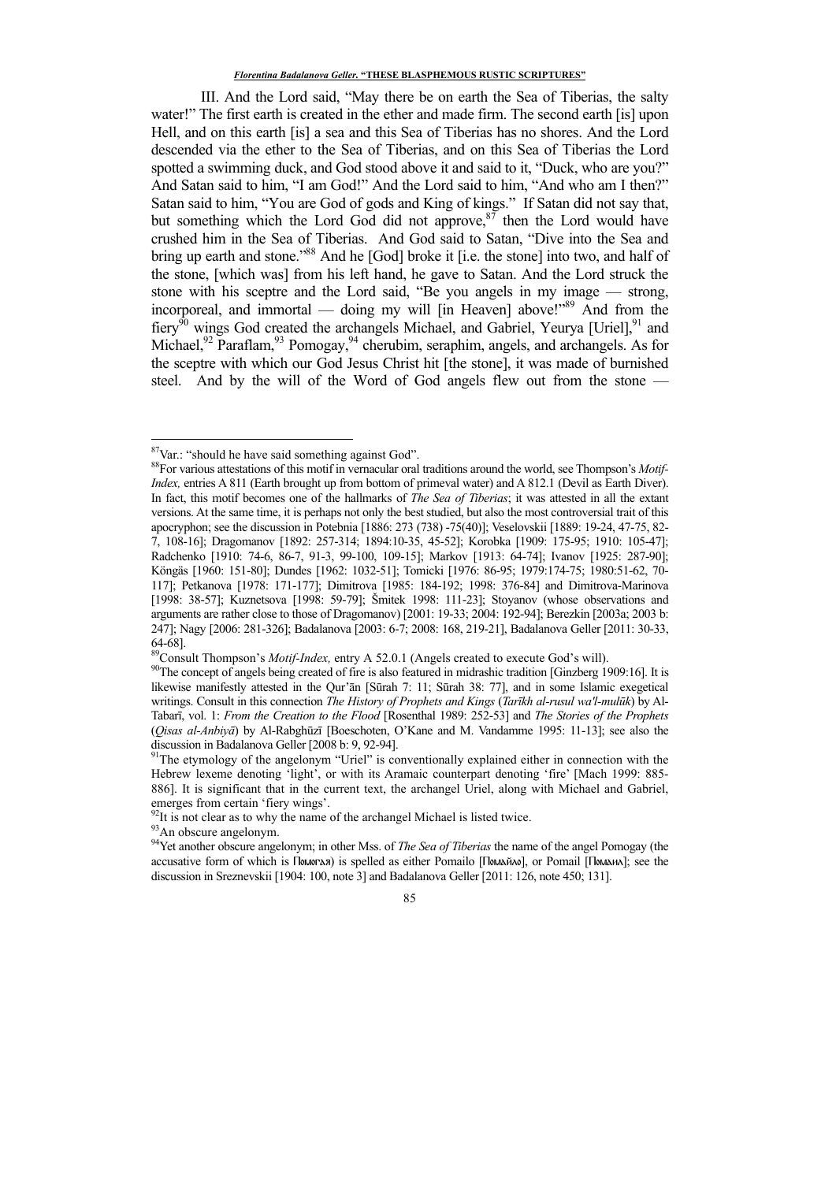III. And the Lord said, "May there be on earth the Sea of Tiberias, the salty water!" The first earth is created in the ether and made firm. The second earth [is] upon Hell, and on this earth [is] a sea and this Sea of Tiberias has no shores. And the Lord descended via the ether to the Sea of Tiberias, and on this Sea of Tiberias the Lord spotted a swimming duck, and God stood above it and said to it, "Duck, who are you?" And Satan said to him, "I am God!" And the Lord said to him, "And who am I then?" Satan said to him, "You are God of gods and King of kings." If Satan did not say that, but something which the Lord God did not approve,[87] then the Lord would have crushed him in the Sea of Tiberias. And God said to Satan, "Dive into the Sea and bring up earth and stone."[88] And he [God] broke it [i.e. the stone] into two, and half of the stone, [which was] from his left hand, he gave to Satan. And the Lord struck the stone with his sceptre and the Lord said, "Be you angels in my image — strong, incorporeal, and immortal — doing my will [in Heaven] above!"[89] And from the fiery[90] wings God created the archangels Michael, and Gabriel, Yeurya [Uriel],[91] and Michael,[92] Paraflam,[93] Pomogay,[94] cherubim, seraphim, angels, and archangels. As for the sceptre with which our God Jesus Christ hit [the stone], it was made of burnished steel. And by the will of the Word of God angels flew out from the stone —

---

[87] Var.: "should he have said something against God".

[88] For various attestations of this motif in vernacular oral traditions around the world, see Thompson's *Motif-Index,* entries A 811 (Earth brought up from bottom of primeval water) and A 812.1 (Devil as Earth Diver). In fact, this motif becomes one of the hallmarks of *The Sea of Tiberias*; it was attested in all the extant versions. At the same time, it is perhaps not only the best studied, but also the most controversial trait of this apocryphon; see the discussion in Potebnia [1886: 273 (738) -75(40)]; Veselovskii [1889: 19-24, 47-75, 82-7, 108-16]; Dragomanov [1892: 257-314; 1894:10-35, 45-52]; Korobka [1909: 175-95; 1910: 105-47]; Radchenko [1910: 74-6, 86-7, 91-3, 99-100, 109-15]; Markov [1913: 64-74]; Ivanov [1925: 287-90]; Köngäs [1960: 151-80]; Dundes [1962: 1032-51]; Tomicki [1976: 86-95; 1979:174-75; 1980:51-62, 70-117]; Petkanova [1978: 171-177]; Dimitrova [1985: 184-192; 1998: 376-84] and Dimitrova-Marinova [1998: 38-57]; Kuznetsova [1998: 59-79]; Šmitek 1998: 111-23]; Stoyanov (whose observations and arguments are rather close to those of Dragomanov) [2001: 19-33; 2004: 192-94]; Berezkin [2003a; 2003 b: 247]; Nagy [2006: 281-326]; Badalanova [2003: 6-7; 2008: 168, 219-21], Badalanova Geller [2011: 30-33, 64-68].

[89] Consult Thompson's *Motif-Index,* entry A 52.0.1 (Angels created to execute God's will).

[90] The concept of angels being created of fire is also featured in midrashic tradition [Ginzberg 1909:16]. It is likewise manifestly attested in the Qur'ān [Sūrah 7: 11; Sūrah 38: 77], and in some Islamic exegetical writings. Consult in this connection *The History of Prophets and Kings* (*Tarīkh al-rusul wa'l-mulūk*) by Al-Tabarī, vol. 1: *From the Creation to the Flood* [Rosenthal 1989: 252-53] and *The Stories of the Prophets* (*Qisas al-Anbiyā*) by Al-Rabghūzī [Boeschoten, O'Kane and M. Vandamme 1995: 11-13]; see also the discussion in Badalanova Geller [2008 b: 9, 92-94].

[91] The etymology of the angelonym "Uriel" is conventionally explained either in connection with the Hebrew lexeme denoting 'light', or with its Aramaic counterpart denoting 'fire' [Mach 1999: 885-886]. It is significant that in the current text, the archangel Uriel, along with Michael and Gabriel, emerges from certain 'fiery wings'.

[92] It is not clear as to why the name of the archangel Michael is listed twice.

[93] An obscure angelonym.

[94] Yet another obscure angelonym; in other Mss. of *The Sea of Tiberias* the name of the angel Pomogay (the accusative form of which is Помогая) is spelled as either Pomailo [Помаило], or Pomail [Помаил]; see the discussion in Sreznevskii [1904: 100, note 3] and Badalanova Geller [2011: 126, note 450; 131].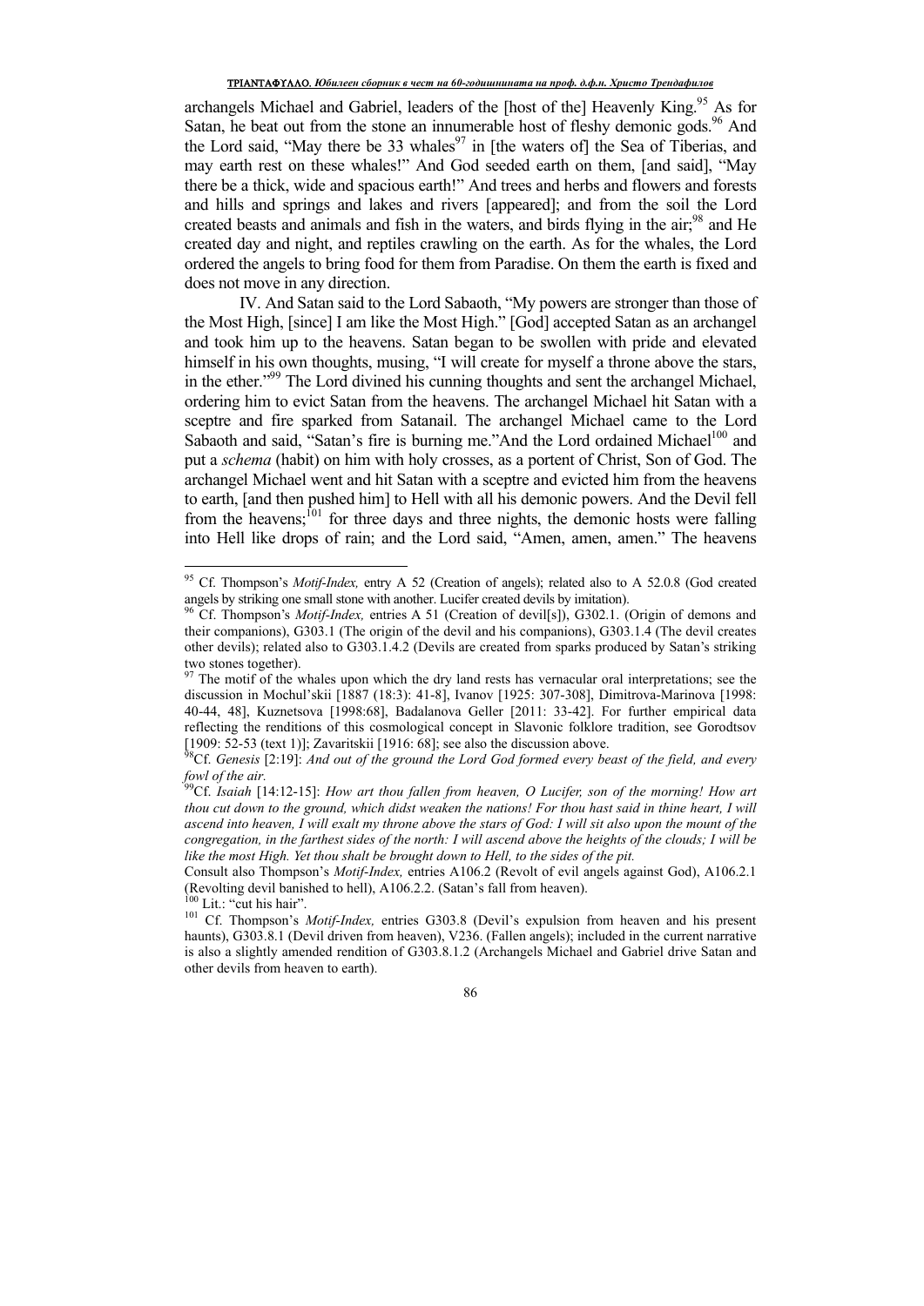archangels Michael and Gabriel, leaders of the [host of the] Heavenly King.[95] As for Satan, he beat out from the stone an innumerable host of fleshy demonic gods.[96] And the Lord said, "May there be 33 whales[97] in [the waters of] the Sea of Tiberias, and may earth rest on these whales!" And God seeded earth on them, [and said], "May there be a thick, wide and spacious earth!" And trees and herbs and flowers and forests and hills and springs and lakes and rivers [appeared]; and from the soil the Lord created beasts and animals and fish in the waters, and birds flying in the air;[98] and He created day and night, and reptiles crawling on the earth. As for the whales, the Lord ordered the angels to bring food for them from Paradise. On them the earth is fixed and does not move in any direction.

IV. And Satan said to the Lord Sabaoth, "My powers are stronger than those of the Most High, [since] I am like the Most High." [God] accepted Satan as an archangel and took him up to the heavens. Satan began to be swollen with pride and elevated himself in his own thoughts, musing, "I will create for myself a throne above the stars, in the ether."[99] The Lord divined his cunning thoughts and sent the archangel Michael, ordering him to evict Satan from the heavens. The archangel Michael hit Satan with a sceptre and fire sparked from Satanail. The archangel Michael came to the Lord Sabaoth and said, "Satan's fire is burning me."And the Lord ordained Michael[100] and put a *schema* (habit) on him with holy crosses, as a portent of Christ, Son of God. The archangel Michael went and hit Satan with a sceptre and evicted him from the heavens to earth, [and then pushed him] to Hell with all his demonic powers. And the Devil fell from the heavens;[101] for three days and three nights, the demonic hosts were falling into Hell like drops of rain; and the Lord said, "Amen, amen, amen." The heavens

---

[95] Cf. Thompson's *Motif-Index,* entry A 52 (Creation of angels); related also to A 52.0.8 (God created angels by striking one small stone with another. Lucifer created devils by imitation).

[96] Cf. Thompson's *Motif-Index,* entries A 51 (Creation of devil[s]), G302.1. (Origin of demons and their companions), G303.1 (The origin of the devil and his companions), G303.1.4 (The devil creates other devils); related also to G303.1.4.2 (Devils are created from sparks produced by Satan's striking two stones together).

[97] The motif of the whales upon which the dry land rests has vernacular oral interpretations; see the discussion in Mochul'skii [1887 (18:3): 41-8], Ivanov [1925: 307-308], Dimitrova-Marinova [1998: 40-44, 48], Kuznetsova [1998:68], Badalanova Geller [2011: 33-42]. For further empirical data reflecting the renditions of this cosmological concept in Slavonic folklore tradition, see Gorodtsov [1909: 52-53 (text 1)]; Zavaritskii [1916: 68]; see also the discussion above.

[98] Cf. *Genesis* [2:19]: *And out of the ground the Lord God formed every beast of the field, and every fowl of the air.*

[99] Cf. *Isaiah* [14:12-15]: *How art thou fallen from heaven, O Lucifer, son of the morning! How art thou cut down to the ground, which didst weaken the nations! For thou hast said in thine heart, I will ascend into heaven, I will exalt my throne above the stars of God: I will sit also upon the mount of the congregation, in the farthest sides of the north: I will ascend above the heights of the clouds; I will be like the most High. Yet thou shalt be brought down to Hell, to the sides of the pit.*

Consult also Thompson's *Motif-Index,* entries A106.2 (Revolt of evil angels against God), A106.2.1 (Revolting devil banished to hell), A106.2.2. (Satan's fall from heaven).

[100] Lit.: "cut his hair".

[101] Cf. Thompson's *Motif-Index,* entries G303.8 (Devil's expulsion from heaven and his present haunts), G303.8.1 (Devil driven from heaven), V236. (Fallen angels); included in the current narrative is also a slightly amended rendition of G303.8.1.2 (Archangels Michael and Gabriel drive Satan and other devils from heaven to earth).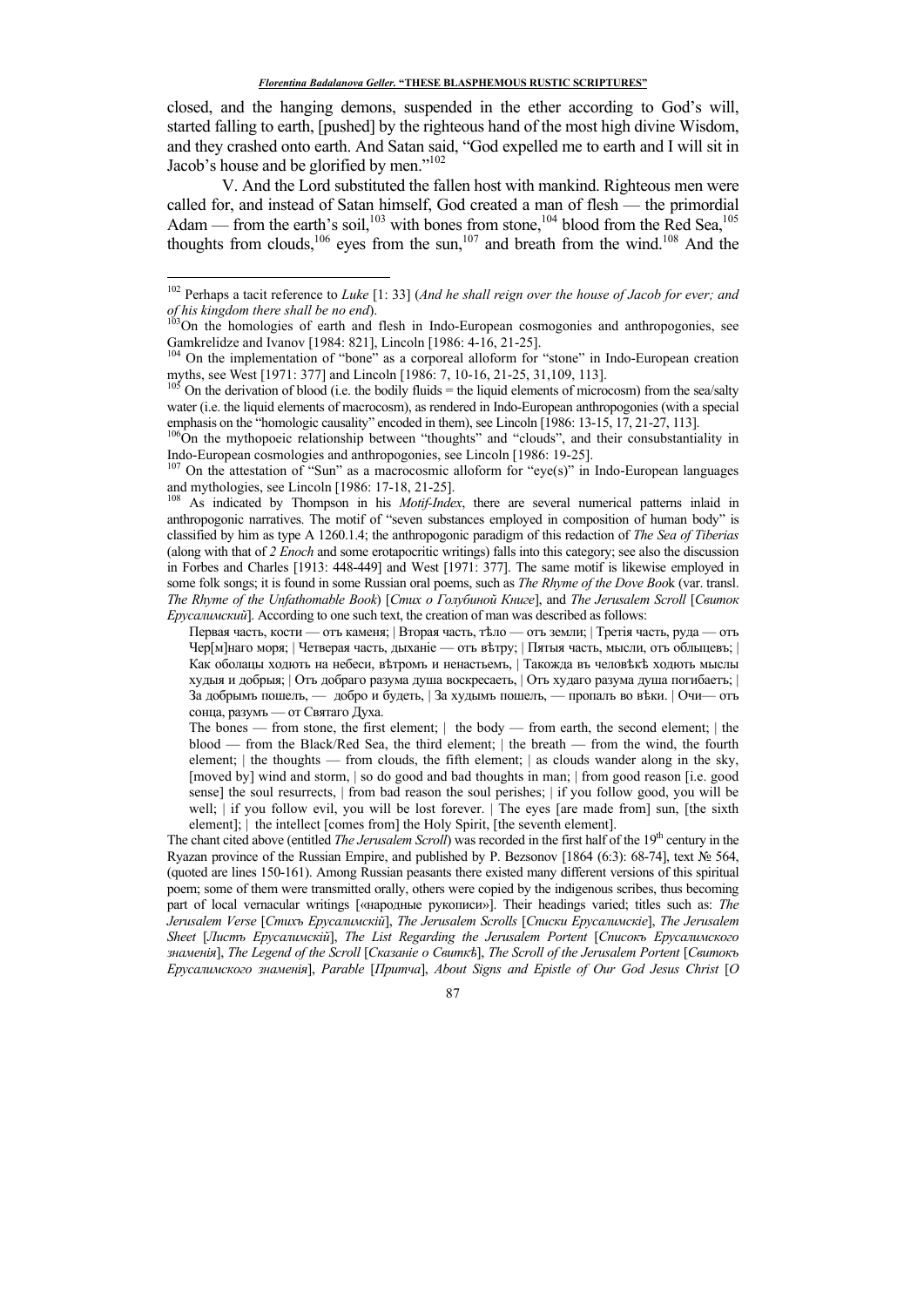closed, and the hanging demons, suspended in the ether according to God's will, started falling to earth, [pushed] by the righteous hand of the most high divine Wisdom, and they crashed onto earth. And Satan said, "God expelled me to earth and I will sit in Jacob's house and be glorified by men."[102]

V. And the Lord substituted the fallen host with mankind. Righteous men were called for, and instead of Satan himself, God created a man of flesh — the primordial Adam — from the earth's soil,[103] with bones from stone,[104] blood from the Red Sea,[105] thoughts from clouds,[106] eyes from the sun,[107] and breath from the wind.[108] And the

---

[102] Perhaps a tacit reference to *Luke* [1: 33] (*And he shall reign over the house of Jacob for ever; and of his kingdom there shall be no end*).

[103] On the homologies of earth and flesh in Indo-European cosmogonies and anthropogonies, see Gamkrelidze and Ivanov [1984: 821], Lincoln [1986: 4-16, 21-25].

[104] On the implementation of "bone" as a corporeal alloform for "stone" in Indo-European creation myths, see West [1971: 377] and Lincoln [1986: 7, 10-16, 21-25, 31,109, 113].

[105] On the derivation of blood (i.e. the bodily fluids = the liquid elements of microcosm) from the sea/salty water (i.e. the liquid elements of macrocosm), as rendered in Indo-European anthropogonies (with a special emphasis on the "homologic causality" encoded in them), see Lincoln [1986: 13-15, 17, 21-27, 113].

[106] On the mythopoeic relationship between "thoughts" and "clouds", and their consubstantiality in Indo-European cosmologies and anthropogonies, see Lincoln [1986: 19-25].

[107] On the attestation of "Sun" as a macrocosmic alloform for "eye(s)" in Indo-European languages and mythologies, see Lincoln [1986: 17-18, 21-25].

[108] As indicated by Thompson in his *Motif-Index*, there are several numerical patterns inlaid in anthropogonic narratives. The motif of "seven substances employed in composition of human body" is classified by him as type A 1260.1.4; the anthropogonic paradigm of this redaction of *The Sea of Tiberias* (along with that of *2 Enoch* and some erotapocritic writings) falls into this category; see also the discussion in Forbes and Charles [1913: 448-449] and West [1971: 377]. The same motif is likewise employed in some folk songs; it is found in some Russian oral poems, such as *The Rhyme of the Dove Book* (var. transl. *The Rhyme of the Unfathomable Book*) [*Стих о Голубиной Книге*], and *The Jerusalem Scroll* [*Свиток Ерусалимский*]. According to one such text, the creation of man was described as follows:

> Первая часть, кости — отъ каменя; | Вторая часть, тѣло — отъ земли; | Третія часть, руда — отъ Чер[м]наго моря; | Четверая часть, дыханіе — отъ вѣтру; | Пятыя часть, мысли, отъ облыцевъ; | Как оболацы ходють на небеси, вѣтромъ и ненастьемъ, | Также въ человѣкѣ ходють мыслы худыя и добрыя; | Отъ добраго разума душа воскресаеть, | Отъ худаго разума душа погибаеть; | За добрымъ пошелъ, — добро и будеть, | За худымъ пошелъ, — пропалъ во вѣки. | Очи— отъ сонца, разумъ — от Святаго Духа.
>
> The bones — from stone, the first element; | the body — from earth, the second element; | the blood — from the Black/Red Sea, the third element; | the breath — from the wind, the fourth element; | the thoughts — from clouds, the fifth element; | as clouds wander along in the sky, [moved by] wind and storm, | so do good and bad thoughts in man; | from good reason [i.e. good sense] the soul resurrects, | from bad reason the soul perishes; | if you follow good, you will be well; | if you follow evil, you will be lost forever. | The eyes [are made from] sun, [the sixth element]; | the intellect [comes from] the Holy Spirit, [the seventh element].

The chant cited above (entitled *The Jerusalem Scroll*) was recorded in the first half of the 19th century in the Ryazan province of the Russian Empire, and published by P. Bezsonov [1864 (6:3): 68-74], text № 564, (quoted are lines 150-161). Among Russian peasants there existed many different versions of this spiritual poem; some of them were transmitted orally, others were copied by the indigenous scribes, thus becoming part of local vernacular writings [«народные рукописи»]. Their headings varied; titles such as: *The Jerusalem Verse* [*Стихъ Ерусалимскій*], *The Jerusalem Scrolls* [*Списки Ерусалимскіе*], *The Jerusalem Sheet* [*Листъ Ерусалимскій*], *The List Regarding the Jerusalem Portent* [*Списокъ Ерусалимского знаменія*], *The Legend of the Scroll* [*Сказаніе о Свиткѣ*], *The Scroll of the Jerusalem Portent* [*Свитокъ Ерусалимского знаменія*], *Parable* [*Притча*], *About Signs and Epistle of Our God Jesus Christ* [*О*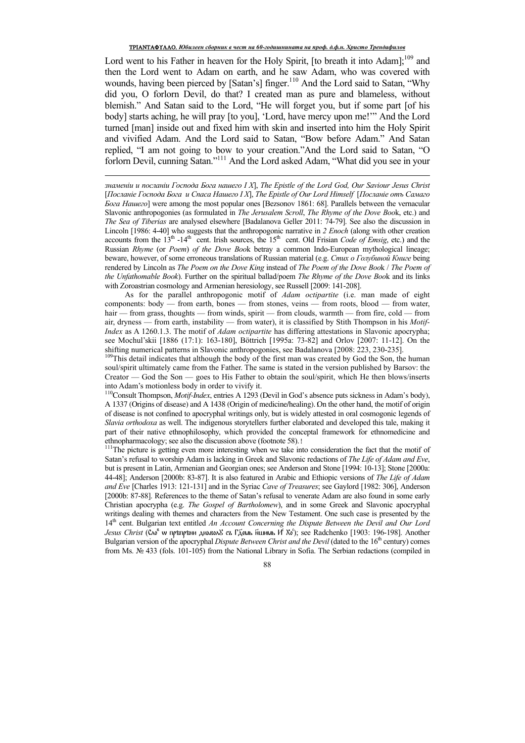Lord went to his Father in heaven for the Holy Spirit, [to breath it into Adam];[109] and then the Lord went to Adam on earth, and he saw Adam, who was covered with wounds, having been pierced by [Satan's] finger.[110] And the Lord said to Satan, "Why did you, O forlorn Devil, do that? I created man as pure and blameless, without blemish." And Satan said to the Lord, "He will forget you, but if some part [of his body] starts aching, he will pray [to you], 'Lord, have mercy upon me!'" And the Lord turned [man] inside out and fixed him with skin and inserted into him the Holy Spirit and vivified Adam. And the Lord said to Satan, "Bow before Adam." And Satan replied, "I am not going to bow to your creation."And the Lord said to Satan, "O forlorn Devil, cunning Satan."[111] And the Lord asked Adam, "What did you see in your

---

*знаменіи и посланіи Господа Бога нашего І Х*], *The Epistle of the Lord God, Our Saviour Jesus Christ* [*Посланіе Господа Бога и Спаса Нашего І Х*], *The Epistle of Our Lord Himself* [*Посланіе отъ Самаго Бога Нашего*] were among the most popular ones [Bezsonov 1861: 68]. Parallels between the vernacular Slavonic anthropogonies (as formulated in *The Jerusalem Scroll*, *The Rhyme of the Dove Book*, etc.) and *The Sea of Tiberias* are analysed elsewhere [Badalanova Geller 2011: 74-79]. See also the discussion in Lincoln [1986: 4-40] who suggests that the anthropogonic narrative in *2 Enoch* (along with other creation accounts from the 13th -14th cent. Irish sources, the 15th cent. Old Frisian *Code of Emsig*, etc.) and the Russian *Rhyme* (or *Poem*) *of the Dove Book* betray a common Indo-European mythological lineage; beware, however, of some erroneous translations of Russian material (e.g. *Стих о Голубиной Книге* being rendered by Lincoln as *The Poem on the Dove King* instead of *The Poem of the Dove Book* / *The Poem of the Unfathomable Book*). Further on the spiritual ballad/poem *The Rhyme of the Dove Book* and its links with Zoroastrian cosmology and Armenian heresiology, see Russell [2009: 141-208].

As for the parallel anthropogonic motif of *Adam octipartite* (i.e. man made of eight components: body — from earth, bones — from stones, veins — from roots, blood — from water, hair — from grass, thoughts — from winds, spirit — from clouds, warmth — from fire, cold — from air, dryness — from earth, instability — from water), it is classified by Stith Thompson in his *Motif-Index* as A 1260.1.3. The motif of *Adam octipartite* has differing attestations in Slavonic apocrypha; see Mochul'skii [1886 (17:1): 163-180], Böttrich [1995a: 73-82] and Orlov [2007: 11-12]. On the shifting numerical patterns in Slavonic anthropogonies, see Badalanova [2008: 223, 230-235].

[109] This detail indicates that although the body of the first man was created by God the Son, the human soul/spirit ultimately came from the Father. The same is stated in the version published by Barsov: the Creator — God the Son — goes to His Father to obtain the soul/spirit, which He then blows/inserts into Adam's motionless body in order to vivify it.

[110] Consult Thompson, *Motif-Index*, entries A 1293 (Devil in God's absence puts sickness in Adam's body), A 1337 (Origins of disease) and A 1438 (Origin of medicine/healing). On the other hand, the motif of origin of disease is not confined to apocryphal writings only, but is widely attested in oral cosmogonic legends of *Slavia orthodoxa* as well. The indigenous storytellers further elaborated and developed this tale, making it part of their native ethnophilosophy, which provided the conceptual framework for ethnomedicine and ethnopharmacology; see also the discussion above (footnote 58).

[111] The picture is getting even more interesting when we take into consideration the fact that the motif of Satan's refusal to worship Adam is lacking in Greek and Slavonic redactions of *The Life of Adam and Eve*, but is present in Latin, Armenian and Georgian ones; see Anderson and Stone [1994: 10-13]; Stone [2000a: 44-48]; Anderson [2000b: 83-87]. It is also featured in Arabic and Ethiopic versions of *The Life of Adam and Eve* [Charles 1913: 121-131] and in the Syriac *Cave of Treasures*; see Gaylord [1982: 306], Anderson [2000b: 87-88]. References to the theme of Satan's refusal to venerate Adam are also found in some early Christian apocrypha (e.g. *The Gospel of Bartholomew*), and in some Greek and Slavonic apocryphal writings dealing with themes and characters from the New Testament. One such case is presented by the 14th cent. Bulgarian text entitled *An Account Concerning the Dispute Between the Devil and Our Lord Jesus Christ* (Сло҃ ѡ прѣпрѣни дїаволꙋ съ Г҃деⷨь н҃шимь І҃ Хо҃); see Radchenko [1903: 196-198]. Another Bulgarian version of the apocryphal *Dispute Between Christ and the Devil* (dated to the 16th century) comes from Ms. № 433 (fols. 101-105) from the National Library in Sofia. The Serbian redactions (compiled in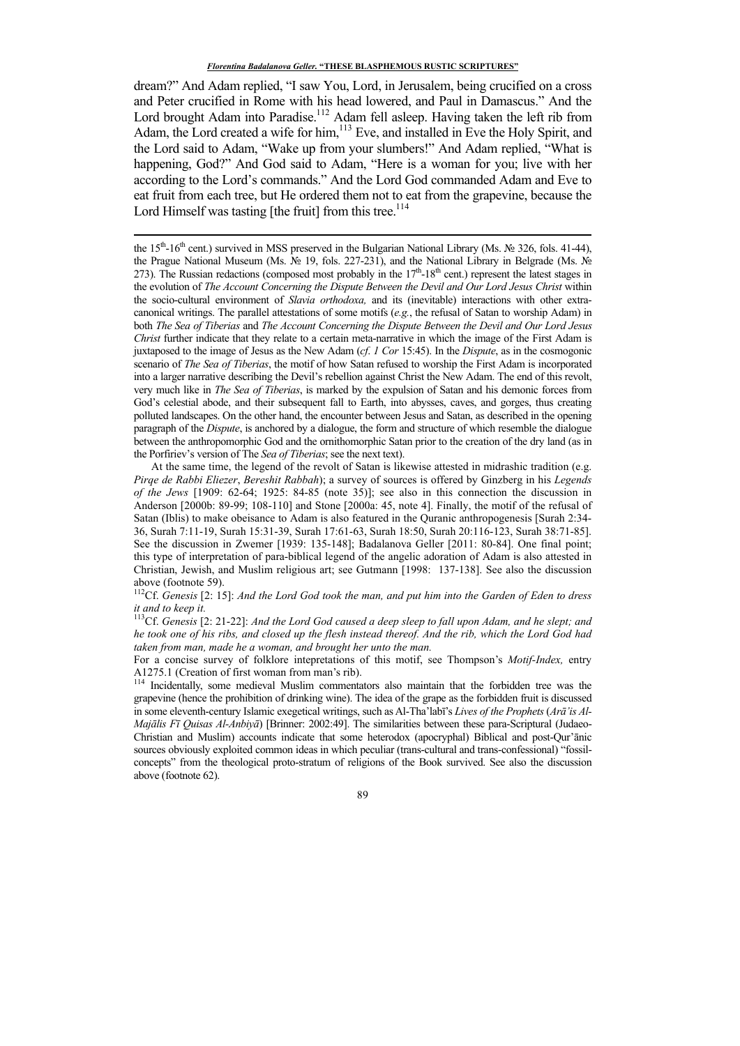dream?" And Adam replied, "I saw You, Lord, in Jerusalem, being crucified on a cross and Peter crucified in Rome with his head lowered, and Paul in Damascus." And the Lord brought Adam into Paradise.[112] Adam fell asleep. Having taken the left rib from Adam, the Lord created a wife for him,[113] Eve, and installed in Eve the Holy Spirit, and the Lord said to Adam, "Wake up from your slumbers!" And Adam replied, "What is happening, God?" And God said to Adam, "Here is a woman for you; live with her according to the Lord's commands." And the Lord God commanded Adam and Eve to eat fruit from each tree, but He ordered them not to eat from the grapevine, because the Lord Himself was tasting [the fruit] from this tree.[114]

---

the 15th-16th cent.) survived in MSS preserved in the Bulgarian National Library (Ms. № 326, fols. 41-44), the Prague National Museum (Ms. № 19, fols. 227-231), and the National Library in Belgrade (Ms. № 273). The Russian redactions (composed most probably in the 17th-18th cent.) represent the latest stages in the evolution of *The Account Concerning the Dispute Between the Devil and Our Lord Jesus Christ* within the socio-cultural environment of *Slavia orthodoxa,* and its (inevitable) interactions with other extra-canonical writings. The parallel attestations of some motifs (*e.g.*, the refusal of Satan to worship Adam) in both *The Sea of Tiberias* and *The Account Concerning the Dispute Between the Devil and Our Lord Jesus Christ* further indicate that they relate to a certain meta-narrative in which the image of the First Adam is juxtaposed to the image of Jesus as the New Adam (*cf. 1 Cor* 15:45). In the *Dispute*, as in the cosmogonic scenario of *The Sea of Tiberias*, the motif of how Satan refused to worship the First Adam is incorporated into a larger narrative describing the Devil's rebellion against Christ the New Adam. The end of this revolt, very much like in *The Sea of Tiberias*, is marked by the expulsion of Satan and his demonic forces from God's celestial abode, and their subsequent fall to Earth, into abysses, caves, and gorges, thus creating polluted landscapes. On the other hand, the encounter between Jesus and Satan, as described in the opening paragraph of the *Dispute*, is anchored by a dialogue, the form and structure of which resemble the dialogue between the anthropomorphic God and the ornithomorphic Satan prior to the creation of the dry land (as in the Porfiriev's version of The *Sea of Tiberias*; see the next text).

At the same time, the legend of the revolt of Satan is likewise attested in midrashic tradition (e.g. *Pirqe de Rabbi Eliezer*, *Bereshit Rabbah*); a survey of sources is offered by Ginzberg in his *Legends of the Jews* [1909: 62-64; 1925: 84-85 (note 35)]; see also in this connection the discussion in Anderson [2000b: 89-99; 108-110] and Stone [2000a: 45, note 4]. Finally, the motif of the refusal of Satan (Iblis) to make obeisance to Adam is also featured in the Quranic anthropogenesis [Surah 2:34-36, Surah 7:11-19, Surah 15:31-39, Surah 17:61-63, Surah 18:50, Surah 20:116-123, Surah 38:71-85]. See the discussion in Zwemer [1939: 135-148]; Badalanova Geller [2011: 80-84]. One final point; this type of interpretation of para-biblical legend of the angelic adoration of Adam is also attested in Christian, Jewish, and Muslim religious art; see Gutmann [1998: 137-138]. See also the discussion above (footnote 59).

[112] Cf. *Genesis* [2: 15]: *And the Lord God took the man, and put him into the Garden of Eden to dress it and to keep it.*

[113] Cf. *Genesis* [2: 21-22]: *And the Lord God caused a deep sleep to fall upon Adam, and he slept; and he took one of his ribs, and closed up the flesh instead thereof. And the rib, which the Lord God had taken from man, made he a woman, and brought her unto the man.*

For a concise survey of folklore intepretations of this motif, see Thompson's *Motif-Index,* entry A1275.1 (Creation of first woman from man's rib).

[114] Incidentally, some medieval Muslim commentators also maintain that the forbidden tree was the grapevine (hence the prohibition of drinking wine). The idea of the grape as the forbidden fruit is discussed in some eleventh-century Islamic exegetical writings, such as Al-Tha'labī's *Lives of the Prophets* (*Arā'is Al-Majālis Fī Quisas Al-Anbiyā*) [Brinner: 2002:49]. The similarities between these para-Scriptural (Judaeo-Christian and Muslim) accounts indicate that some heterodox (apocryphal) Biblical and post-Qur'ānic sources obviously exploited common ideas in which peculiar (trans-cultural and trans-confessional) "fossil-concepts" from the theological proto-stratum of religions of the Book survived. See also the discussion above (footnote 62).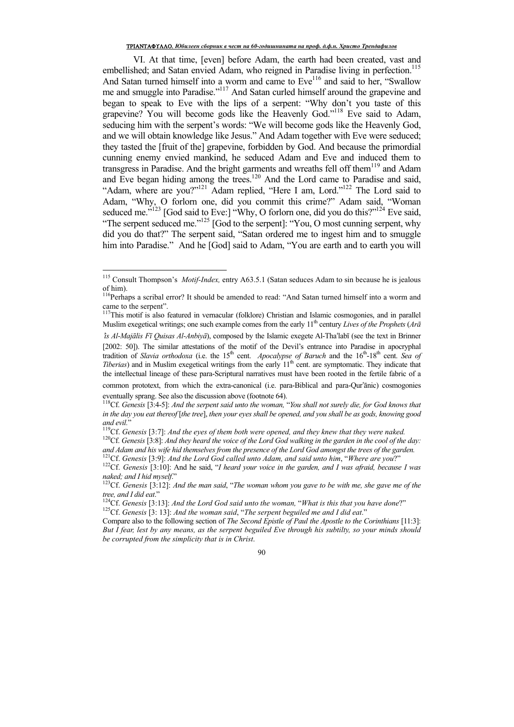VI. At that time, [even] before Adam, the earth had been created, vast and embellished; and Satan envied Adam, who reigned in Paradise living in perfection.[115] And Satan turned himself into a worm and came to Eve[116] and said to her, "Swallow me and smuggle into Paradise."[117] And Satan curled himself around the grapevine and began to speak to Eve with the lips of a serpent: "Why don't you taste of this grapevine? You will become gods like the Heavenly God."[118] Eve said to Adam, seducing him with the serpent's words: "We will become gods like the Heavenly God, and we will obtain knowledge like Jesus." And Adam together with Eve were seduced; they tasted the [fruit of the] grapevine, forbidden by God. And because the primordial cunning enemy envied mankind, he seduced Adam and Eve and induced them to transgress in Paradise. And the bright garments and wreaths fell off them[119] and Adam and Eve began hiding among the trees.[120] And the Lord came to Paradise and said, "Adam, where are you?"[121] Adam replied, "Here I am, Lord."[122] The Lord said to Adam, "Why, O forlorn one, did you commit this crime?" Adam said, "Woman seduced me."[123] [God said to Eve:] "Why, O forlorn one, did you do this?"[124] Eve said, "The serpent seduced me."[125] [God to the serpent]: "You, O most cunning serpent, why did you do that?" The serpent said, "Satan ordered me to ingest him and to smuggle him into Paradise." And he [God] said to Adam, "You are earth and to earth you will

---

[115] Consult Thompson's *Motif-Index,* entry A63.5.1 (Satan seduces Adam to sin because he is jealous of him).

[116] Perhaps a scribal error? It should be amended to read: "And Satan turned himself into a worm and came to the serpent".

[117] This motif is also featured in vernacular (folklore) Christian and Islamic cosmogonies, and in parallel Muslim exegetical writings; one such example comes from the early 11[th] century *Lives of the Prophets* (*Arāʾis Al-Majālis Fī Quisas Al-Anbiyā*), composed by the Islamic exegete Al-Thaʿlabī (see the text in Brinner [2002: 50]). The similar attestations of the motif of the Devil's entrance into Paradise in apocryphal tradition of *Slavia orthodoxa* (i.e. the 15[th] cent. *Apocalypse of Baruch* and the 16[th]-18[th] cent. *Sea of Tiberias*) and in Muslim exegetical writings from the early 11[th] cent. are symptomatic. They indicate that the intellectual lineage of these para-Scriptural narratives must have been rooted in the fertile fabric of a common prototext, from which the extra-canonical (i.e. para-Biblical and para-Qurʾānic) cosmogonies eventually sprang. See also the discussion above (footnote 64).

[118] Cf. *Genesis* [3:4-5]: *And the serpent said unto the woman,* "*You shall not surely die, for God knows that in the day you eat thereof* [*the tree*], *then your eyes shall be opened, and you shall be as gods, knowing good and evil.*"

[119] Cf. *Genesis* [3:7]: *And the eyes of them both were opened, and they knew that they were naked.*

[120] Cf. *Genesis* [3:8]: *And they heard the voice of the Lord God walking in the garden in the cool of the day: and Adam and his wife hid themselves from the presence of the Lord God amongst the trees of the garden.*

[121] Cf. *Genesis* [3:9]: *And the Lord God called unto Adam, and said unto him*, "*Where are you*?"

[122] Cf. *Genesis* [3:10]: And he said, "*I heard your voice in the garden, and I was afraid, because I was naked; and I hid myself*."

[123] Cf. *Genesis* [3:12]: *And the man said*, "*The woman whom you gave to be with me, she gave me of the tree, and I did eat*."

[124] Cf. *Genesis* [3:13]: *And the Lord God said unto the woman,* "*What is this that you have done*?"

[125] Cf. *Genesis* [3: 13]: *And the woman said*, "*The serpent beguiled me and I did eat*."

Compare also to the following section of *The Second Epistle of Paul the Apostle to the Corinthians* [11:3]: *But I fear, lest by any means, as the serpent beguiled Eve through his subtilty, so your minds should be corrupted from the simplicity that is in Christ*.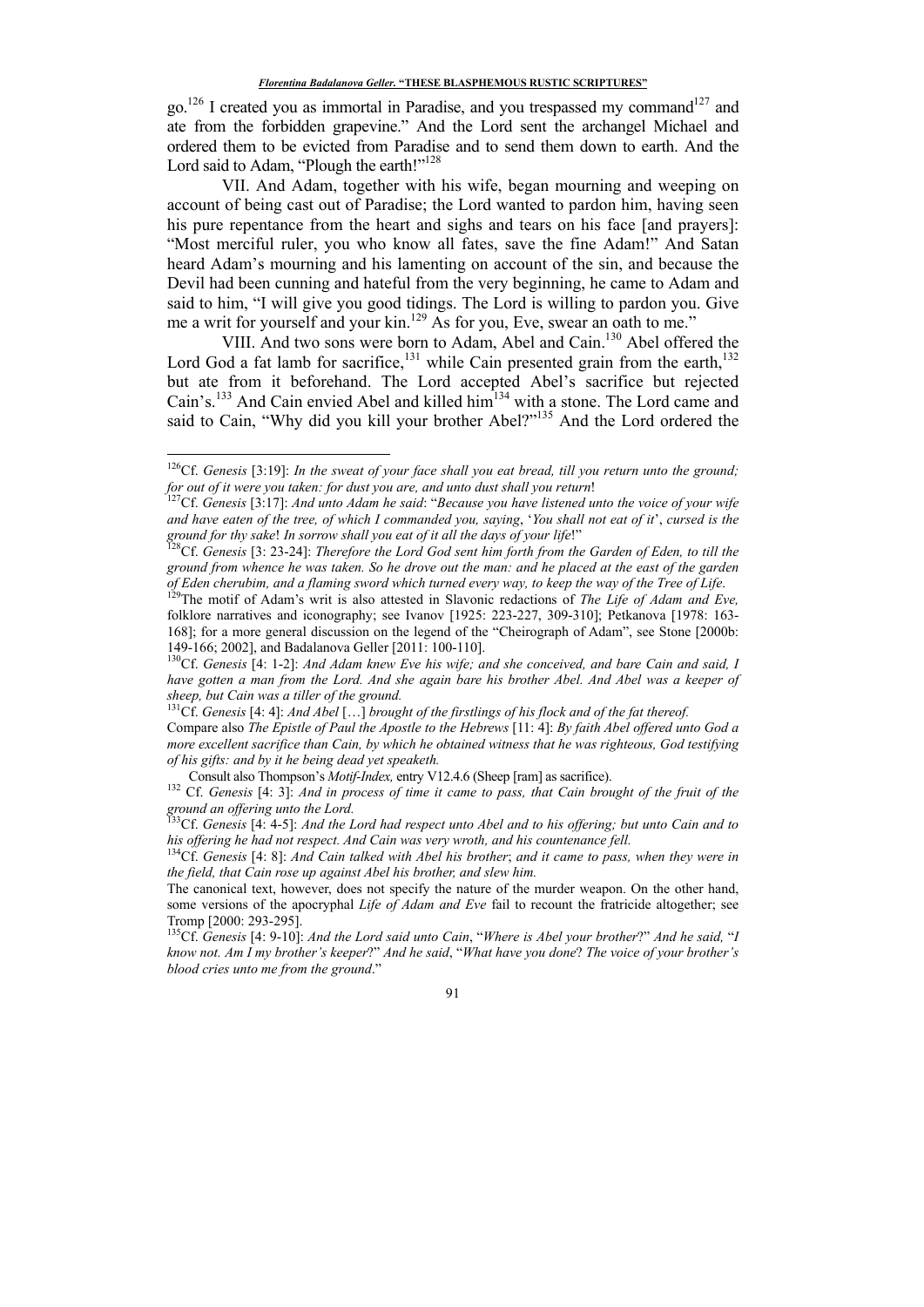go.[126] I created you as immortal in Paradise, and you trespassed my command[127] and ate from the forbidden grapevine." And the Lord sent the archangel Michael and ordered them to be evicted from Paradise and to send them down to earth. And the Lord said to Adam, "Plough the earth!"[128]

VII. And Adam, together with his wife, began mourning and weeping on account of being cast out of Paradise; the Lord wanted to pardon him, having seen his pure repentance from the heart and sighs and tears on his face [and prayers]: "Most merciful ruler, you who know all fates, save the fine Adam!" And Satan heard Adam's mourning and his lamenting on account of the sin, and because the Devil had been cunning and hateful from the very beginning, he came to Adam and said to him, "I will give you good tidings. The Lord is willing to pardon you. Give me a writ for yourself and your kin.[129] As for you, Eve, swear an oath to me."

VIII. And two sons were born to Adam, Abel and Cain.[130] Abel offered the Lord God a fat lamb for sacrifice,[131] while Cain presented grain from the earth,[132] but ate from it beforehand. The Lord accepted Abel's sacrifice but rejected Cain's.[133] And Cain envied Abel and killed him[134] with a stone. The Lord came and said to Cain, "Why did you kill your brother Abel?"[135] And the Lord ordered the

---

[126]Cf. *Genesis* [3:19]: *In the sweat of your face shall you eat bread, till you return unto the ground; for out of it were you taken: for dust you are, and unto dust shall you return*!

[127]Cf. *Genesis* [3:17]: *And unto Adam he said*: "*Because you have listened unto the voice of your wife and have eaten of the tree, of which I commanded you, saying*, '*You shall not eat of it*', *cursed is the ground for thy sake*! *In sorrow shall you eat of it all the days of your life*!"

[128]Cf. *Genesis* [3: 23-24]: *Therefore the Lord God sent him forth from the Garden of Eden, to till the ground from whence he was taken. So he drove out the man: and he placed at the east of the garden of Eden cherubim, and a flaming sword which turned every way, to keep the way of the Tree of Life.*

[129]The motif of Adam's writ is also attested in Slavonic redactions of *The Life of Adam and Eve,* folklore narratives and iconography; see Ivanov [1925: 223-227, 309-310]; Petkanova [1978: 163-168]; for a more general discussion on the legend of the "Cheirograph of Adam", see Stone [2000b: 149-166; 2002], and Badalanova Geller [2011: 100-110].

[130]Cf. *Genesis* [4: 1-2]: *And Adam knew Eve his wife; and she conceived, and bare Cain and said, I have gotten a man from the Lord. And she again bare his brother Abel. And Abel was a keeper of sheep, but Cain was a tiller of the ground.*

[131]Cf. *Genesis* [4: 4]: *And Abel* […] *brought of the firstlings of his flock and of the fat thereof.*

Compare also *The Epistle of Paul the Apostle to the Hebrews* [11: 4]: *By faith Abel offered unto God a more excellent sacrifice than Cain, by which he obtained witness that he was righteous, God testifying of his gifts: and by it he being dead yet speaketh.*

Consult also Thompson's *Motif-Index,* entry V12.4.6 (Sheep [ram] as sacrifice).

[132] Cf. *Genesis* [4: 3]: *And in process of time it came to pass, that Cain brought of the fruit of the ground an offering unto the Lord.*

[133]Cf. *Genesis* [4: 4-5]: *And the Lord had respect unto Abel and to his offering; but unto Cain and to his offering he had not respect. And Cain was very wroth, and his countenance fell.*

[134]Cf. *Genesis* [4: 8]: *And Cain talked with Abel his brother*; *and it came to pass, when they were in the field, that Cain rose up against Abel his brother, and slew him.*

The canonical text, however, does not specify the nature of the murder weapon. On the other hand, some versions of the apocryphal *Life of Adam and Eve* fail to recount the fratricide altogether; see Tromp [2000: 293-295].

[135]Cf. *Genesis* [4: 9-10]: *And the Lord said unto Cain*, "*Where is Abel your brother*?" *And he said,* "*I know not. Am I my brother's keeper*?" *And he said*, "*What have you done*? *The voice of your brother's blood cries unto me from the ground*."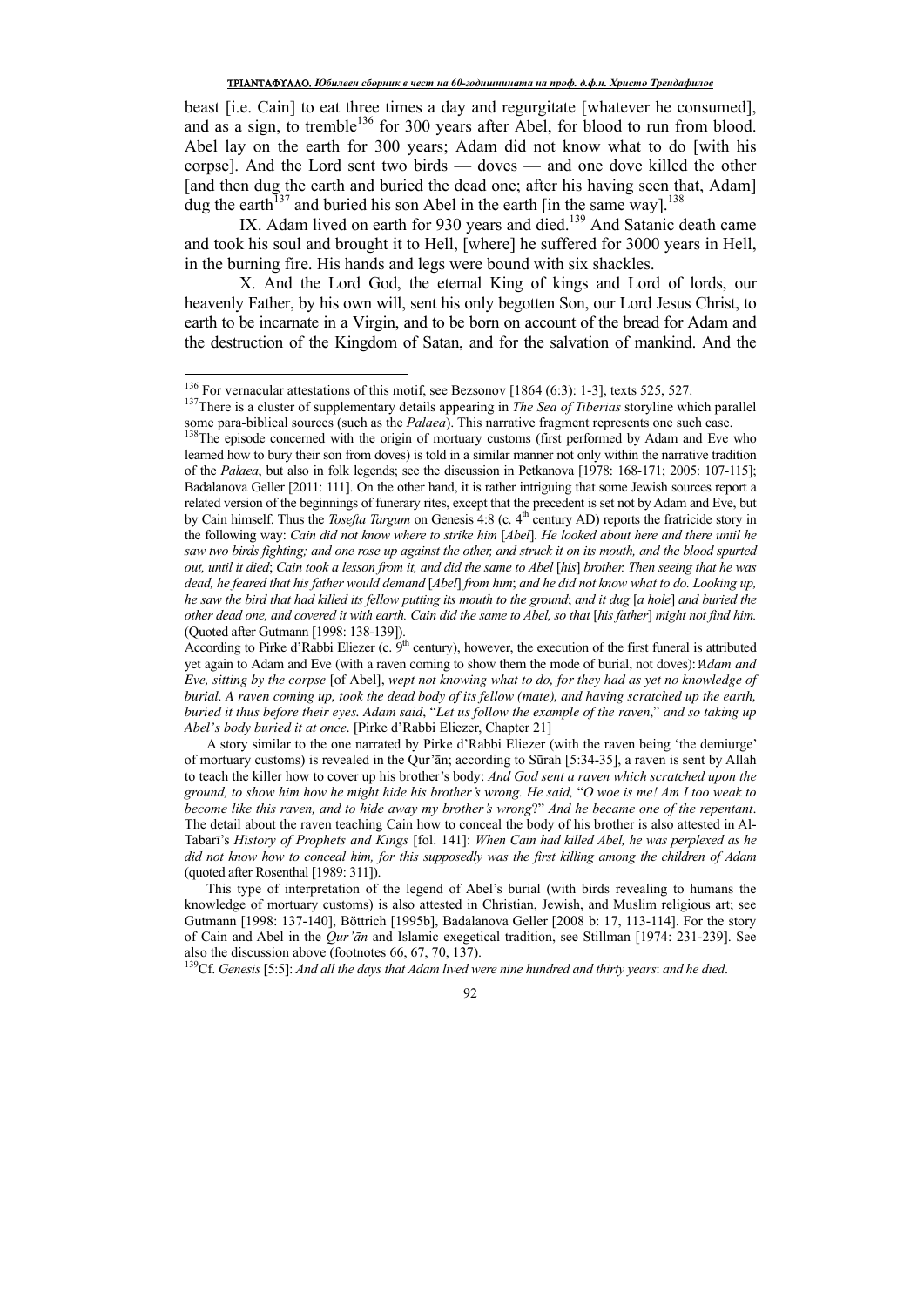beast [i.e. Cain] to eat three times a day and regurgitate [whatever he consumed], and as a sign, to tremble[136] for 300 years after Abel, for blood to run from blood. Abel lay on the earth for 300 years; Adam did not know what to do [with his corpse]. And the Lord sent two birds — doves — and one dove killed the other [and then dug the earth and buried the dead one; after his having seen that, Adam] dug the earth[137] and buried his son Abel in the earth [in the same way].[138]

IX. Adam lived on earth for 930 years and died.[139] And Satanic death came and took his soul and brought it to Hell, [where] he suffered for 3000 years in Hell, in the burning fire. His hands and legs were bound with six shackles.

X. And the Lord God, the eternal King of kings and Lord of lords, our heavenly Father, by his own will, sent his only begotten Son, our Lord Jesus Christ, to earth to be incarnate in a Virgin, and to be born on account of the bread for Adam and the destruction of the Kingdom of Satan, and for the salvation of mankind. And the

---

[136] For vernacular attestations of this motif, see Bezsonov [1864 (6:3): 1-3], texts 525, 527.

[137] There is a cluster of supplementary details appearing in *The Sea of Tiberias* storyline which parallel some para-biblical sources (such as the *Palaea*). This narrative fragment represents one such case.

[138] The episode concerned with the origin of mortuary customs (first performed by Adam and Eve who learned how to bury their son from doves) is told in a similar manner not only within the narrative tradition of the *Palaea*, but also in folk legends; see the discussion in Petkanova [1978: 168-171; 2005: 107-115]; Badalanova Geller [2011: 111]. On the other hand, it is rather intriguing that some Jewish sources report a related version of the beginnings of funerary rites, except that the precedent is set not by Adam and Eve, but by Cain himself. Thus the *Tosefta Targum* on Genesis 4:8 (c. 4th century AD) reports the fratricide story in the following way: *Cain did not know where to strike him* [*Abel*]. *He looked about here and there until he saw two birds fighting; and one rose up against the other, and struck it on its mouth, and the blood spurted out, until it died*; *Cain took a lesson from it, and did the same to Abel* [*his*] *brother. Then seeing that he was dead, he feared that his father would demand* [*Abel*] *from him*; *and he did not know what to do. Looking up, he saw the bird that had killed its fellow putting its mouth to the ground*; *and it dug* [*a hole*] *and buried the other dead one, and covered it with earth. Cain did the same to Abel, so that* [*his father*] *might not find him.* (Quoted after Gutmann [1998: 138-139]).

According to Pirke d'Rabbi Eliezer (c. 9th century), however, the execution of the first funeral is attributed yet again to Adam and Eve (with a raven coming to show them the mode of burial, not doves): *Adam and Eve, sitting by the corpse* [of Abel], *wept not knowing what to do, for they had as yet no knowledge of burial*. *A raven coming up, took the dead body of its fellow (mate), and having scratched up the earth, buried it thus before their eyes*. *Adam said*, "*Let us follow the example of the raven*," *and so taking up Abel's body buried it at once*. [Pirke d'Rabbi Eliezer, Chapter 21]

A story similar to the one narrated by Pirke d'Rabbi Eliezer (with the raven being 'the demiurge' of mortuary customs) is revealed in the Qur'ān; according to Sūrah [5:34-35], a raven is sent by Allah to teach the killer how to cover up his brother's body: *And God sent a raven which scratched upon the ground, to show him how he might hide his brother's wrong. He said,* "*O woe is me! Am I too weak to become like this raven, and to hide away my brother's wrong*?" *And he became one of the repentant*. The detail about the raven teaching Cain how to conceal the body of his brother is also attested in Al-Tabarī's *History of Prophets and Kings* [fol. 141]: *When Cain had killed Abel, he was perplexed as he did not know how to conceal him, for this supposedly was the first killing among the children of Adam* (quoted after Rosenthal [1989: 311]).

This type of interpretation of the legend of Abel's burial (with birds revealing to humans the knowledge of mortuary customs) is also attested in Christian, Jewish, and Muslim religious art; see Gutmann [1998: 137-140], Böttrich [1995b], Badalanova Geller [2008 b: 17, 113-114]. For the story of Cain and Abel in the *Qur'ān* and Islamic exegetical tradition, see Stillman [1974: 231-239]. See also the discussion above (footnotes 66, 67, 70, 137).

[139] Cf. *Genesis* [5:5]: *And all the days that Adam lived were nine hundred and thirty years*: *and he died*.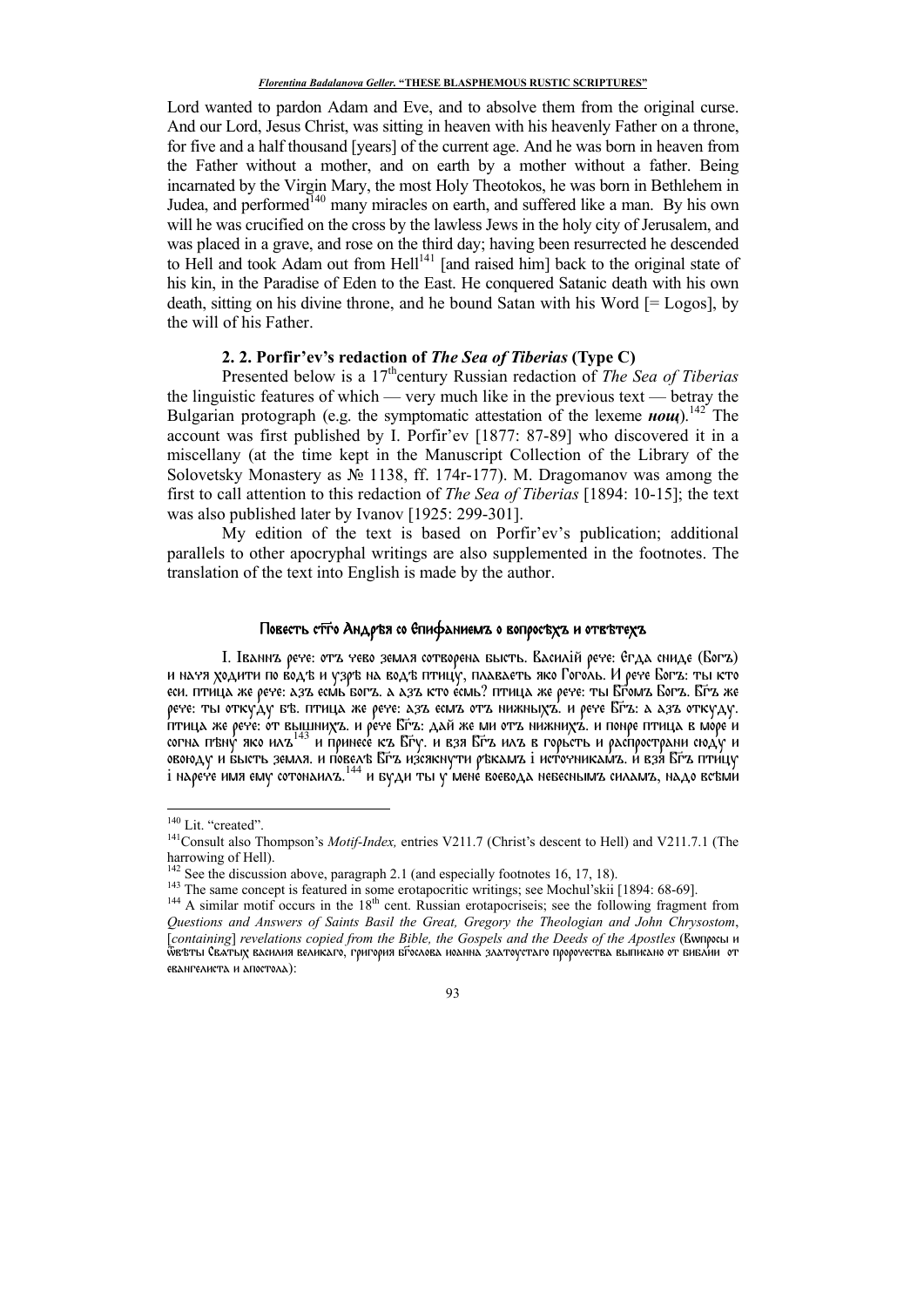Lord wanted to pardon Adam and Eve, and to absolve them from the original curse. And our Lord, Jesus Christ, was sitting in heaven with his heavenly Father on a throne, for five and a half thousand [years] of the current age. And he was born in heaven from the Father without a mother, and on earth by a mother without a father. Being incarnated by the Virgin Mary, the most Holy Theotokos, he was born in Bethlehem in Judea, and performed[140] many miracles on earth, and suffered like a man. By his own will he was crucified on the cross by the lawless Jews in the holy city of Jerusalem, and was placed in a grave, and rose on the third day; having been resurrected he descended to Hell and took Adam out from Hell[141] [and raised him] back to the original state of his kin, in the Paradise of Eden to the East. He conquered Satanic death with his own death, sitting on his divine throne, and he bound Satan with his Word [= Logos], by the will of his Father.

### 2. 2. Porfir'ev's redaction of *The Sea of Tiberias* (Type C)

Presented below is a 17th century Russian redaction of *The Sea of Tiberias* the linguistic features of which — very much like in the previous text — betray the Bulgarian protograph (e.g. the symptomatic attestation of the lexeme ***нощ***).[142] The account was first published by I. Porfir'ev [1877: 87-89] who discovered it in a miscellany (at the time kept in the Manuscript Collection of the Library of the Solovetsky Monastery as № 1138, ff. 174r-177). M. Dragomanov was among the first to call attention to this redaction of *The Sea of Tiberias* [1894: 10-15]; the text was also published later by Ivanov [1925: 299-301].

My edition of the text is based on Porfir'ev's publication; additional parallels to other apocryphal writings are also supplemented in the footnotes. The translation of the text into English is made by the author.

#### Повесть с҃тго Андрѣя со Єпифаниемъ о вопросѣхъ и отвѣтехъ

I. Іваннъ рече: отъ чево земля сотворена бысть. Василій рече: Єгда сниде (Богъ) и начя ходити по водѣ и узрѣ на водѣ птицу, плаваеть яко Гоголь. И рече Богъ: ты кто еси. птица же рече: азъ есмь богъ. а азъ кто есмь? птица же рече: ты Б҃гомъ Богъ. Б҃гъ же рече: ты откуду бѣ. птица же рече: азъ есмъ отъ нижныхъ. и рече Б҃гъ: а азъ откуду. птица же рече: от вышнихъ. и рече Б҃гъ: дай же ми отъ нижнихъ. и понре птица в море и согна пѣну яко илъ[143] и принесе къ Б҃гу. и взя Б҃гъ илъ в горьсть и распространи сюду и овоюду и бысть земля. и повелѣ Б҃гъ изсякнути рѣкамъ і источникамъ. и взя Б҃гъ птицу і нарече имя ему сотонаилъ.[144] и буди ты у мене воевода небеснымъ силамъ, надо всѣми

---

[140] Lit. "created".

[141] Consult also Thompson's *Motif-Index,* entries V211.7 (Christ's descent to Hell) and V211.7.1 (The harrowing of Hell).

[142] See the discussion above, paragraph 2.1 (and especially footnotes 16, 17, 18).

[143] The same concept is featured in some erotapocritic writings; see Mochul'skii [1894: 68-69].

[144] A similar motif occurs in the 18th cent. Russian erotapocriseis; see the following fragment from *Questions and Answers of Saints Basil the Great, Gregory the Theologian and John Chrysostom*, [*containing*] *revelations copied from the Bible, the Gospels and the Deeds of the Apostles* (Вопросы и ѿвѣты Святых василия великаго, григория б҃гослова иоанна златоустаго пророчества выписано от библии от евангелиста и апостола):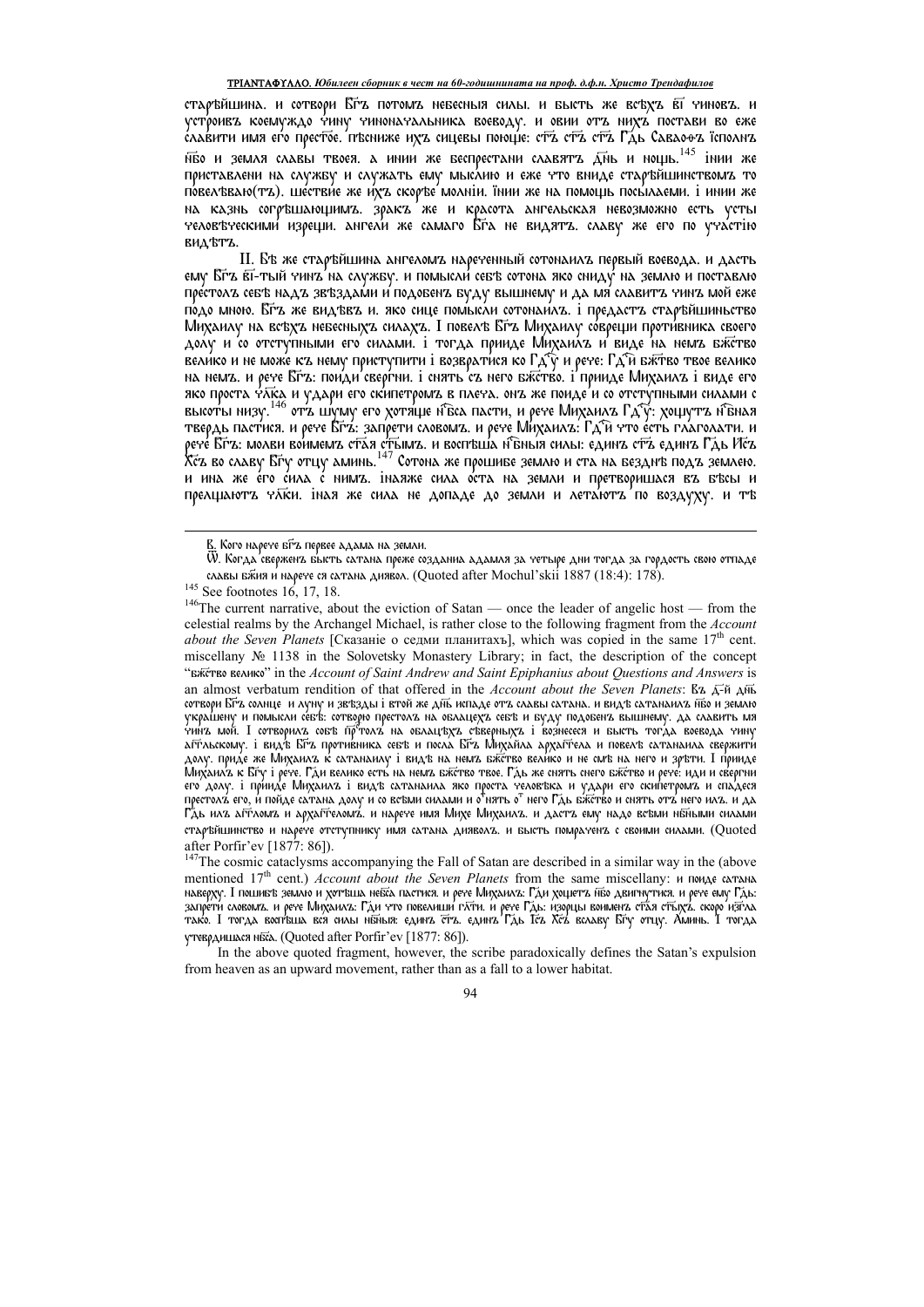старѣйшина. и сотвори Бг҃ъ потомъ небесныя силы. и бысть же всѣхъ ві҃ чиновъ. и устроивъ коемуждо чину чиноначальника воеводу. и овии отъ нихъ постави во еже славити имя его престо҃е. пѣсниже ихъ сицевы поюще: ст҃ъ ст҃ъ ст҃ъ Гдь Саваоѳъ ісполнъ нб҃о и земля славы твоея. а инии же беспрестани славятъ днь и нощь.[145] інии же приставлени на службу и служать ему мыслию и еже что вниде старѣйшинствомъ то повелѣваю(тъ). шествие же ихъ скорѣе молніи. їнии же на помощь посылаеми. і инии же на казнь согрѣшающимъ. зракъ же и красота ангельская невозможно есть усты человѣческими изрещи. ангели же самаго Бг҃а не видятъ. славу же его по участію видѣтъ.

П. Бѣ же старѣйшина ангеломъ нареченный сотонаилъ первый воевода. и дасть ему Бг҃ъ ві҃-тый чинъ на службу. и помысли себѣ сотона яко сниду на землю и поставлю престолъ себѣ надъ звѣздами и подобенъ буду вышнему и да мя славитъ чинъ мой еже подо мною. Бг҃ъ же видѣвъ и. яко сице помысли сотонаилъ. і предастъ старѣйшиньство Михаилу на всѣхъ небесныхъ силахъ. І повелѣ Бг҃ъ Михаилу совреци противника своего долу и со отступными его силами. і тогда прииде Михаилъ и виде на немъ бж҃ство велико и не може къ нему приступити і возвратися ко Гд҃у и рече: Гд҃и бж҃тво твое велико на немъ. и рече Бг҃ъ: поиди свергни. і снять съ него бж҃ство. і прииде Михаилъ і виде его яко проста чл҃ка и удари его скипетромъ в плеча. онъ же поиде и со отступными силами с высоты низу.[146] отъ шуму его хотяще нб҃са пасти, и рече Михаилъ Гд҃у: хощутъ нб҃ная твердь пастися. и рече Бг҃ъ: запрети словомъ. и рече Михаилъ: Гд҃и что есть глаголати. и рече Бг҃ъ: молви воимемъ ст҃ая ст҃ымъ. и воспѣша нб҃ныя силы: единъ ст҃ъ единъ Гдь Іс҃ъ Хс҃ъ во славу Бг҃у отцу аминь.[147] Сотона же прошибе землю и ста на безднѣ подъ землею. и ина же его сила с нимъ. інаяже сила оста на земли и претворишася въ бѣсы и прелщаютъ чл҃ки. іная же сила не допаде до земли и летаютъ по воздуху. и тѣ

---

В. Кого нарече бг҃ъ первее адама на земли.
Ѡ. Когда свер҃женъ бысть сатана преже созданиа адамля за четыре дни тогда за гордость свою отпаде славы бж҃ия и нарече ся сатана диявол. (Quoted after Mochul'skii 1887 (18:4): 178).

[145] See footnotes 16, 17, 18.

[146] The current narrative, about the eviction of Satan — once the leader of angelic host — from the celestial realms by the Archangel Michael, is rather close to the following fragment from the *Account about the Seven Planets* [Сказаніе о седми планитахъ], which was copied in the same 17[th] cent. miscellany № 1138 in the Solovetsky Monastery Library; in fact, the description of the concept "бж҃ство велико" in the *Account of Saint Andrew and Saint Epiphanius about Questions and Answers* is an almost verbatum rendition of that offered in the *Account about the Seven Planets*: Въ д҃-й днь сотвори Бг҃ъ солнце и луну и звѣзды і втой же днь испаде отъ славы сатана. и видѣ сатанаилъ нб҃о и землю украшену и помысли себѣ: сотворю престолъ на облацехъ себѣ и буду подобенъ вышнему. да славить мя чинъ мой. І сотворилъ собѣ пр҃толъ на облацѣхъ сѣверныхъ і вознесеся и бысть тогда воевода чину аг҃гльскому. і видѣ Бг҃ъ противника себѣ и посла Бг҃ъ Михайла архаг҃гела и повелѣ сатанаила свержити долу. приде же Михаилъ к сатанаилу і видѣ на немъ бж҃ство велико и не смѣ на него и зрѣти. І прииде Михаилъ к Бг҃у і рече. Гд҃и велико есть на немъ бж҃ство твое. Гдь же снять снего бж҃ство и рече: иди и свергни его долу. і прииде Михаилъ і видѣ сатанаила яко проста человѣка и удари его скипетромъ и спадеся престолъ его, и пойде сатана долу и со всѣми силами и о҃нять о҃ него Гдь бж҃ство и снять отъ него илъ. и да Гдь илъ аг҃гломъ и архаг҃геломъ. и нарече имя Михе Михаилъ. и дастъ ему надо всѣми нб҃ными силами старѣйшинство и нарече отступнику имя сатана диявол. и бысть помраченъ с своими силами. (Quoted after Porfir'ev [1877: 86]).

[147] The cosmic cataclysms accompanying the Fall of Satan are described in a similar way in the (above mentioned 17[th] cent.) *Account about the Seven Planets* from the same miscellany: и поиде сатана наверху. І пошибѣ землю и хотѣша неб҃са пастися. и рече Михаилъ: Гд҃и хощетъ нб҃о двигнутися. и рече ему Гдь: запрети словомъ. и рече Михаилъ: Гд҃и что повелиши гл҃ти. и рече Гдь: изорцы вонменъ ст҃ая ст҃ыхъ. скоро изгл҃а тако. І тогда воспѣша вся силы нб҃ныя: единъ ст҃ъ. единъ Гдь Іс҃ъ Хс҃ъ вславу Бг҃у отцу. Аминь. І тогда утвердишася нб҃са. (Quoted after Porfir'ev [1877: 86]).

In the above quoted fragment, however, the scribe paradoxically defines the Satan's expulsion from heaven as an upward movement, rather than as a fall to a lower habitat.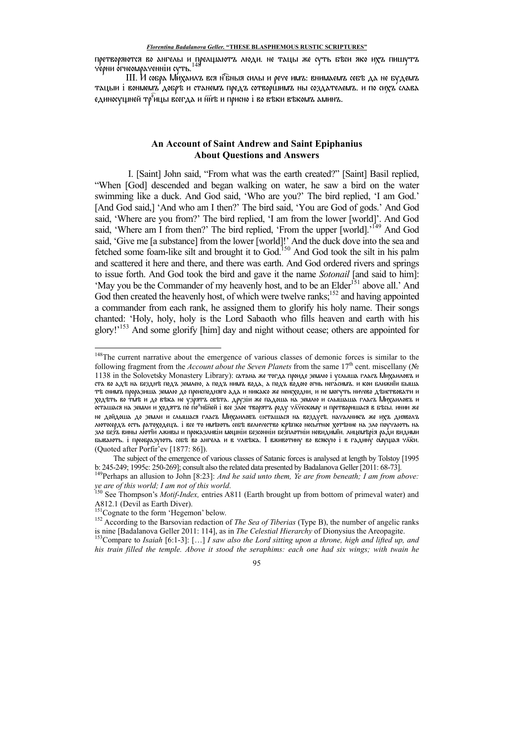претворяются во ангелы и прелщаютъ люди. не тацы же суть бѣси яко ихъ пишутъ черни огнеомраченніи суть.[148]

III. И собра Михаилъ вся нб҃ныя силы и рече имъ: внимаемъ себѣ да не будемъ тацыи і вонмемъ добрѣ и станемъ предъ сотворшимъ ны создателемъ. и по сихъ слава единосущней тр҃ицы всегда и нн҃ѣ и присно і во вѣки вѣкомъ аминъ.

## An Account of Saint Andrew and Saint Epiphanius About Questions and Answers

I. [Saint] John said, "From what was the earth created?" [Saint] Basil replied, "When [God] descended and began walking on water, he saw a bird on the water swimming like a duck. And God said, 'Who are you?' The bird replied, 'I am God.' [And God said,] 'And who am I then?' The bird said, 'You are God of gods.' And God said, 'Where are you from?' The bird replied, 'I am from the lower [world]'. And God said, 'Where am I from then?' The bird replied, 'From the upper [world].'[149] And God said, 'Give me [a substance] from the lower [world]!' And the duck dove into the sea and fetched some foam-like silt and brought it to God.[150] And God took the silt in his palm and scattered it here and there, and there was earth. And God ordered rivers and springs to issue forth. And God took the bird and gave it the name *Sotonail* [and said to him]: 'May you be the Commander of my heavenly host, and to be an Elder[151] above all.' And God then created the heavenly host, of which were twelve ranks;[152] and having appointed a commander from each rank, he assigned them to glorify his holy name. Their songs chanted: 'Holy, holy, holy is the Lord Sabaoth who fills heaven and earth with his glory!'[153] And some glorify [him] day and night without cease; others are appointed for

---

[148] The current narrative about the emergence of various classes of demonic forces is similar to the following fragment from the *Account about the Seven Planets* from the same 17th cent. miscellany (№ 1138 in the Solovetsky Monastery Library): сатана же тогда пронде землю і услыша гласъ Михаиловъ и ста во адѣ на безднѣ подъ землею, а подъ нимъ вода, а подъ водою огнь негасимъ. и кои ближнїи выша тѣ снимъ проразиша землю до преисподняго ада и никако же неисходни, и не могутъ ничево дѣиствовати и ходѣтъ во тмѣ и до вѣка не узрятъ свѣта. друзїи же падоша на землю и слышаша гласъ Михаиловъ и осташася на земли и ходятъ по по҃нбнѣй і все злое творятъ роду чл҃ческому и претворишася в бѣсы. инии же не дойдоша до земли и слышася гласъ Михаиловъ осташася на воздусѣ. началникъ же ихъ дияволъ лютосердъ есть ратоходецъ. і все то имѣютъ себѣ величество крѣпко несытное хотѣние на зло поучаютъ на зло безъ вины лютїи аживы и проказливїи мощнїи безсоннїи безплотнїи невидимїи. лицемѣрїя ради видими бываютъ. і преобразуютъ себѣ во ангела и в члвѣка. І вживотину во всякую і в гадину смущая чл҃ки. (Quoted after Porfir'ev [1877: 86]).

The subject of the emergence of various classes of Satanic forces is analysed at length by Tolstoy [1995 b: 245-249; 1995c: 250-269]; consult also the related data presented by Badalanova Geller [2011: 68-73].

[149] Perhaps an allusion to John [8:23]: *And he said unto them, Ye are from beneath; I am from above: ye are of this world; I am not of this world*.

[150] See Thompson's *Motif-Index*, entries A811 (Earth brought up from bottom of primeval water) and A812.1 (Devil as Earth Diver).

[151] Cognate to the form 'Hegemon' below.

[152] According to the Barsovian redaction of *The Sea of Tiberias* (Type B), the number of angelic ranks is nine [Badalanova Geller 2011: 114], as in *The Celestial Hierarchy* of Dionysius the Areopagite.

[153] Compare to *Isaiah* [6:1-3]: […] *I saw also the Lord sitting upon a throne, high and lifted up, and his train filled the temple. Above it stood the seraphims: each one had six wings; with twain he*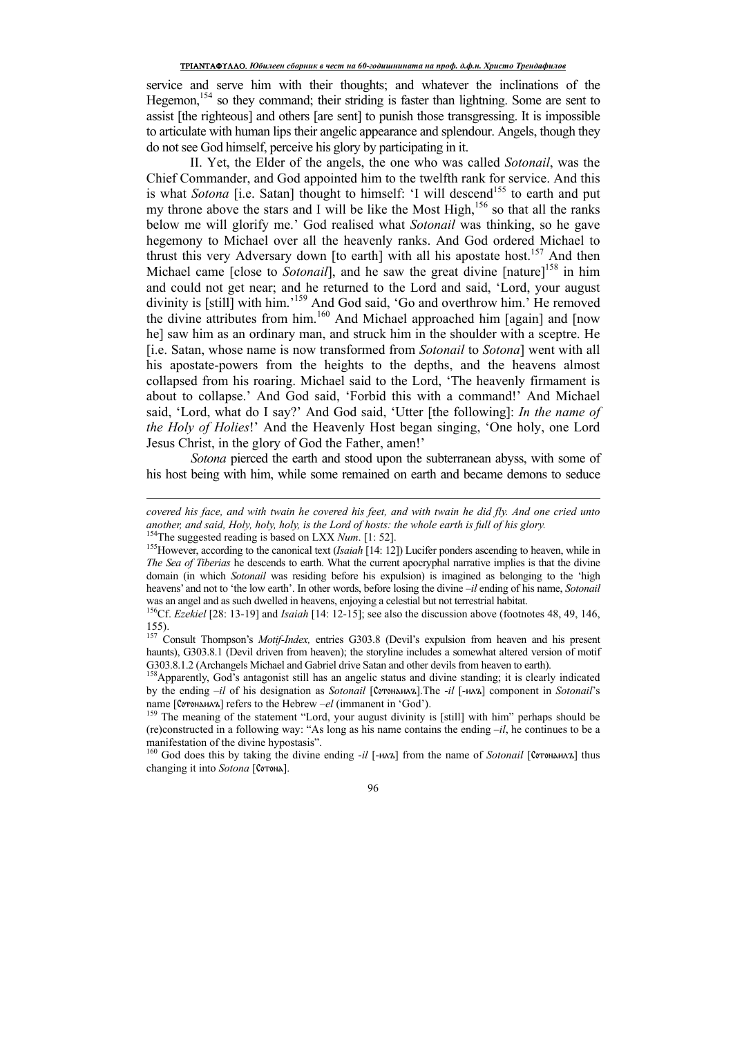service and serve him with their thoughts; and whatever the inclinations of the Hegemon,[154] so they command; their striding is faster than lightning. Some are sent to assist [the righteous] and others [are sent] to punish those transgressing. It is impossible to articulate with human lips their angelic appearance and splendour. Angels, though they do not see God himself, perceive his glory by participating in it.

II. Yet, the Elder of the angels, the one who was called *Sotonail*, was the Chief Commander, and God appointed him to the twelfth rank for service. And this is what *Sotona* [i.e. Satan] thought to himself: 'I will descend[155] to earth and put my throne above the stars and I will be like the Most High,[156] so that all the ranks below me will glorify me.' God realised what *Sotonail* was thinking, so he gave hegemony to Michael over all the heavenly ranks. And God ordered Michael to thrust this very Adversary down [to earth] with all his apostate host.[157] And then Michael came [close to *Sotonail*], and he saw the great divine [nature][158] in him and could not get near; and he returned to the Lord and said, 'Lord, your august divinity is [still] with him.'[159] And God said, 'Go and overthrow him.' He removed the divine attributes from him.[160] And Michael approached him [again] and [now he] saw him as an ordinary man, and struck him in the shoulder with a sceptre. He [i.e. Satan, whose name is now transformed from *Sotonail* to *Sotona*] went with all his apostate-powers from the heights to the depths, and the heavens almost collapsed from his roaring. Michael said to the Lord, 'The heavenly firmament is about to collapse.' And God said, 'Forbid this with a command!' And Michael said, 'Lord, what do I say?' And God said, 'Utter [the following]: *In the name of the Holy of Holies*!' And the Heavenly Host began singing, 'One holy, one Lord Jesus Christ, in the glory of God the Father, amen!'

*Sotona* pierced the earth and stood upon the subterranean abyss, with some of his host being with him, while some remained on earth and became demons to seduce

---

*covered his face, and with twain he covered his feet, and with twain he did fly. And one cried unto another, and said, Holy, holy, holy, is the Lord of hosts: the whole earth is full of his glory.*

[154] The suggested reading is based on LXX *Num*. [1: 52].

[155] However, according to the canonical text (*Isaiah* [14: 12]) Lucifer ponders ascending to heaven, while in *The Sea of Tiberias* he descends to earth. What the current apocryphal narrative implies is that the divine domain (in which *Sotonail* was residing before his expulsion) is imagined as belonging to the 'high heavens' and not to 'the low earth'. In other words, before losing the divine *–il* ending of his name, *Sotonail* was an angel and as such dwelled in heavens, enjoying a celestial but not terrestrial habitat.

[156] Cf. *Ezekiel* [28: 13-19] and *Isaiah* [14: 12-15]; see also the discussion above (footnotes 48, 49, 146, 155).

[157] Consult Thompson's *Motif-Index,* entries G303.8 (Devil's expulsion from heaven and his present haunts), G303.8.1 (Devil driven from heaven); the storyline includes a somewhat altered version of motif G303.8.1.2 (Archangels Michael and Gabriel drive Satan and other devils from heaven to earth).

[158] Apparently, God's antagonist still has an angelic status and divine standing; it is clearly indicated by the ending *–il* of his designation as *Sotonail* [Сотонаилъ].The *-il* [-илъ] component in *Sotonail*'s name [Сотонаилъ] refers to the Hebrew *–el* (immanent in 'God').

[159] The meaning of the statement "Lord, your august divinity is [still] with him" perhaps should be (re)constructed in a following way: "As long as his name contains the ending *–il*, he continues to be a manifestation of the divine hypostasis".

[160] God does this by taking the divine ending *-il* [-илъ] from the name of *Sotonail* [Сотонаилъ] thus changing it into *Sotona* [Сотона].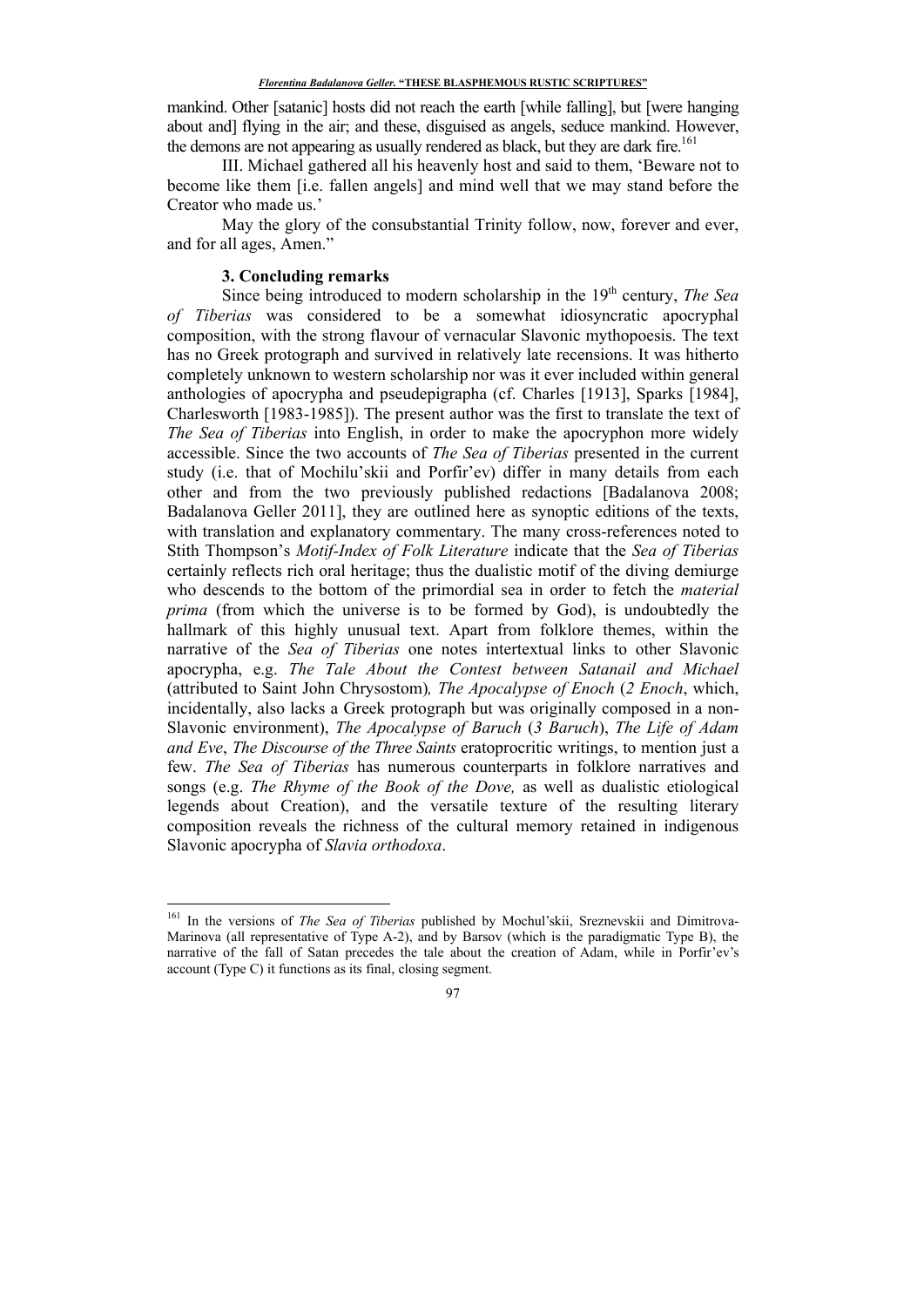mankind. Other [satanic] hosts did not reach the earth [while falling], but [were hanging about and] flying in the air; and these, disguised as angels, seduce mankind. However, the demons are not appearing as usually rendered as black, but they are dark fire.[161]

III. Michael gathered all his heavenly host and said to them, 'Beware not to become like them [i.e. fallen angels] and mind well that we may stand before the Creator who made us.'

May the glory of the consubstantial Trinity follow, now, forever and ever, and for all ages, Amen."

### 3. Concluding remarks

Since being introduced to modern scholarship in the 19th century, *The Sea of Tiberias* was considered to be a somewhat idiosyncratic apocryphal composition, with the strong flavour of vernacular Slavonic mythopoesis. The text has no Greek protograph and survived in relatively late recensions. It was hitherto completely unknown to western scholarship nor was it ever included within general anthologies of apocrypha and pseudepigrapha (cf. Charles [1913], Sparks [1984], Charlesworth [1983-1985]). The present author was the first to translate the text of *The Sea of Tiberias* into English, in order to make the apocryphon more widely accessible. Since the two accounts of *The Sea of Tiberias* presented in the current study (i.e. that of Mochilu'skii and Porfir'ev) differ in many details from each other and from the two previously published redactions [Badalanova 2008; Badalanova Geller 2011], they are outlined here as synoptic editions of the texts, with translation and explanatory commentary. The many cross-references noted to Stith Thompson's *Motif-Index of Folk Literature* indicate that the *Sea of Tiberias* certainly reflects rich oral heritage; thus the dualistic motif of the diving demiurge who descends to the bottom of the primordial sea in order to fetch the *material prima* (from which the universe is to be formed by God), is undoubtedly the hallmark of this highly unusual text. Apart from folklore themes, within the narrative of the *Sea of Tiberias* one notes intertextual links to other Slavonic apocrypha, e.g. *The Tale About the Contest between Satanail and Michael* (attributed to Saint John Chrysostom)*, The Apocalypse of Enoch* (*2 Enoch*, which, incidentally, also lacks a Greek protograph but was originally composed in a non-Slavonic environment), *The Apocalypse of Baruch* (*3 Baruch*), *The Life of Adam and Eve*, *The Discourse of the Three Saints* eratoprocritic writings, to mention just a few. *The Sea of Tiberias* has numerous counterparts in folklore narratives and songs (e.g. *The Rhyme of the Book of the Dove,* as well as dualistic etiological legends about Creation), and the versatile texture of the resulting literary composition reveals the richness of the cultural memory retained in indigenous Slavonic apocrypha of *Slavia orthodoxa*.

---

[161] In the versions of *The Sea of Tiberias* published by Mochul'skii, Sreznevskii and Dimitrova-Marinova (all representative of Type A-2), and by Barsov (which is the paradigmatic Type B), the narrative of the fall of Satan precedes the tale about the creation of Adam, while in Porfir'ev's account (Type C) it functions as its final, closing segment.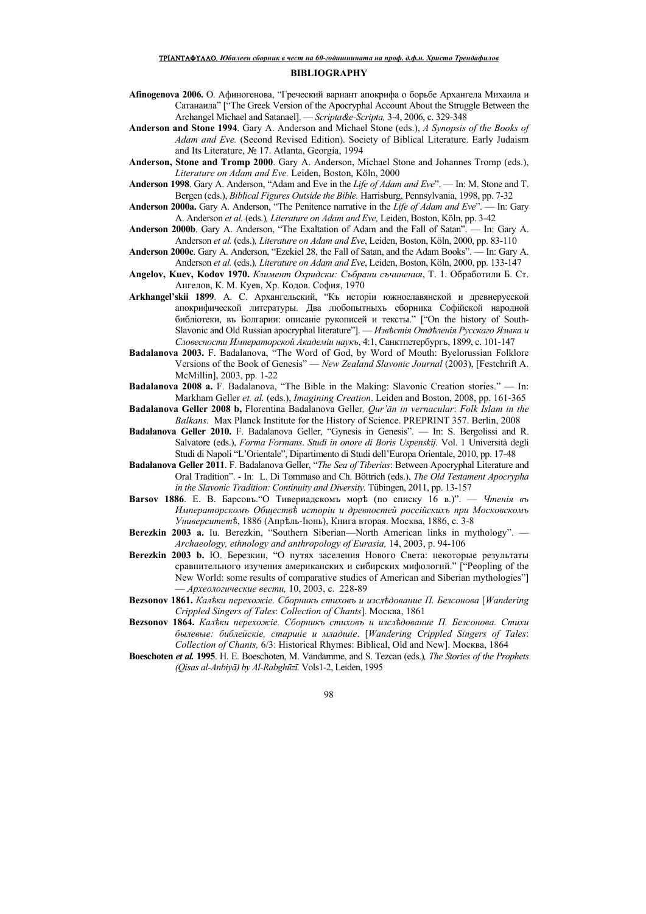## BIBLIOGRAPHY

**Afinogenova 2006.** О. Афиногенова, "Греческий вариант апокрифа о борьбе Архангела Михаила и Сатанаила" ["The Greek Version of the Apocryphal Account About the Struggle Between the Archangel Michael and Satanael]. — *Scripta&e-Scripta,* 3-4, 2006, с. 329-348

**Anderson and Stone 1994**. Gary A. Anderson and Michael Stone (eds.), *A Synopsis of the Books of Adam and Eve.* (Second Revised Edition). Society of Biblical Literature. Early Judaism and Its Literature, № 17. Atlanta, Georgia, 1994

**Anderson, Stone and Tromp 2000**. Gary A. Anderson, Michael Stone and Johannes Tromp (eds.), *Literature on Adam and Eve.* Leiden, Boston, Köln, 2000

**Anderson 1998**. Gary A. Anderson, "Adam and Eve in the *Life of Adam and Eve*". — In: M. Stone and T. Bergen (eds.), *Biblical Figures Outside the Bible.* Harrisburg, Pennsylvania, 1998, pp. 7-32

**Anderson 2000a.** Gary A. Anderson, "The Penitence narrative in the *Life of Adam and Eve*". — In: Gary A. Anderson *et al.* (eds.)*, Literature on Adam and Eve,* Leiden, Boston, Köln, pp. 3-42

**Anderson 2000b**. Gary A. Anderson, "The Exaltation of Adam and the Fall of Satan". — In: Gary A. Anderson *et al.* (eds.)*, Literature on Adam and Eve*, Leiden, Boston, Köln, 2000, pp. 83-110

**Anderson 2000c**. Gary A. Anderson, "Ezekiel 28, the Fall of Satan, and the Adam Books". — In: Gary A. Anderson *et al.* (eds.)*, Literature on Adam and Eve*, Leiden, Boston, Köln, 2000, pp. 133-147

**Angelov, Kuev, Kodov 1970.** *Климент Охридски: Събрани съчинения*, Т. 1. Обработили Б. Ст. Ангелов, К. М. Куев, Хр. Кодов. София, 1970

**Arkhangel'skii 1899**. А. С. Архангельский, "Къ исторіи южнославянской и древнерусской апокрифической литературы. Два любопытныхъ сборника Софійской народной библіотеки, въ Болгарии: описаніе рукописей и тексты." ["On the history of South-Slavonic and Old Russian apocryphal literature"]. — *Извѣстія Отдѣленія Русскаго Языка и Словесности Императорской Академіи наукъ*, 4:1, Санктпетербургъ, 1899, с. 101-147

**Badalanova 2003.** F. Badalanova, "The Word of God, by Word of Mouth: Byelorussian Folklore Versions of the Book of Genesis" — *New Zealand Slavonic Journal* (2003), [Festchrift A. McMillin], 2003, pp. 1-22

**Badalanova 2008 a.** F. Badalanova, "The Bible in the Making: Slavonic Creation stories." — In: Markham Geller *et. al.* (eds.), *Imagining Creation*. Leiden and Boston, 2008, pp. 161-365

**Badalanova Geller 2008 b,** Florentina Badalanova Geller*, Qur'ān in vernacular*: *Folk Islam in the Balkans.* Max Planck Institute for the History of Science. PREPRINT 357. Berlin, 2008

**Badalanova Geller 2010.** F. Badalanova Geller, "Gynesis in Genesis". — In: S. Bergolissi and R. Salvatore (eds.), *Forma Formans*. *Studi in onore di Boris Uspenskij.* Vol. 1 Università degli Studi di Napoli "L'Orientale", Dipartimento di Studi dell'Europa Orientale, 2010, pp. 17-48

**Badalanova Geller 2011**. F. Badalanova Geller, "*The Sea of Tiberias*: Between Apocryphal Literature and Oral Tradition". - In: L. Di Tommaso and Ch. Böttrich (eds.), *The Old Testament Apocrypha in the Slavonic Tradition: Continuity and Diversity.* Tübingen, 2011, pp. 13-157

**Barsov 1886**. Е. В. Барсовъ."О Тивериадскомъ морѣ (по списку 16 в.)". — *Чтенія въ Императорскомъ Обществѣ исторіи и древностей россійскихъ при Московскомъ Университетѣ*, 1886 (Апрѣль-Іюнь), Книга вторая. Москва, 1886, с. 3-8

**Berezkin 2003 a.** Iu. Berezkin, "Southern Siberian—North American links in mythology". — *Archaeology, ethnology and anthropology of Eurasia,* 14, 2003, p. 94-106

**Berezkin 2003 b.** Ю. Березкин, "О путях заселения Нового Света: некоторые результаты сравнительного изучения американских и сибирских мифологий." ["Peopling of the New World: some results of comparative studies of American and Siberian mythologies"] — *Археологические вести,* 10, 2003, с. 228-89

**Bezsonov 1861.** *Калѣки перехожіе. Сборникъ стиховъ и изслѣдование П. Безсонова* [*Wandering Crippled Singers of Tales*: *Collection of Chants*]. Москва, 1861

**Bezsonov 1864.** *Калѣки перехожіе. Сборникъ стиховъ и изслѣдование П. Безсонова. Стихи былевые: библейскіе, старшіе и младшіе*. [*Wandering Crippled Singers of Tales*: *Collection of Chants,* 6/3: Historical Rhymes: Biblical, Old and New]. Москва, 1864

**Boeschoten *et al.* 1995**. H. E. Boeschoten, M. Vandamme, and S. Tezcan (eds.)*, The Stories of the Prophets (Qisas al-Anbiyā) by Al-Rabghūzī.* Vols1-2, Leiden, 1995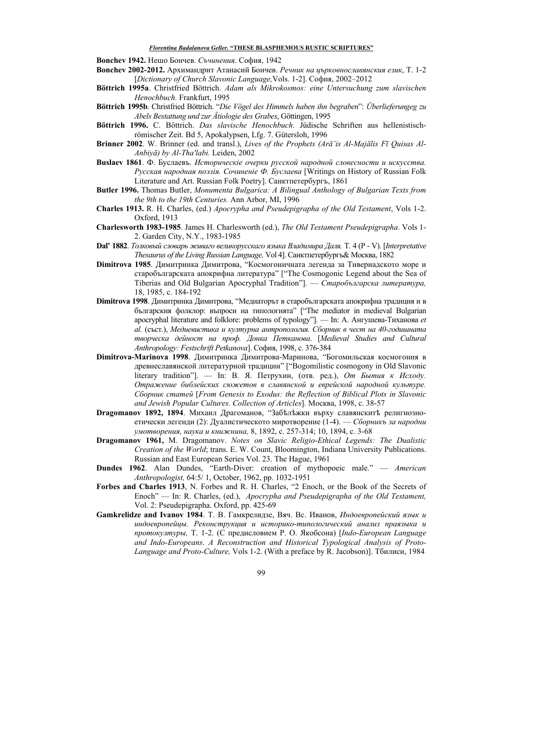**Bonchev 1942.** Нешо Бончев. *Съчинения*. София, 1942

**Bonchev 2002-2012.** Архимандрит Атанасий Бончев. *Речник на църковнославянския език*, Т. 1-2 [*Dictionary of Church Slavonic Language,*Vols. 1-2]. София, 2002–2012

**Böttrich 1995a**. Christfried Böttrich. *Adam als Mikrokosmos: eine Untersuchung zum slavischen Henochbuch.* Frankfurt, 1995

**Böttrich 1995b**. Christfried Böttrich. "*Die Vögel des Himmels haben ihn begraben*": *Überlieferungeg zu Abels Bestattung und zur Ätiologie des Grabes*, Göttingen, 1995

**Böttrich 1996.** C. Böttrich. *Das slavische Henochbuch*. Jüdische Schriften aus hellenistisch-römischer Zeit. Bd 5, Apokalypsen, Lfg. 7. Gütersloh, 1996

**Brinner 2002**. W. Brinner (ed. and transl.), *Lives of the Prophets (Arāʾis Al-Majālis Fī Quisas Al-Anbiyā) by Al-Tha'labi.* Leiden, 2002

**Buslaev 1861**. Ф. Буслаевъ. *Историческiе очерки русской народной словесности и искусства. Русская народная поэзiя. Сочиненiе Ф. Буслаева* [Writings on History of Russian Folk Literature and Art. Russian Folk Poetry]. Санктпетербургъ, 1861

**Butler 1996.** Thomas Butler, *Monumenta Bulgarica: A Bilingual Anthology of Bulgarian Texts from the 9th to the 19th Centuries.* Ann Arbor, MI, 1996

**Charles 1913.** R. H. Charles, (ed.) *Apocrypha and Pseudepigrapha of the Old Testament*, Vols 1-2. Oxford, 1913

**Charlesworth 1983-1985**. James H. Charlesworth (ed.), *The Old Testament Pseudepigrapha*. Vols 1-2. Garden City, N.Y., 1983-1985

**Dal' 1882**. *Толковый словарь живаго великорусскаго языка Владимира Даля.* Т. 4 (Р - V). [*Interpretative Thesaurus of the Living Russian Language,* Vol 4]. Санктпетербургъ& Москва, 1882

**Dimitrova 1985**. Димитринка Димитрова, "Космогоничната легенда за Тивериадското море и старобългарската апокрифна литература" ["The Cosmogonic Legend about the Sea of Tiberias and Old Bulgarian Apocryphal Tradition"]. — *Старобългарска литература,* 18, 1985, с. 184-192

**Dimitrova 1998**. Димитринка Димитрова, "Медиаторът в старобългарската апокрифна традиция и в българския фолклор: въпроси на типологията" ["The mediator in medieval Bulgarian apocryphal literature and folklore: problems of typology"]. — In: А. Ангушева-Тиханова *et al.* (съст.), *Медиевистика и културна антропология. Сборник в чест на 40-годишната творческа дейност на проф. Донка Петканова*. [*Medieval Studies and Cultural Anthropology: Festschrift Petkanova*]. София, 1998, с. 376-384

**Dimitrova-Marinova 1998**. Димитринка Димитрова-Маринова, "Богомильская космогония в древнеславянской литературной традиции" ["Bogomilistic cosmogony in Old Slavonic literary tradition"]. — In: В. Я. Петрухин, (отв. ред.), *От Бытия к Исходу. Отражение библейских сюжетов в славянской и еврейской народной культуре. Сборник статей* [*From Genesis to Exodus: the Reflection of Biblical Plots in Slavonic and Jewish Popular Cultures. Collection of Articles*]. Москва, 1998, с. 38-57

**Dragomanov 1892, 1894**. Михаил Драгоманов, "Забѣлѣжки върху славянскитѣ религиозно-етически легенди (2): Дуалистическото миротворение (1-4). — *Сборникъ за народни умотворения, наука и книжнина,* 8, 1892, с. 257-314; 10, 1894, с. 3-68

**Dragomanov 1961,** M. Dragomanov. *Notes on Slavic Religio-Ethical Legends: The Dualistic Creation of the World*; trans. E. W. Count, Bloomington, Indiana University Publications. Russian and East European Series Vol. 23. The Hague, 1961

**Dundes 1962**. Alan Dundes, "Earth-Diver: creation of mythopoeic male." — *American Anthropologist,* 64:5/ 1, October, 1962, pp. 1032-1951

**Forbes and Charles 1913**, N. Forbes and R. H. Charles, "2 Enoch, or the Book of the Secrets of Enoch" — In: R. Charles, (ed.), *Apocrypha and Pseudepigrapha of the Old Testament,* Vol. 2: Pseudepigrapha. Oxford, pp. 425-69

**Gamkrelidze and Ivanov 1984**. Т. В. Гамкрелидзе, Вяч. Вс. Иванов, *Индоевропейский язык и индоевропейцы. Реконструкция и историко-типологический анализ праязыка и протокултуры,* Т. 1-2. (С предисловием Р. О. Якобсона) [*Indo-European Language and Indo-Europeans*. *A Reconstruction and Historical Typological Analysis of Proto-Language and Proto-Culture,* Vols 1-2. (With a preface by R. Jacobson)]. Тбилиси, 1984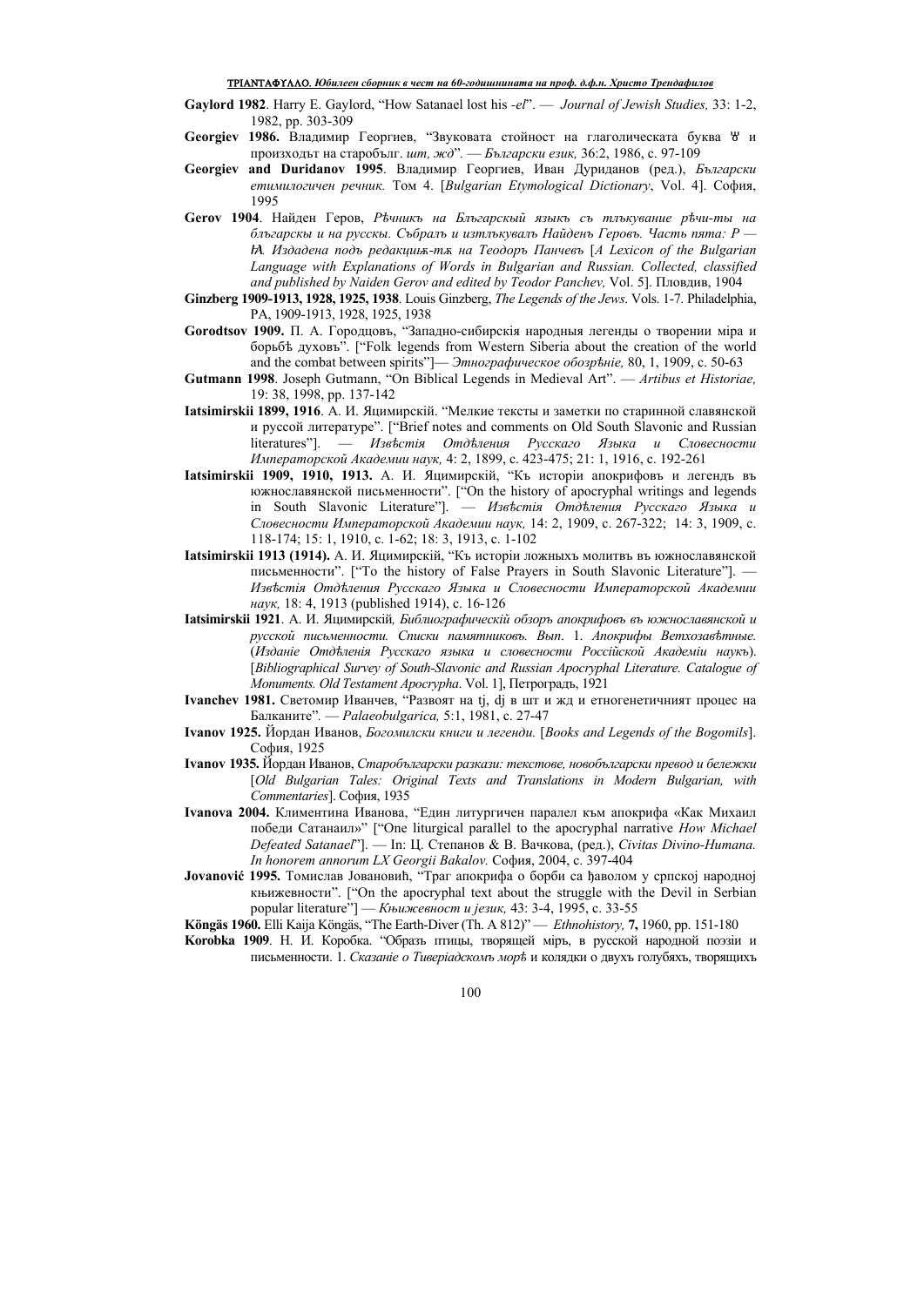**Gaylord 1982**. Harry E. Gaylord, "How Satanael lost his -*el*". — *Journal of Jewish Studies,* 33: 1-2, 1982, pp. 303-309

**Georgiev 1986.** Владимир Георгиев, "Звуковата стойност на глаголическата буква ⰼ и произходът на старобълг. *щт, жд*". — *Български език,* 36:2, 1986, с. 97-109

**Georgiev and Duridanov 1995**. Владимир Георгиев, Иван Дуриданов (ред.), *Български етимилогичен речник.* Том 4. [*Bulgarian Etymological Dictionary*, Vol. 4]. София, 1995

**Gerov 1904**. Найден Геров, *Рѣчникъ на Блъгарскый языкъ съ тлъкувание рѣчи-ты на блъгарскы и на русскы. Събралъ и изтлъкувалъ Найденъ Геровъ. Часть пята: Р — Ѩ. Издадена подъ редакцијѫ-тѫ на Теодоръ Панчевъ* [*A Lexicon of the Bulgarian Language with Explanations of Words in Bulgarian and Russian. Collected, classified and published by Naiden Gerov and edited by Teodor Panchev,* Vol. 5]. Пловдив, 1904

**Ginzberg 1909-1913, 1928, 1925, 1938**. Louis Ginzberg, *The Legends of the Jews.* Vols. 1-7. Philadelphia, PA, 1909-1913, 1928, 1925, 1938

**Gorodtsov 1909.** П. А. Городцовъ, "Западно-сибирскія народныя легенды о творении міра и борьбѣ духовъ". ["Folk legends from Western Siberia about the creation of the world and the combat between spirits"]— *Этнографическое обозрѣніе,* 80, 1, 1909, с. 50-63

**Gutmann 1998**. Joseph Gutmann, "On Biblical Legends in Medieval Art". — *Artibus et Historiae,* 19: 38, 1998, pp. 137-142

**Iatsimirskii 1899, 1916**. А. И. Яцимирскій. "Мелкие тексты и заметки по старинной славянской и руссой литературе". ["Brief notes and comments on Old South Slavonic and Russian literatures"]. — *Извѣстія Отдѣления Русскаго Языка и Словесности Императорской Академии наук,* 4: 2, 1899, с. 423-475; 21: 1, 1916, с. 192-261

**Iatsimirskii 1909, 1910, 1913.** А. И. Яцимирскій, "Къ исторіи апокрифовъ и легендъ въ южнославянской письменности". ["On the history of apocryphal writings and legends in South Slavonic Literature"]. — *Извѣстія Отдѣления Русскаго Языка и Словесности Императорской Академии наук,* 14: 2, 1909, с. 267-322; 14: 3, 1909, с. 118-174; 15: 1, 1910, с. 1-62; 18: 3, 1913, с. 1-102

**Iatsimirskii 1913 (1914).** А. И. Яцимирскій, "Къ исторіи ложныхъ молитвъ въ южнославянской письменности". ["To the history of False Prayers in South Slavonic Literature"]. — *Извѣстія Отдѣления Русскаго Языка и Словесности Императорской Академии наук,* 18: 4, 1913 (published 1914), с. 16-126

**Iatsimirskii 1921**. А. И. Яцимирскій*, Библиографическій обзоръ апокрифовъ въ южнославянской и русской письменности. Списки памятниковъ. Вып*. 1*. Апокрифы Ветхозавѣтные.* (*Изданіе Отдѣленія Русскаго языка и словесности Россійской Академіи наукъ*). [*Bibliographical Survey of South-Slavonic and Russian Apocryphal Literature. Catalogue of Monuments. Old Testament Apocrypha*. Vol. 1], Петроградъ, 1921

**Ivanchev 1981.** Светомир Иванчев, "Развоят на tj, dj в шт и жд и етногенетичният процес на Балканите". — *Palaeobulgarica,* 5:1, 1981, с. 27-47

**Ivanov 1925.** Йордан Иванов, *Богомилски книги и легенди.* [*Books and Legends of the Bogomils*]. София, 1925

**Ivanov 1935.** Йордан Иванов, *Старобългарски разкази: текстове, новобългарски превод и бележки* [*Old Bulgarian Tales: Original Texts and Translations in Modern Bulgarian, with Commentaries*]. София, 1935

**Ivanova 2004.** Климентина Иванова, "Един литургичен паралел към апокрифа «Как Михаил победи Сатанаил»" ["One liturgical parallel to the apocryphal narrative *How Michael Defeated Satanael*"]. — In: Ц. Степанов & В. Вачкова, (ред.), *Civitas Divino-Humana. In honorem annorum LX Georgii Bakalov.* София, 2004, с. 397-404

**Jovanović 1995.** Томислав Јовановић, "Траг апокрифа о борби са ђаволом у српској народној књижевности". ["On the apocryphal text about the struggle with the Devil in Serbian popular literature"] — *Књижевност и језик,* 43: 3-4, 1995, с. 33-55

**Köngäs 1960.** Elli Kaija Köngäs, "The Earth-Diver (Th. A 812)" — *Ethnohistory,* **7,** 1960, pp. 151-180

**Korobka 1909**. Н. И. Коробка. "Образъ птицы, творящей міръ, в русской народной поэзіи и письменности. 1. *Сказаніе о Тиверіадскомъ морѣ* и колядки о двухъ голубяхъ, творящихъ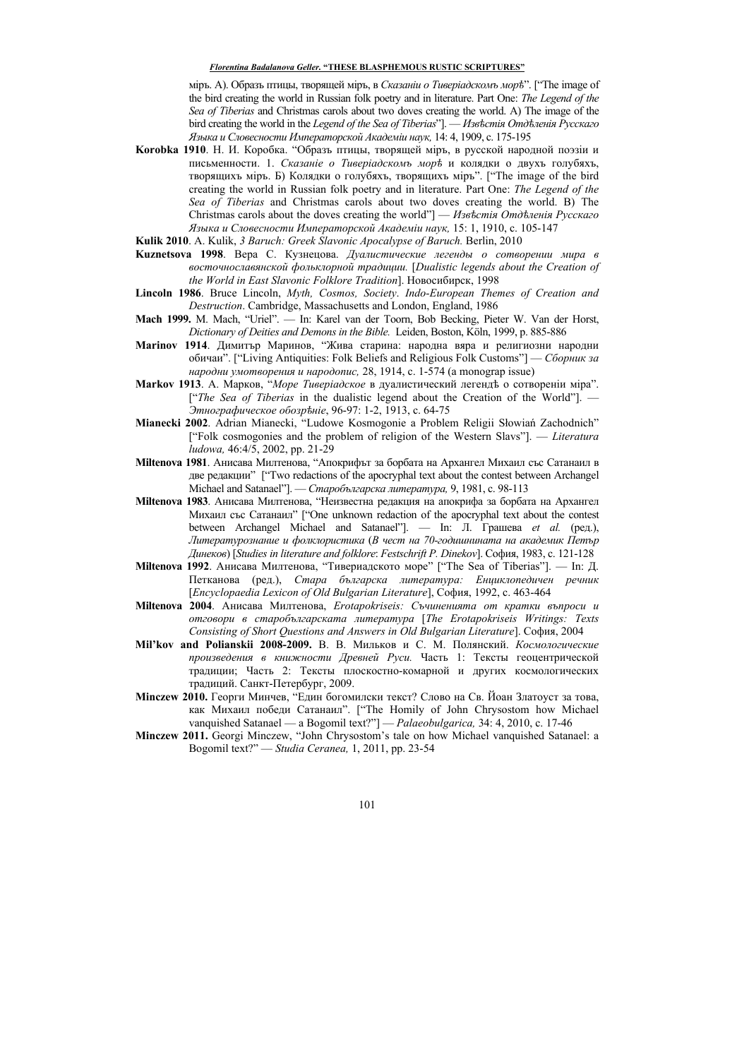міръ. А). Образъ птицы, творящей міръ, в *Сказаніи о Тиверіадскомъ морѣ*". ["The image of the bird creating the world in Russian folk poetry and in literature. Part One: *The Legend of the Sea of Tiberias* and Christmas carols about two doves creating the world. A) The image of the bird creating the world in the *Legend of the Sea of Tiberias*"]. — *Извѣстія Отдѣленія Русскаго Языка и Словесности Императорской Академіи наук,* 14: 4, 1909, с. 175-195

**Korobka 1910**. Н. И. Коробка. "Образъ птицы, творящей міръ, в русской народной поэзіи и письменности. 1. *Сказаніе о Тиверіадскомъ морѣ* и колядки о двухъ голубяхъ, творящихъ міръ. Б) Колядки о голубяхъ, творящихъ міръ". ["The image of the bird creating the world in Russian folk poetry and in literature. Part One: *The Legend of the Sea of Tiberias* and Christmas carols about two doves creating the world. B) The Christmas carols about the doves creating the world"] — *Извѣстія Отдѣленія Русскаго Языка и Словесности Императорской Академіи наук,* 15: 1, 1910, с. 105-147

**Kulik 2010**. A. Kulik, *3 Baruch: Greek Slavonic Apocalypse of Baruch.* Berlin, 2010

**Kuznetsova 1998**. Вера С. Кузнецова. *Дуалистические легенды о сотворении мира в восточнославянской фольклорной традиции.* [*Dualistic legends about the Creation of the World in East Slavonic Folklore Tradition*]. Новосибирск, 1998

**Lincoln 1986**. Bruce Lincoln, *Myth, Cosmos, Society*. *Indo-European Themes of Creation and Destruction*. Cambridge, Massachusetts and London, England, 1986

**Mach 1999.** M. Mach, "Uriel". — In: Karel van der Toorn, Bob Becking, Pieter W. Van der Horst, *Dictionary of Deities and Demons in the Bible.* Leiden, Boston, Köln, 1999, p. 885-886

**Marinov 1914**. Димитър Маринов, "Жива старина: народна вяра и религиозни народни обичаи". ["Living Antiquities: Folk Beliefs and Religious Folk Customs"] — *Сборник за народни умотворения и народопис,* 28, 1914, с. 1-574 (a monograp issue)

**Markov 1913**. А. Марков, "*Море Тиверіадское* в дуалистический легендѣ о сотвореніи міра". ["*The Sea of Tiberias* in the dualistic legend about the Creation of the World"]. — *Этнографическое обозрѣніе*, 96-97: 1-2, 1913, с. 64-75

**Mianecki 2002**. Adrian Mianecki, "Ludowe Kosmogonie a Problem Religii Słowiań Zachodnich" ["Folk cosmogonies and the problem of religion of the Western Slavs"]. — *Literatura ludowa,* 46:4/5, 2002, pp. 21-29

**Miltenova 1981**. Анисава Милтенова, "Апокрифът за борбата на Архангел Михаил със Сатанаил в две редакции" ["Two redactions of the apocryphal text about the contest between Archangel Michael and Satanael"]. — *Старобългарска литература,* 9, 1981, с. 98-113

**Miltenova 1983**. Анисава Милтенова, "Неизвестна редакция на апокрифа за борбата на Архангел Михаил със Сатанаил" ["One unknown redaction of the apocryphal text about the contest between Archangel Michael and Satanael"]. — In: Л. Грашева *et al.* (ред.), *Литературознание и фолклористика* (*В чест на 70-годишнината на академик Петър Динеков*) [*Studies in literature and folklore*: *Festschrift P. Dinekov*]. София, 1983, с. 121-128

**Miltenova 1992**. Анисава Милтенова, "Тивериадското море" ["The Sea of Tiberias"]. — In: Д. Петканова (ред.), *Стара българска литература: Енциклопедичен речник* [*Encyclopaedia Lexicon of Old Bulgarian Literature*], София, 1992, с. 463-464

**Miltenova 2004**. Анисава Милтенова, *Erotapokriseis: Съчиненията от кратки въпроси и отговори в старобългарската литература* [*The Erotapokriseis Writings: Texts Consisting of Short Questions and Answers in Old Bulgarian Literature*]. София, 2004

**Mil'kov and Polianskii 2008-2009.** В. В. Мильков и С. М. Полянский. *Космологические произведения в книжности Древней Руси.* Часть 1: Тексты геоцентрической традиции; Часть 2: Тексты плоскостно-комарной и других космологических традиций. Санкт-Петербург, 2009.

**Minczew 2010.** Георги Минчев, "Един богомилски текст? Слово на Св. Йоан Златоуст за това, как Михаил победи Сатанаил". ["The Homily of John Chrysostom how Michael vanquished Satanael — a Bogomil text?"] — *Palaeobulgarica,* 34: 4, 2010, с. 17-46

**Minczew 2011.** Georgi Minczew, "John Chrysostom's tale on how Michael vanquished Satanael: a Bogomil text?" — *Studia Ceranea,* 1, 2011, pp. 23-54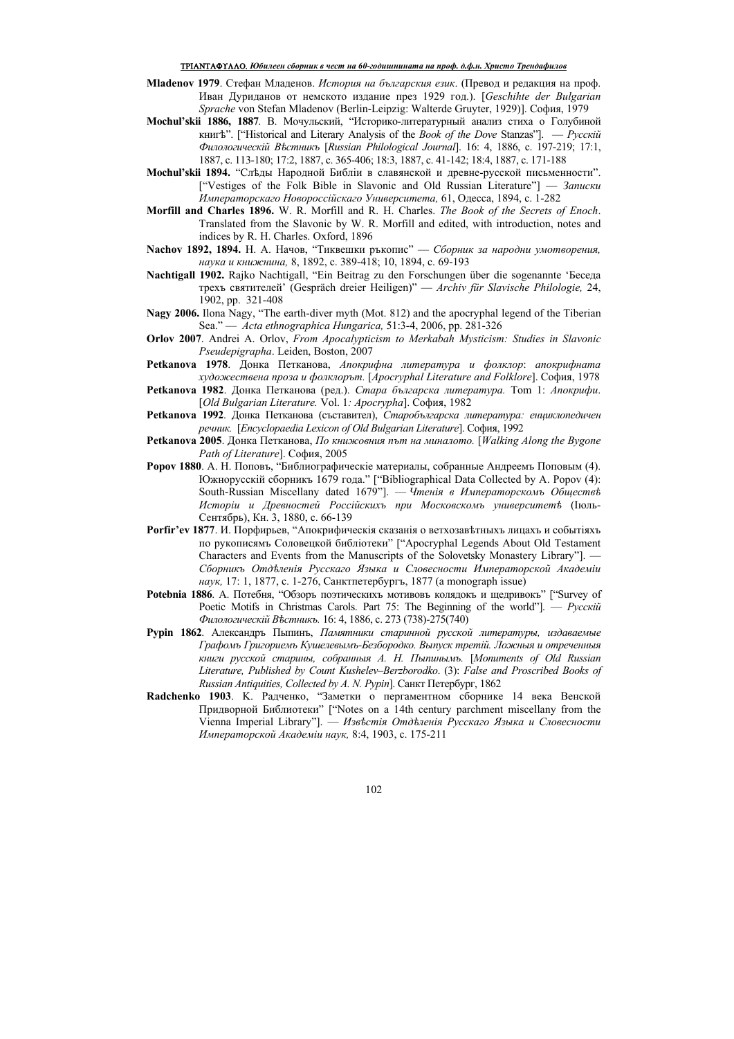**Mladenov 1979**. Стефан Младенов. *История на българския език*. (Превод и редакция на проф. Иван Дуриданов от немското издание през 1929 год.). [*Geschihte der Bulgarian Sprache* von Stefan Mladenov (Berlin-Leipzig: Walterde Gruyter, 1929)]. София, 1979

**Mochul'skii 1886, 1887**. В. Мочульский, "Историко-литературный анализ стиха о Голубиной книгѣ". ["Historical and Literary Analysis of the *Book of the Dove* Stanzas"]. — *Русскій Филологическій Вѣстникъ* [*Russian Philological Journal*]. 16: 4, 1886, с. 197-219; 17:1, 1887, с. 113-180; 17:2, 1887, с. 365-406; 18:3, 1887, с. 41-142; 18:4, 1887, с. 171-188

**Mochul'skii 1894.** "Слѣды Народной Библіи в славянской и древне-русской письменности". ["Vestiges of the Folk Bible in Slavonic and Old Russian Literature"] — *Записки Императорскаго Новороссійскаго Университета,* 61, Одесса, 1894, с. 1-282

**Morfill and Charles 1896.** W. R. Morfill and R. H. Charles. *The Book of the Secrets of Enoch*. Translated from the Slavonic by W. R. Morfill and edited, with introduction, notes and indices by R. H. Charles. Oxford, 1896

**Nachov 1892, 1894.** Н. А. Начов, "Тиквешки ръкопис" — *Сборник за народни умотворения, наука и книжнина,* 8, 1892, с. 389-418; 10, 1894, с. 69-193

**Nachtigall 1902.** Rajko Nachtigall, "Ein Beitrag zu den Forschungen über die sogenannte 'Беседа трехъ святителей' (Gespräch dreier Heiligen)" — *Archiv für Slavische Philologie,* 24, 1902, pp. 321-408

**Nagy 2006.** Ilona Nagy, "The earth-diver myth (Mot. 812) and the apocryphal legend of the Tiberian Sea." — *Acta ethnographica Hungarica,* 51:3-4, 2006, pp. 281-326

**Orlov 2007**. Andrei A. Orlov, *From Apocalypticism to Merkabah Mysticism: Studies in Slavonic Pseudepigrapha*. Leiden, Boston, 2007

**Petkanova 1978**. Донка Петканова, *Апокрифна литература и фолклор*: *апокрифната художествена проза и фолклорът.* [*Apocryphal Literature and Folklore*]. София, 1978

**Petkanova 1982**. Донка Петканова (ред.). *Стара българска литература.* Том 1: *Апокрифи*. [*Old Bulgarian Literature.* Vol. 1*: Apocrypha*]. София, 1982

**Petkanova 1992**. Донка Петканова (съставител), *Старобългарска литература: енциклопедичен речник.* [*Encyclopaedia Lexicon of Old Bulgarian Literature*]. София, 1992

**Petkanova 2005**. Донка Петканова, *По книжовния път на миналото.* [*Walking Along the Bygone Path of Literature*]. София, 2005

**Popov 1880**. А. Н. Поповъ, "Библиографическіе материалы, собранные Андреемъ Поповым (4). Южнорусскій сборникъ 1679 года." ["Bibliographical Data Collected by A. Popov (4): South-Russian Miscellany dated 1679"]. — *Чтенія в Императорскомъ Обществѣ Исторіи и Древностей Россійскихъ при Московскомъ университетѣ* (Июль-Сентябрь), Кн. 3, 1880, с. 66-139

**Porfir'ev 1877**. И. Порфирьев, "Апокрифическія сказанія о ветхозавѣтныхъ лицахъ и событіяхъ по рукописямъ Соловецкой библіотеки" ["Apocryphal Legends About Old Testament Characters and Events from the Manuscripts of the Solovetsky Monastery Library"]. — *Сборникъ Отдѣленія Русскаго Языка и Словесности Императорской Академіи наук,* 17: 1, 1877, с. 1-276, Санктпетербургъ, 1877 (a monograph issue)

**Potebnia 1886**. А. Потебня, "Обзоръ поэтическихъ мотивовъ колядокъ и щедривокъ" ["Survey of Poetic Motifs in Christmas Carols. Part 75: The Beginning of the world"]. — *Русскій Филологическій Вѣстникъ.* 16: 4, 1886, с. 273 (738)-275(740)

**Pypin 1862**. Александръ Пыпинъ, *Памятники старинной русской литературы, издаваемые Графомъ Григориемъ Кушелевымъ-Безбородко. Выпуск третій. Ложныя и отреченныя книги русской старины, собранныя А. Н. Пыпинымъ.* [*Monuments of Old Russian Literature, Published by Count Kushelev–Berzborodko*. (3): *False and Proscribed Books of Russian Antiquities, Collected by A. N. Pypin*]. Санкт Петербург, 1862

**Radchenko 1903**. К. Радченко, "Заметки о пергаментном сборнике 14 века Венской Придворной Библиотеки" ["Notes on a 14th century parchment miscellany from the Vienna Imperial Library"]. — *Извѣстія Отдѣленія Русскаго Языка и Словесности Императорской Академіи наук,* 8:4, 1903, с. 175-211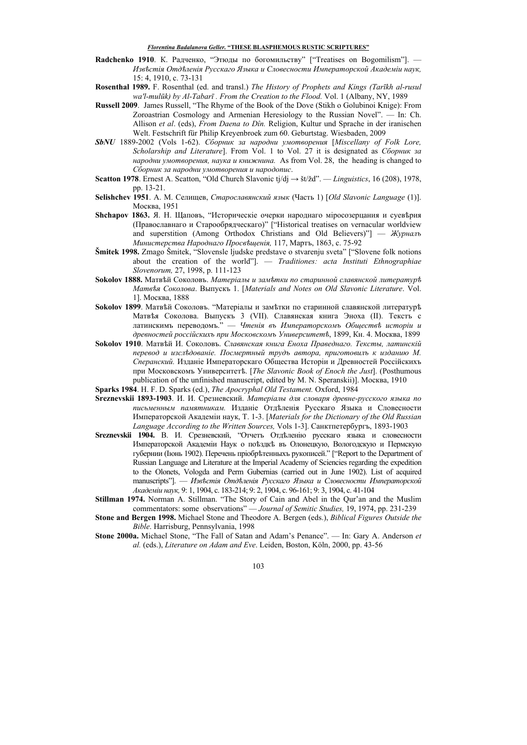**Radchenko 1910**. К. Радченко, "Этюды по богомильству" ["Treatises on Bogomilism"]. — *Извѣстія Отдѣленія Русскаго Языка и Словесности Императорской Академіи наук,* 15: 4, 1910, с. 73-131

**Rosenthal 1989.** F. Rosenthal (ed. and transl.) *The History of Prophets and Kings (Tarīkh al-rusul wa'l-mulūk) by Al-Tabarī . From the Creation to the Flood.* Vol. 1 (Albany, NY, 1989

**Russell 2009**. James Russell, "The Rhyme of the Book of the Dove (Stikh o Golubinoi Knige): From Zoroastrian Cosmology and Armenian Heresiology to the Russian Novel". — In: Ch. Allison *et al*. (eds), *From Daena to Dîn.* Religion, Kultur und Sprache in der iranischen Welt. Festschrift für Philip Kreyenbroek zum 60. Geburtstag. Wiesbaden, 2009

***SbNU*** 1889-2002 (Vols 1-62). *Сборник за народни умотворения* [*Miscellany of Folk Lore, Scholarship and Literature*]. From Vol. 1 to Vol. 27 it is designated as *Сборник за народни умотворения, наука и книжнина.* As from Vol. 28, the heading is changed to *Сборник за народни умотворения и народопис*.

**Scatton 1978**. Ernest A. Scatton, "Old Church Slavonic tj/dj → št/žd". — *Linguistics*, 16 (208), 1978, pp. 13-21.

**Selishchev 1951**. А. М. Селищев, *Старославянский язык* (Часть 1) [*Old Slavonic Language* (1)]. Москва, 1951

**Shchapov 1863.** Я. Н. Щаповъ, "Историческіе очерки народнаго міросозерцания и суевѣрия (Православнаго и Старообрядческаго)" ["Historical treatises on vernacular worldview and superstition (Among Orthodox Christians and Old Believers)"] — *Журналъ Министерства Народнаго Просвѣщенія,* 117, Мартъ, 1863, с. 75-92

**Šmitek 1998.** Zmago Šmitek, "Slovensle ljudske predstave o stvarenju sveta" ["Slovene folk notions about the creation of the world"]. — *Traditiones: acta Instituti Ethnographiae Slovenorum,* 27, 1998, p. 111-123

**Sokolov 1888.** Матвѣй Соколовъ. *Матеріалы и замѣтки по старинной славянской литературѣ Матвѣя Соколова*. Выпускъ 1. [*Materials and Notes on Old Slavonic Literature*. Vol. 1]. Москва, 1888

**Sokolov 1899**. Матвѣй Соколовъ. "Матеріалы и замѣтки по старинной славянской литературѣ Матвѣя Соколова. Выпускъ 3 (VII). Славянская книга Эноха (II). Текстъ с латинскимъ переводомъ." — *Чтенія въ Императорскомъ Обществѣ исторіи и древностей россійскихъ при Московскомъ Университетѣ*, 1899, Кн. 4. Москва, 1899

**Sokolov 1910**. Матвѣй И. Соколовъ. *Славянская книга Еноха Праведнаго. Тексты, латинскій перевод и изслѣдованіе. Посмертный трудъ автора, приготовилъ к изданию М. Сперанский.* Изданіе Императорскаго Общества Исторіи и Древностей Россійскихъ при Московскомъ Университетѣ. [*The Slavonic Book of Enoch the Just*]. (Posthumous publication of the unfinished manuscript, edited by M. N. Speranskii)]. Москва, 1910

**Sparks 1984**. H. F. D. Sparks (ed.), *The Apocryphal Old Testament.* Oxford, 1984

**Sreznevskii 1893-1903**. И. И. Срезневский. *Матеріалы для словаря древне-русского языка по письменным памятникам.* Изданіе Отдѣленія Русскаго Языка и Словесности Императорской Академіи наук, Т. 1-3. [*Materials for the Dictionary of the Old Russian Language According to the Written Sources,* Vols 1-3]. Санктпетербургъ, 1893-1903

**Sreznevskii 1904.** В. И. Срезневский, "Отчетъ Отдѣленію русскаго языка и словесности Императорской Академіи Наук о поѣздкѣ въ Олонецкую, Вологодскую и Пермскую губернии (Іюнь 1902). Перечень пріобрѣтенныхъ рукописей." ["Report to the Department of Russian Language and Literature at the Imperial Academy of Sciencies regarding the expedition to the Olonets, Vologda and Perm Gubernias (carried out in June 1902). List of acquired manuscripts"]. — *Извѣстія Отдѣленія Русскаго Языка и Словесности Императорской Академіи наук,* 9: 1, 1904, с. 183-214; 9: 2, 1904, с. 96-161; 9: 3, 1904, с. 41-104

**Stillman 1974.** Norman A. Stillman. "The Story of Cain and Abel in the Qur'an and the Muslim commentators: some observations" — *Journal of Semitic Studies,* 19, 1974, pp. 231-239

**Stone and Bergen 1998.** Michael Stone and Theodore A. Bergen (eds.), *Biblical Figures Outside the Bible*. Harrisburg, Pennsylvania, 1998

**Stone 2000a.** Michael Stone, "The Fall of Satan and Adam's Penance". — In: Gary A. Anderson *et al.* (eds.), *Literature on Adam and Eve*. Leiden, Boston, Köln, 2000, pp. 43-56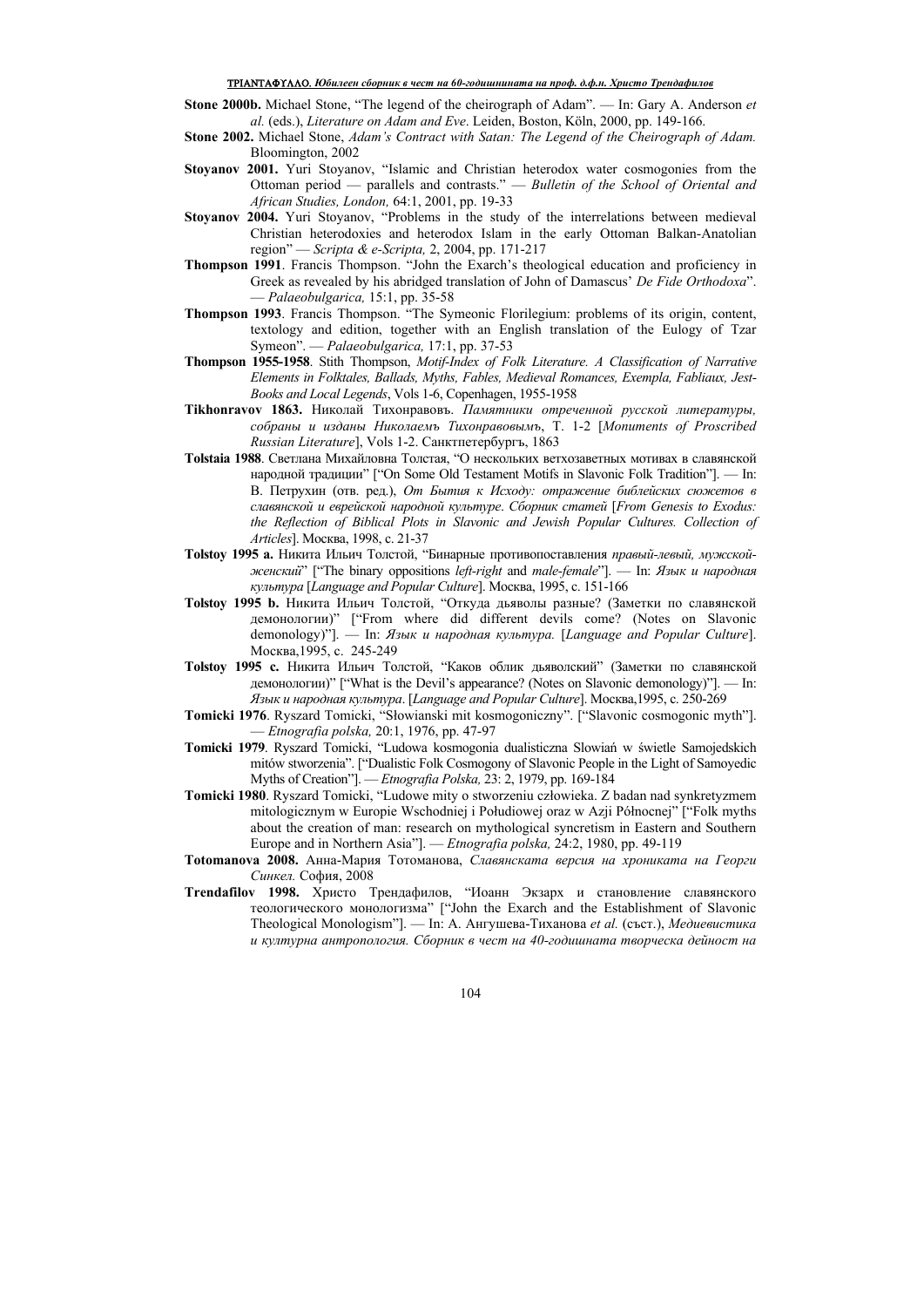**Stone 2000b.** Michael Stone, "The legend of the cheirograph of Adam". — In: Gary A. Anderson *et al.* (eds.), *Literature on Adam and Eve*. Leiden, Boston, Köln, 2000, pp. 149-166.

**Stone 2002.** Michael Stone, *Adam's Contract with Satan: The Legend of the Cheirograph of Adam.* Bloomington, 2002

**Stoyanov 2001.** Yuri Stoyanov, "Islamic and Christian heterodox water cosmogonies from the Ottoman period — parallels and contrasts." — *Bulletin of the School of Oriental and African Studies, London,* 64:1, 2001, pp. 19-33

**Stoyanov 2004.** Yuri Stoyanov, "Problems in the study of the interrelations between medieval Christian heterodoxies and heterodox Islam in the early Ottoman Balkan-Anatolian region" — *Scripta & e-Scripta,* 2, 2004, pp. 171-217

**Thompson 1991**. Francis Thompson. "John the Exarch's theological education and proficiency in Greek as revealed by his abridged translation of John of Damascus' *De Fide Orthodoxa*". — *Palaeobulgarica,* 15:1, pp. 35-58

**Thompson 1993**. Francis Thompson. "The Symeonic Florilegium: problems of its origin, content, textology and edition, together with an English translation of the Eulogy of Tzar Symeon". — *Palaeobulgarica,* 17:1, pp. 37-53

**Thompson 1955-1958**. Stith Thompson, *Motif-Index of Folk Literature. A Classification of Narrative Elements in Folktales, Ballads, Myths, Fables, Medieval Romances, Exempla, Fabliaux, Jest-Books and Local Legends*, Vols 1-6, Copenhagen, 1955-1958

**Tikhonravov 1863.** Николай Тихонравовъ. *Памятники отреченной русской литературы, собраны и изданы Николаемъ Тихонравовымъ*, Т. 1-2 [*Monuments of Proscribed Russian Literature*], Vols 1-2. Санктпетербургъ, 1863

**Tolstaia 1988**. Светлана Михайловна Толстая, "О нескольких ветхозаветных мотивах в славянской народной традиции" ["On Some Old Testament Motifs in Slavonic Folk Tradition"]. — In: В. Петрухин (отв. ред.), *От Бытия к Исходу: отражение библейских сюжетов в славянской и еврейской народной культуре. Сборник статей* [*From Genesis to Exodus: the Reflection of Biblical Plots in Slavonic and Jewish Popular Cultures. Collection of Articles*]. Москва, 1998, с. 21-37

**Tolstoy 1995 a.** Никита Ильич Толстой, "Бинарные противопоставления *правый-левый, мужской-женский*" ["The binary oppositions *left-right* and *male-female*"]. — In: *Язык и народная культура* [*Language and Popular Culture*]. Москва, 1995, с. 151-166

**Tolstoy 1995 b.** Никита Ильич Толстой, "Откуда дьяволы разные? (Заметки по славянской демонологии)" ["From where did different devils come? (Notes on Slavonic demonology)"]. — In: *Язык и народная культура.* [*Language and Popular Culture*]. Москва,1995, с. 245-249

**Tolstoy 1995 c.** Никита Ильич Толстой, "Каков облик дьяволский" (Заметки по славянской демонологии)" ["What is the Devil's appearance? (Notes on Slavonic demonology)"]. — In: *Язык и народная культура*. [*Language and Popular Culture*]. Москва,1995, с. 250-269

**Tomicki 1976**. Ryszard Tomicki, "Słowianski mit kosmogoniczny". ["Slavonic cosmogonic myth"]. — *Etnografia polska,* 20:1, 1976, pp. 47-97

**Tomicki 1979**. Ryszard Tomicki, "Ludowa kosmogonia dualisticzna Słowiań w świetle Samojedskich mitów stworzenia". ["Dualistic Folk Cosmogony of Slavonic People in the Light of Samoyedic Myths of Creation"]. — *Etnografia Polska,* 23: 2, 1979, pp. 169-184

**Tomicki 1980**. Ryszard Tomicki, "Ludowe mity o stworzeniu człowieka. Z badan nad synkretyzmem mitologicznym w Europie Wschodniej i Południowej oraz w Azji Północnej" ["Folk myths about the creation of man: research on mythological syncretism in Eastern and Southern Europe and in Northern Asia"]. — *Etnografia polska,* 24:2, 1980, pp. 49-119

**Totomanova 2008.** Анна-Мария Тотоманова, *Славянската версия на хрониката на Георги Синкел.* София, 2008

**Trendafilov 1998.** Христо Трендафилов, "Иоанн Экзарх и становление славянского теологического монологизма" ["John the Exarch and the Establishment of Slavonic Theological Monologism"]. — In: А. Ангушева-Тиханова *et al.* (съст.), *Медиевистика и културна антропология. Сборник в чест на 40-годишната творческа дейност на*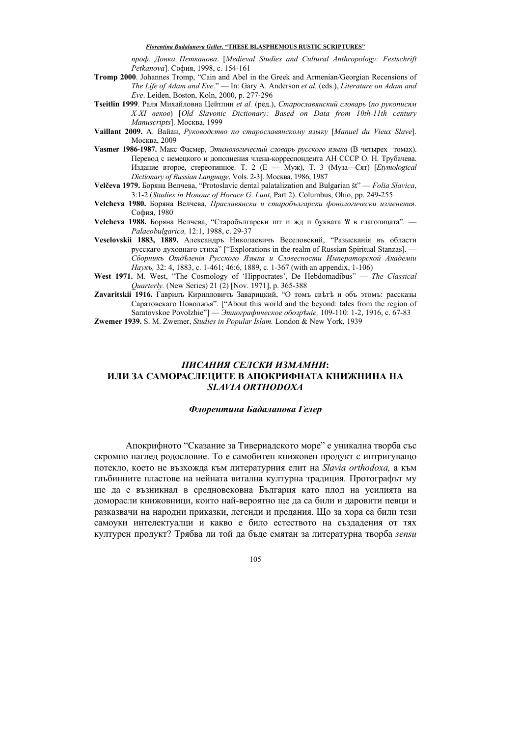*проф. Донка Петканова*. [*Medieval Studies and Cultural Anthropology: Festschrift Petkanova*]. София, 1998, с. 154-161

**Tromp 2000**. Johannes Tromp, "Cain and Abel in the Greek and Armenian/Georgian Recensions of *The Life of Adam and Eve*." — In: Gary A. Anderson *et al.* (eds.), *Literature on Adam and Eve*. Leiden, Boston, Koln, 2000, p. 277-296

**Tseitlin 1999**. Раля Михайловна Цейтлин *et al.* (ред.), *Старославянский словарь* (*по рукописям X-XI веков*) [*Old Slavonic Dictionary: Based on Data from 10th-11th century Manuscripts*]. Москва, 1999

**Vaillant 2009.** А. Вайан, *Руководство по старославянскому языку* [*Manuel du Vieux Slave*]. Москва, 2009

**Vasmer 1986-1987.** Макс Фасмер, *Этимологический словарь русского языка* (В четырех томах). Перевод с немецкого и дополнения члена-корреспондента АН СССР О. Н. Трубачева. Издание второе, стереотипное. Т. 2 (Е — Муж), Т. 3 (Муза—Сят) [*Etymological Dictionary of Russian Language*, Vols. 2-3]. Москва, 1986, 1987

**Velčeva 1979.** Боряна Велчева, "Protoslavic dental palatalization and Bulgarian št" — *Folia Slavica*, 3:1-2 (*Studies in Honour of Horace G. Lunt*, Part 2). Columbus, Ohio, pp. 249-255

**Velcheva 1980.** Боряна Велчева, *Праславянски и старобългарски фонологически изменения*. София, 1980

**Velcheva 1988.** Боряна Велчева, "Старобългарски шт и жд и буквата Ⱋ в глаголицата". — *Palaeobulgarica,* 12:1, 1988, с. 29-37

**Veselovskii 1883, 1889.** Александръ Николаевичъ Веселовскій, "Разысканія въ области русскаго духовнаго стиха" ["Explorations in the realm of Russian Spiritual Stanzas]. — *Сборникъ Отдѣленія Русского Языка и Словесности Императорской Академіи Наукъ,* 32: 4, 1883, с. 1-461; 46:6, 1889, с. 1-367 (with an appendix, 1-106)

**West 1971.** M. West, "The Cosmology of 'Hippocrates', De Hebdomadibus" — *The Classical Quarterly.* (New Series) 21 (2) [Nov. 1971], p. 365-388

**Zavaritskii 1916.** Гаврилъ Кирилловичъ Заварицкий, "О томъ свѣтѣ и объ этомъ: рассказы Саратовскаго Поволжья". ["About this world and the beyond: tales from the region of Saratovskoe Povolzhie"] — *Этнографическое обозрѣніе,* 109-110: 1-2, 1916, с. 67-83

**Zwemer 1939.** S. M. Zwemer, *Studies in Popular Islam.* London & New York, 1939

## *ПИСАНИЯ СЕЛСКИ ИЗМАМНИ*: ИЛИ ЗА САМОРАСЛЕЦИТЕ В АПОКРИФНАТА КНИЖНИНА НА *SLAVIA ORTHODOXA*

***Флорентина Бадаланова Гелер***

Апокрифното "Сказание за Тивериадското море" е уникална творба със скромно наглед родословие. То е самобитен книжовен продукт с интригуващо потекло, което не възхожда към литературния елит на *Slavia orthodoxa,* а към глъбинните пластове на нейната витална културна традиция. Протографът му ще да е възникнал в средновековна България като плод на усилията на доморасли книжовници, които най-вероятно ще да са били и даровити певци и разказвачи на народни приказки, легенди и предания. Що за хора са били тези самоуки интелектуалци и какво е било естеството на създадения от тях културен продукт? Трябва ли той да бъде смятан за литературна творба *sensu*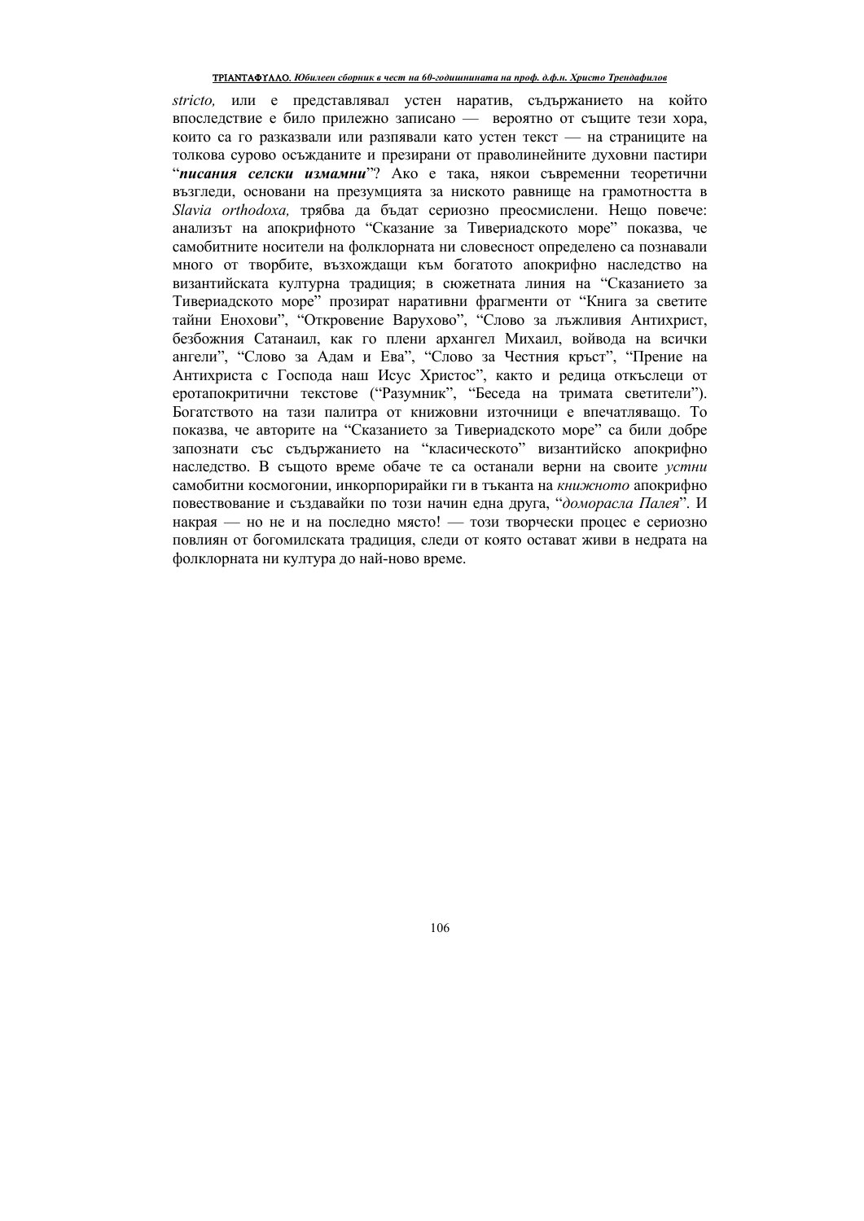*stricto,* или е представлявал устен наратив, съдържанието на който впоследствие е било прилежно записано — вероятно от същите тези хора, които са го разказвали или разпявали като устен текст — на страниците на толкова сурово осъжданите и презирани от праволинейните духовни пастири "***писания селски измамни***"? Ако е така, някои съвременни теоретични възгледи, основани на презумцията за ниското равнище на грамотността в *Slavia orthodoxa,* трябва да бъдат сериозно преосмислени. Нещо повече: анализът на апокрифното "Сказание за Тивериадското море" показва, че самобитните носители на фолклорната ни словесност определено са познавали много от творбите, възхождащи към богатото апокрифно наследство на византийската културна традиция; в сюжетната линия на "Сказанието за Тивериадското море" прозират наративни фрагменти от "Книга за светите тайни Енохови", "Откровение Варухово", "Слово за лъжливия Антихрист, безбожния Сатанаил, как го плени архангел Михаил, войвода на всички ангели", "Слово за Адам и Ева", "Слово за Честния кръст", "Прение на Антихриста с Господа наш Исус Христос", както и редица откъслеци от еротапокритични текстове ("Разумник", "Беседа на тримата светители"). Богатството на тази палитра от книжовни източници е впечатляващо. То показва, че авторите на "Сказанието за Тивериадското море" са били добре запознати със съдържанието на "класическото" византийско апокрифно наследство. В същото време обаче те са останали верни на своите *устни* самобитни космогонии, инкорпорирайки ги в тъканта на *книжното* апокрифно повествование и създавайки по този начин една друга, "*доморасла Палея*". И накрая — но не и на последно място! — този творчески процес е сериозно повлиян от богомилската традиция, следи от която остават живи в недрата на фолклорната ни култура до най-ново време.